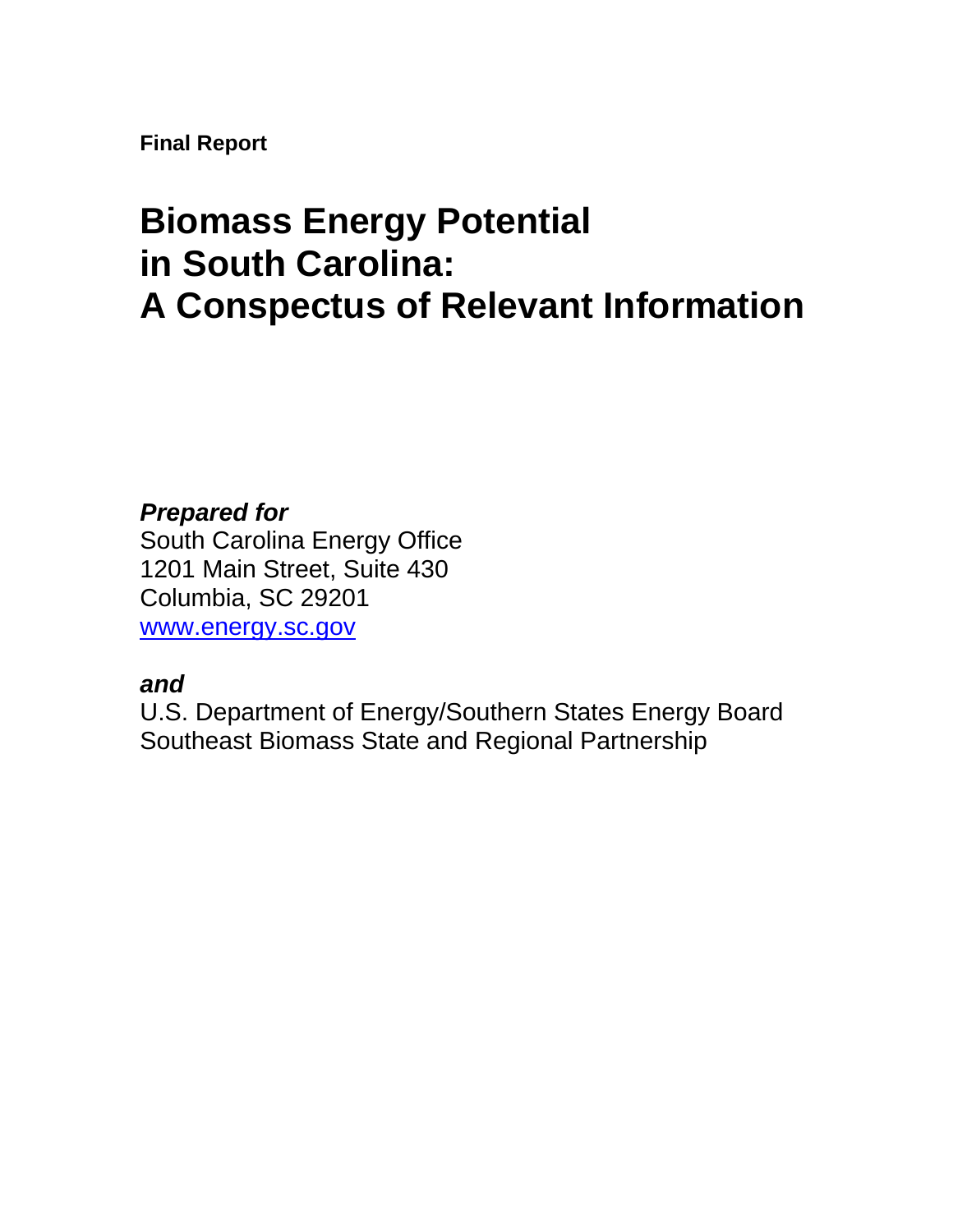**Final Report**

# Biomass Energy Potential in South Carolina: A Conspectus of Relevant Information

***Prepared for***

South Carolina Energy Office
1201 Main Street, Suite 430
Columbia, SC 29201
www.energy.sc.gov

***and***

U.S. Department of Energy/Southern States Energy Board
Southeast Biomass State and Regional Partnership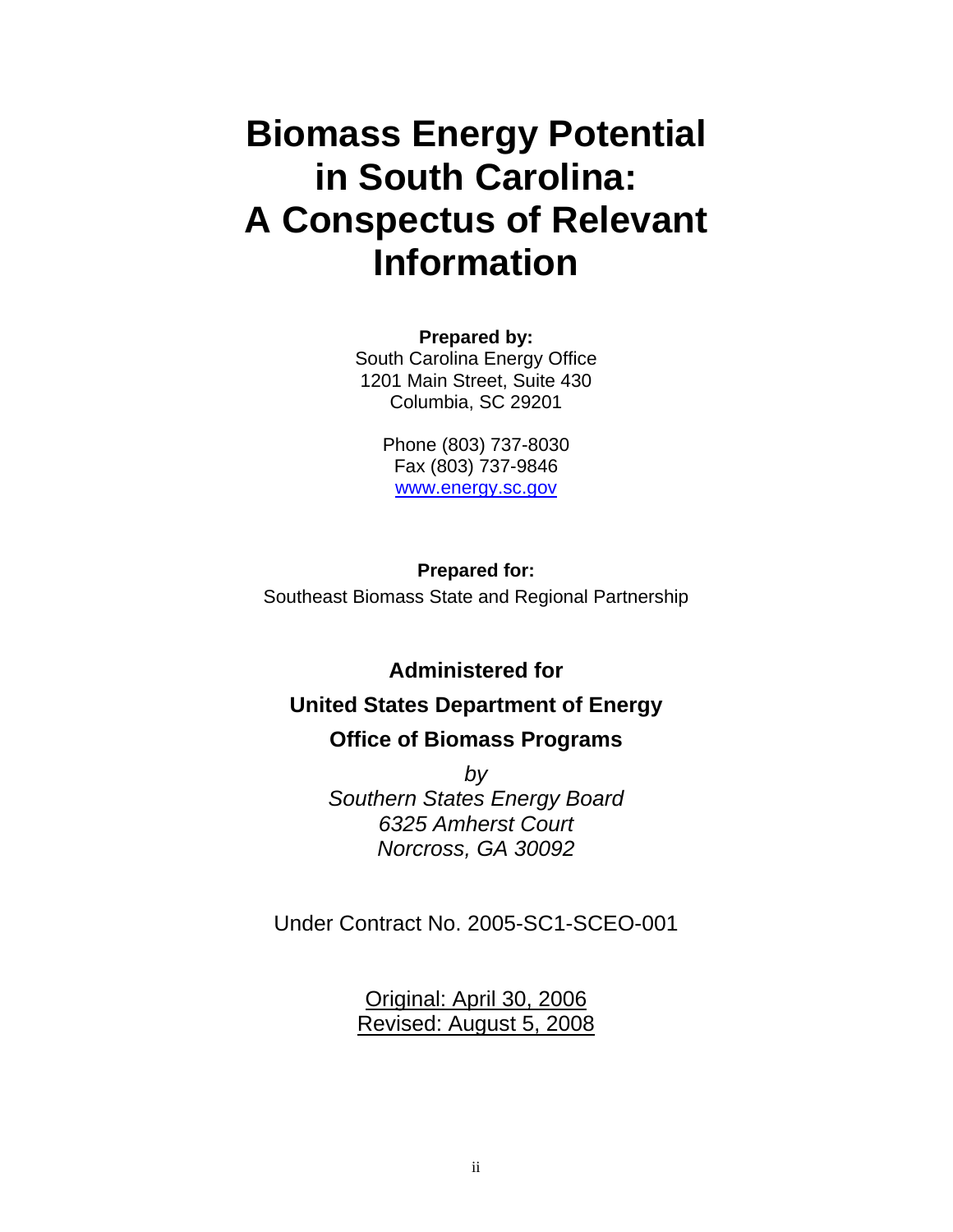# Biomass Energy Potential in South Carolina: A Conspectus of Relevant Information

**Prepared by:**
South Carolina Energy Office
1201 Main Street, Suite 430
Columbia, SC 29201

Phone (803) 737-8030
Fax (803) 737-9846
www.energy.sc.gov

**Prepared for:**
Southeast Biomass State and Regional Partnership

**Administered for**

**United States Department of Energy**

**Office of Biomass Programs**

*by*
*Southern States Energy Board*
*6325 Amherst Court*
*Norcross, GA 30092*

Under Contract No. 2005-SC1-SCEO-001

Original: April 30, 2006
Revised: August 5, 2008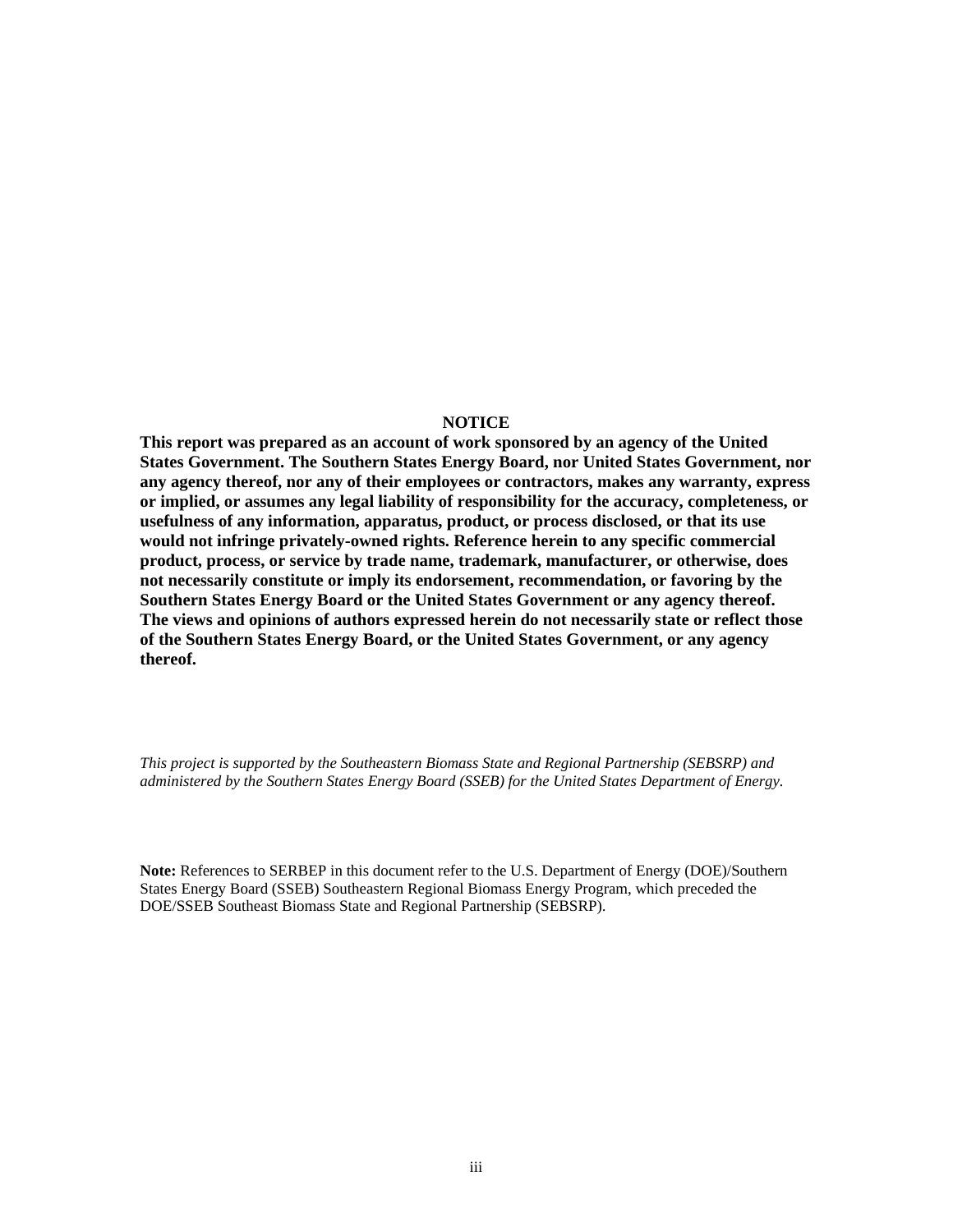**NOTICE**

**This report was prepared as an account of work sponsored by an agency of the United States Government. The Southern States Energy Board, nor United States Government, nor any agency thereof, nor any of their employees or contractors, makes any warranty, express or implied, or assumes any legal liability of responsibility for the accuracy, completeness, or usefulness of any information, apparatus, product, or process disclosed, or that its use would not infringe privately-owned rights. Reference herein to any specific commercial product, process, or service by trade name, trademark, manufacturer, or otherwise, does not necessarily constitute or imply its endorsement, recommendation, or favoring by the Southern States Energy Board or the United States Government or any agency thereof. The views and opinions of authors expressed herein do not necessarily state or reflect those of the Southern States Energy Board, or the United States Government, or any agency thereof.**

*This project is supported by the Southeastern Biomass State and Regional Partnership (SEBSRP) and administered by the Southern States Energy Board (SSEB) for the United States Department of Energy.*

**Note:** References to SERBEP in this document refer to the U.S. Department of Energy (DOE)/Southern States Energy Board (SSEB) Southeastern Regional Biomass Energy Program, which preceded the DOE/SSEB Southeast Biomass State and Regional Partnership (SEBSRP).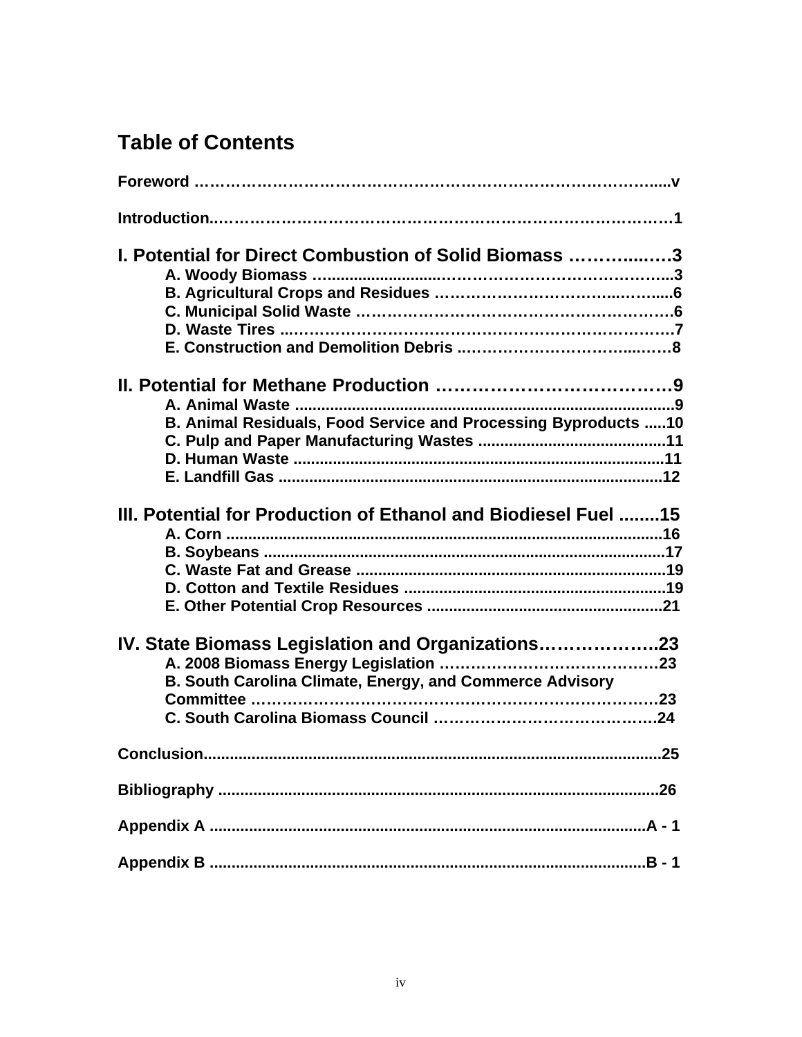# Table of Contents

**Foreword** ..................................................................................... v

**Introduction** ..................................................................................... 1

**I. Potential for Direct Combustion of Solid Biomass** ..................... 3

- **A. Woody Biomass** ..................................................................... 3
- **B. Agricultural Crops and Residues** ........................................... 6
- **C. Municipal Solid Waste** ........................................................... 6
- **D. Waste Tires** ........................................................................... 7
- **E. Construction and Demolition Debris** ..................................... 8

**II. Potential for Methane Production** ................................................ 9

- **A. Animal Waste** ......................................................................... 9
- **B. Animal Residuals, Food Service and Processing Byproducts** ..... 10
- **C. Pulp and Paper Manufacturing Wastes** ................................ 11
- **D. Human Waste** ....................................................................... 11
- **E. Landfill Gas** ........................................................................... 12

**III. Potential for Production of Ethanol and Biodiesel Fuel** ............ 15

- **A. Corn** ...................................................................................... 16
- **B. Soybeans** .............................................................................. 17
- **C. Waste Fat and Grease** ......................................................... 19
- **D. Cotton and Textile Residues** ................................................ 19
- **E. Other Potential Crop Resources** .......................................... 21

**IV. State Biomass Legislation and Organizations** ........................... 23

- **A. 2008 Biomass Energy Legislation** ........................................ 23
- **B. South Carolina Climate, Energy, and Commerce Advisory Committee** ............................................................................... 23
- **C. South Carolina Biomass Council** .......................................... 24

**Conclusion** ..................................................................................... 25

**Bibliography** ..................................................................................... 26

**Appendix A** ..................................................................................... A - 1

**Appendix B** ..................................................................................... B - 1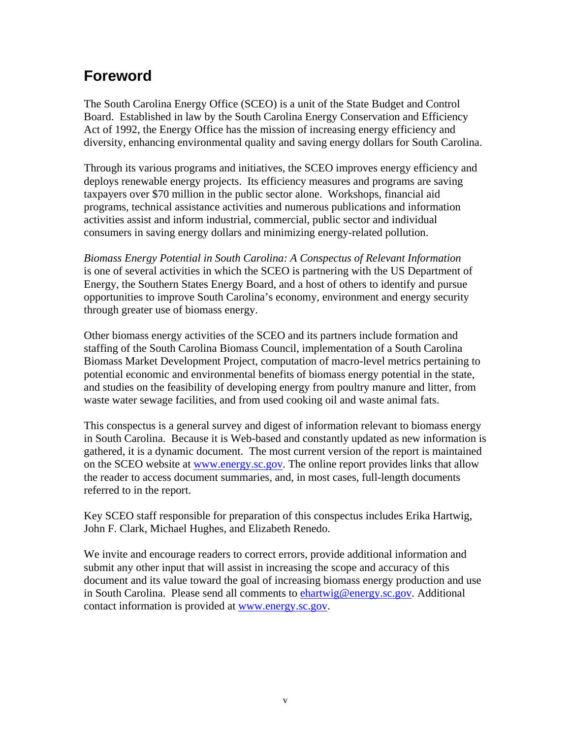## Foreword

The South Carolina Energy Office (SCEO) is a unit of the State Budget and Control Board. Established in law by the South Carolina Energy Conservation and Efficiency Act of 1992, the Energy Office has the mission of increasing energy efficiency and diversity, enhancing environmental quality and saving energy dollars for South Carolina.

Through its various programs and initiatives, the SCEO improves energy efficiency and deploys renewable energy projects. Its efficiency measures and programs are saving taxpayers over $70 million in the public sector alone. Workshops, financial aid programs, technical assistance activities and numerous publications and information activities assist and inform industrial, commercial, public sector and individual consumers in saving energy dollars and minimizing energy-related pollution.

*Biomass Energy Potential in South Carolina: A Conspectus of Relevant Information* is one of several activities in which the SCEO is partnering with the US Department of Energy, the Southern States Energy Board, and a host of others to identify and pursue opportunities to improve South Carolina's economy, environment and energy security through greater use of biomass energy.

Other biomass energy activities of the SCEO and its partners include formation and staffing of the South Carolina Biomass Council, implementation of a South Carolina Biomass Market Development Project, computation of macro-level metrics pertaining to potential economic and environmental benefits of biomass energy potential in the state, and studies on the feasibility of developing energy from poultry manure and litter, from waste water sewage facilities, and from used cooking oil and waste animal fats.

This conspectus is a general survey and digest of information relevant to biomass energy in South Carolina. Because it is Web-based and constantly updated as new information is gathered, it is a dynamic document. The most current version of the report is maintained on the SCEO website at www.energy.sc.gov. The online report provides links that allow the reader to access document summaries, and, in most cases, full-length documents referred to in the report.

Key SCEO staff responsible for preparation of this conspectus includes Erika Hartwig, John F. Clark, Michael Hughes, and Elizabeth Renedo.

We invite and encourage readers to correct errors, provide additional information and submit any other input that will assist in increasing the scope and accuracy of this document and its value toward the goal of increasing biomass energy production and use in South Carolina. Please send all comments to ehartwig@energy.sc.gov. Additional contact information is provided at www.energy.sc.gov.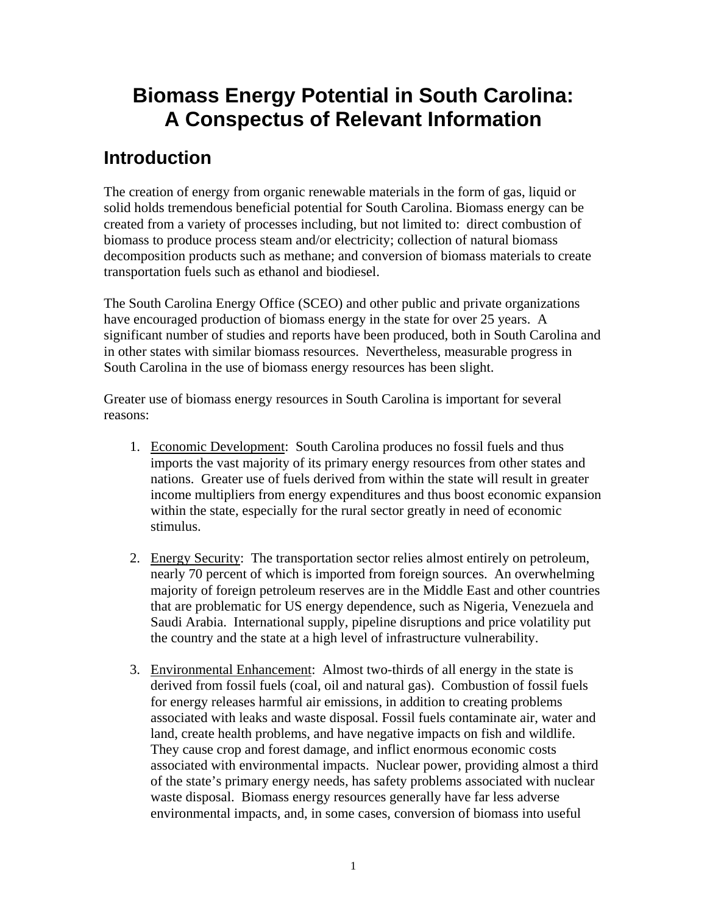# Biomass Energy Potential in South Carolina: A Conspectus of Relevant Information

## Introduction

The creation of energy from organic renewable materials in the form of gas, liquid or solid holds tremendous beneficial potential for South Carolina. Biomass energy can be created from a variety of processes including, but not limited to: direct combustion of biomass to produce process steam and/or electricity; collection of natural biomass decomposition products such as methane; and conversion of biomass materials to create transportation fuels such as ethanol and biodiesel.

The South Carolina Energy Office (SCEO) and other public and private organizations have encouraged production of biomass energy in the state for over 25 years. A significant number of studies and reports have been produced, both in South Carolina and in other states with similar biomass resources. Nevertheless, measurable progress in South Carolina in the use of biomass energy resources has been slight.

Greater use of biomass energy resources in South Carolina is important for several reasons:

1. Economic Development: South Carolina produces no fossil fuels and thus imports the vast majority of its primary energy resources from other states and nations. Greater use of fuels derived from within the state will result in greater income multipliers from energy expenditures and thus boost economic expansion within the state, especially for the rural sector greatly in need of economic stimulus.

2. Energy Security: The transportation sector relies almost entirely on petroleum, nearly 70 percent of which is imported from foreign sources. An overwhelming majority of foreign petroleum reserves are in the Middle East and other countries that are problematic for US energy dependence, such as Nigeria, Venezuela and Saudi Arabia. International supply, pipeline disruptions and price volatility put the country and the state at a high level of infrastructure vulnerability.

3. Environmental Enhancement: Almost two-thirds of all energy in the state is derived from fossil fuels (coal, oil and natural gas). Combustion of fossil fuels for energy releases harmful air emissions, in addition to creating problems associated with leaks and waste disposal. Fossil fuels contaminate air, water and land, create health problems, and have negative impacts on fish and wildlife. They cause crop and forest damage, and inflict enormous economic costs associated with environmental impacts. Nuclear power, providing almost a third of the state's primary energy needs, has safety problems associated with nuclear waste disposal. Biomass energy resources generally have far less adverse environmental impacts, and, in some cases, conversion of biomass into useful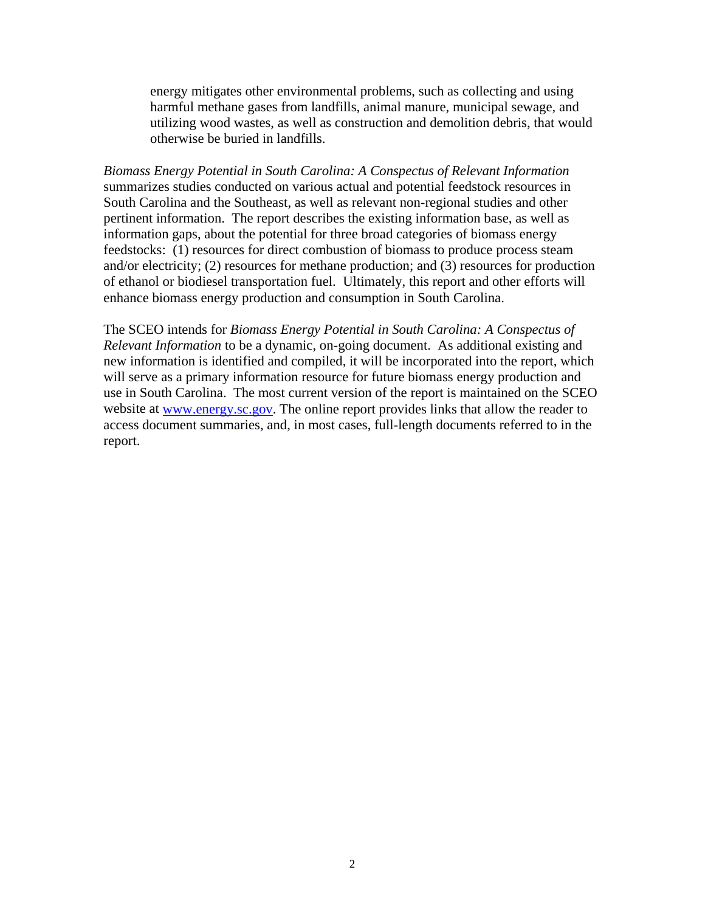> energy mitigates other environmental problems, such as collecting and using harmful methane gases from landfills, animal manure, municipal sewage, and utilizing wood wastes, as well as construction and demolition debris, that would otherwise be buried in landfills.

*Biomass Energy Potential in South Carolina: A Conspectus of Relevant Information* summarizes studies conducted on various actual and potential feedstock resources in South Carolina and the Southeast, as well as relevant non-regional studies and other pertinent information. The report describes the existing information base, as well as information gaps, about the potential for three broad categories of biomass energy feedstocks: (1) resources for direct combustion of biomass to produce process steam and/or electricity; (2) resources for methane production; and (3) resources for production of ethanol or biodiesel transportation fuel. Ultimately, this report and other efforts will enhance biomass energy production and consumption in South Carolina.

The SCEO intends for *Biomass Energy Potential in South Carolina: A Conspectus of Relevant Information* to be a dynamic, on-going document. As additional existing and new information is identified and compiled, it will be incorporated into the report, which will serve as a primary information resource for future biomass energy production and use in South Carolina. The most current version of the report is maintained on the SCEO website at [www.energy.sc.gov](http://www.energy.sc.gov). The online report provides links that allow the reader to access document summaries, and, in most cases, full-length documents referred to in the report.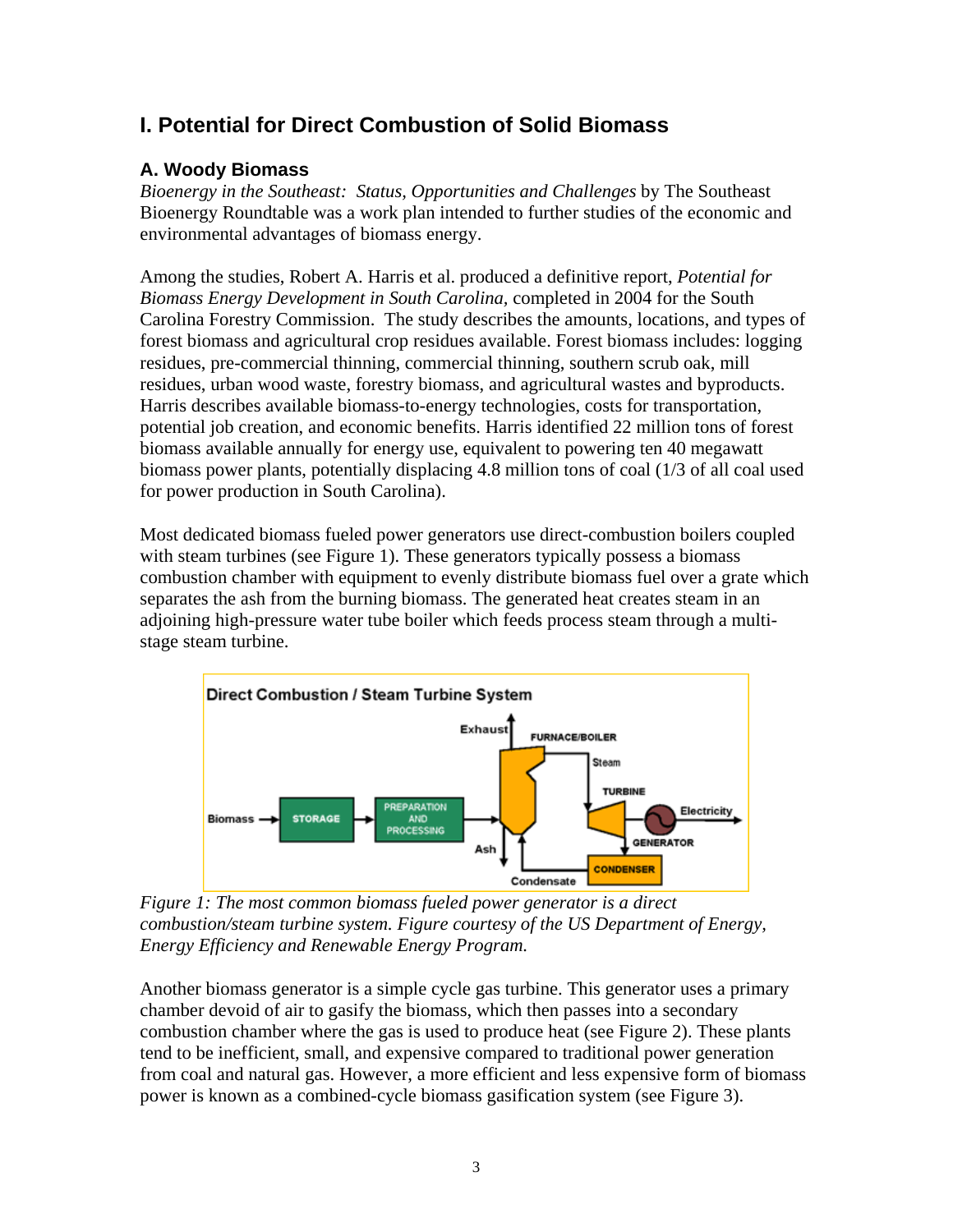## I. Potential for Direct Combustion of Solid Biomass

### A. Woody Biomass

*Bioenergy in the Southeast: Status, Opportunities and Challenges* by The Southeast Bioenergy Roundtable was a work plan intended to further studies of the economic and environmental advantages of biomass energy.

Among the studies, Robert A. Harris et al. produced a definitive report, *Potential for Biomass Energy Development in South Carolina*, completed in 2004 for the South Carolina Forestry Commission. The study describes the amounts, locations, and types of forest biomass and agricultural crop residues available. Forest biomass includes: logging residues, pre-commercial thinning, commercial thinning, southern scrub oak, mill residues, urban wood waste, forestry biomass, and agricultural wastes and byproducts. Harris describes available biomass-to-energy technologies, costs for transportation, potential job creation, and economic benefits. Harris identified 22 million tons of forest biomass available annually for energy use, equivalent to powering ten 40 megawatt biomass power plants, potentially displacing 4.8 million tons of coal (1/3 of all coal used for power production in South Carolina).

Most dedicated biomass fueled power generators use direct-combustion boilers coupled with steam turbines (see Figure 1). These generators typically possess a biomass combustion chamber with equipment to evenly distribute biomass fuel over a grate which separates the ash from the burning biomass. The generated heat creates steam in an adjoining high-pressure water tube boiler which feeds process steam through a multi-stage steam turbine.

*Figure 1: The most common biomass fueled power generator is a direct combustion/steam turbine system. Figure courtesy of the US Department of Energy, Energy Efficiency and Renewable Energy Program.*

Another biomass generator is a simple cycle gas turbine. This generator uses a primary chamber devoid of air to gasify the biomass, which then passes into a secondary combustion chamber where the gas is used to produce heat (see Figure 2). These plants tend to be inefficient, small, and expensive compared to traditional power generation from coal and natural gas. However, a more efficient and less expensive form of biomass power is known as a combined-cycle biomass gasification system (see Figure 3).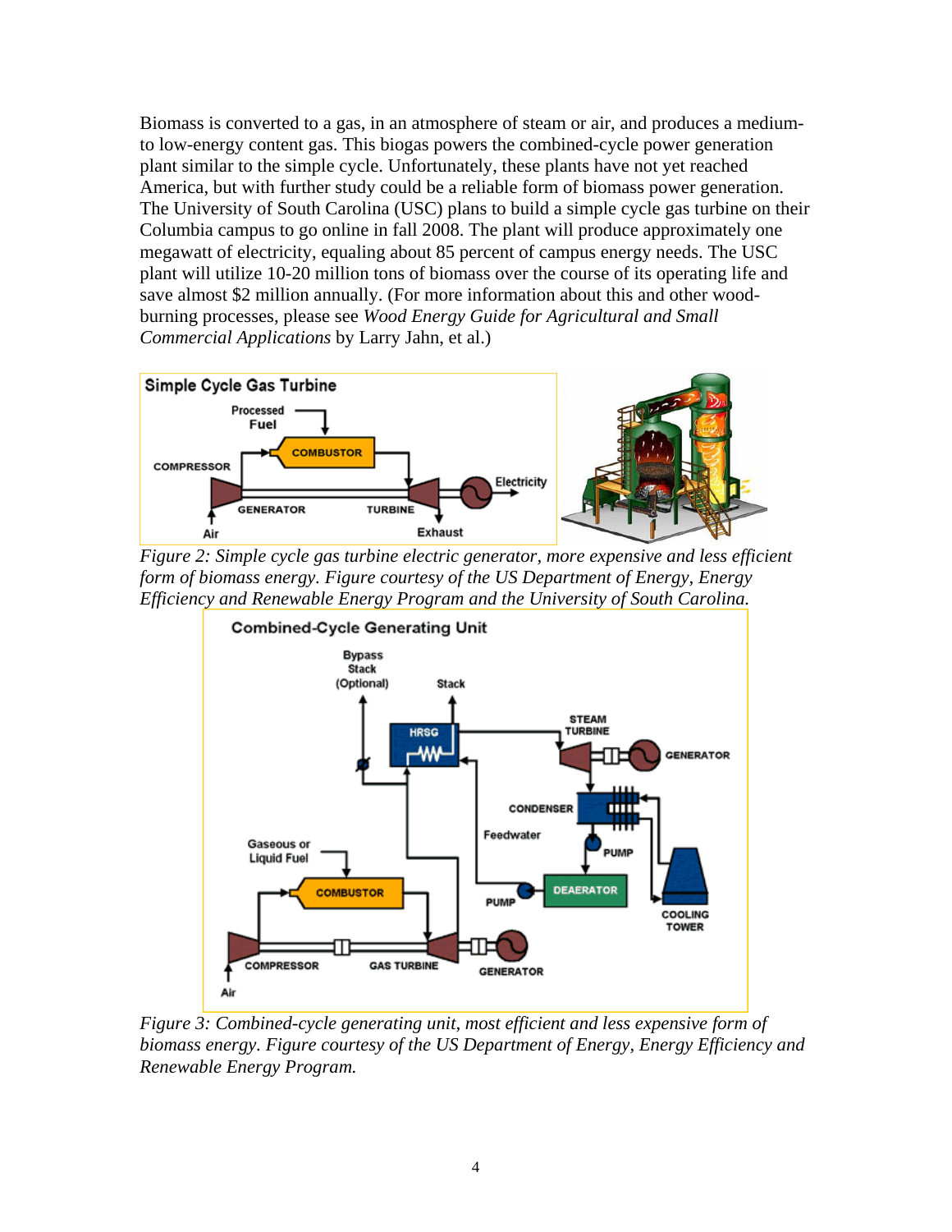Biomass is converted to a gas, in an atmosphere of steam or air, and produces a medium- to low-energy content gas. This biogas powers the combined-cycle power generation plant similar to the simple cycle. Unfortunately, these plants have not yet reached America, but with further study could be a reliable form of biomass power generation. The University of South Carolina (USC) plans to build a simple cycle gas turbine on their Columbia campus to go online in fall 2008. The plant will produce approximately one megawatt of electricity, equaling about 85 percent of campus energy needs. The USC plant will utilize 10-20 million tons of biomass over the course of its operating life and save almost $2 million annually. (For more information about this and other wood-burning processes, please see *Wood Energy Guide for Agricultural and Small Commercial Applications* by Larry Jahn, et al.)

*Figure 2: Simple cycle gas turbine electric generator, more expensive and less efficient form of biomass energy. Figure courtesy of the US Department of Energy, Energy Efficiency and Renewable Energy Program and the University of South Carolina.*

*Figure 3: Combined-cycle generating unit, most efficient and less expensive form of biomass energy. Figure courtesy of the US Department of Energy, Energy Efficiency and Renewable Energy Program.*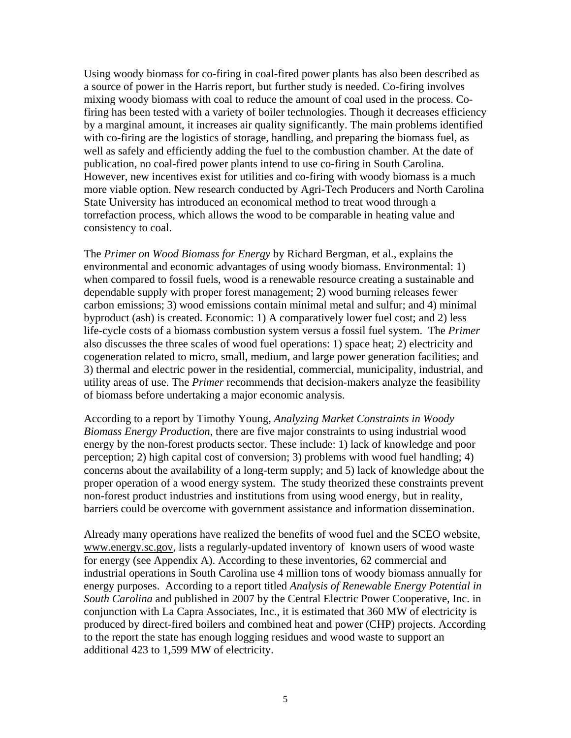Using woody biomass for co-firing in coal-fired power plants has also been described as a source of power in the Harris report, but further study is needed. Co-firing involves mixing woody biomass with coal to reduce the amount of coal used in the process. Co-firing has been tested with a variety of boiler technologies. Though it decreases efficiency by a marginal amount, it increases air quality significantly. The main problems identified with co-firing are the logistics of storage, handling, and preparing the biomass fuel, as well as safely and efficiently adding the fuel to the combustion chamber. At the date of publication, no coal-fired power plants intend to use co-firing in South Carolina. However, new incentives exist for utilities and co-firing with woody biomass is a much more viable option. New research conducted by Agri-Tech Producers and North Carolina State University has introduced an economical method to treat wood through a torrefaction process, which allows the wood to be comparable in heating value and consistency to coal.

The *Primer on Wood Biomass for Energy* by Richard Bergman, et al., explains the environmental and economic advantages of using woody biomass. Environmental: 1) when compared to fossil fuels, wood is a renewable resource creating a sustainable and dependable supply with proper forest management; 2) wood burning releases fewer carbon emissions; 3) wood emissions contain minimal metal and sulfur; and 4) minimal byproduct (ash) is created. Economic: 1) A comparatively lower fuel cost; and 2) less life-cycle costs of a biomass combustion system versus a fossil fuel system. The *Primer* also discusses the three scales of wood fuel operations: 1) space heat; 2) electricity and cogeneration related to micro, small, medium, and large power generation facilities; and 3) thermal and electric power in the residential, commercial, municipality, industrial, and utility areas of use. The *Primer* recommends that decision-makers analyze the feasibility of biomass before undertaking a major economic analysis.

According to a report by Timothy Young, *Analyzing Market Constraints in Woody Biomass Energy Production*, there are five major constraints to using industrial wood energy by the non-forest products sector. These include: 1) lack of knowledge and poor perception; 2) high capital cost of conversion; 3) problems with wood fuel handling; 4) concerns about the availability of a long-term supply; and 5) lack of knowledge about the proper operation of a wood energy system. The study theorized these constraints prevent non-forest product industries and institutions from using wood energy, but in reality, barriers could be overcome with government assistance and information dissemination.

Already many operations have realized the benefits of wood fuel and the SCEO website, www.energy.sc.gov, lists a regularly-updated inventory of known users of wood waste for energy (see Appendix A). According to these inventories, 62 commercial and industrial operations in South Carolina use 4 million tons of woody biomass annually for energy purposes. According to a report titled *Analysis of Renewable Energy Potential in South Carolina* and published in 2007 by the Central Electric Power Cooperative, Inc. in conjunction with La Capra Associates, Inc., it is estimated that 360 MW of electricity is produced by direct-fired boilers and combined heat and power (CHP) projects. According to the report the state has enough logging residues and wood waste to support an additional 423 to 1,599 MW of electricity.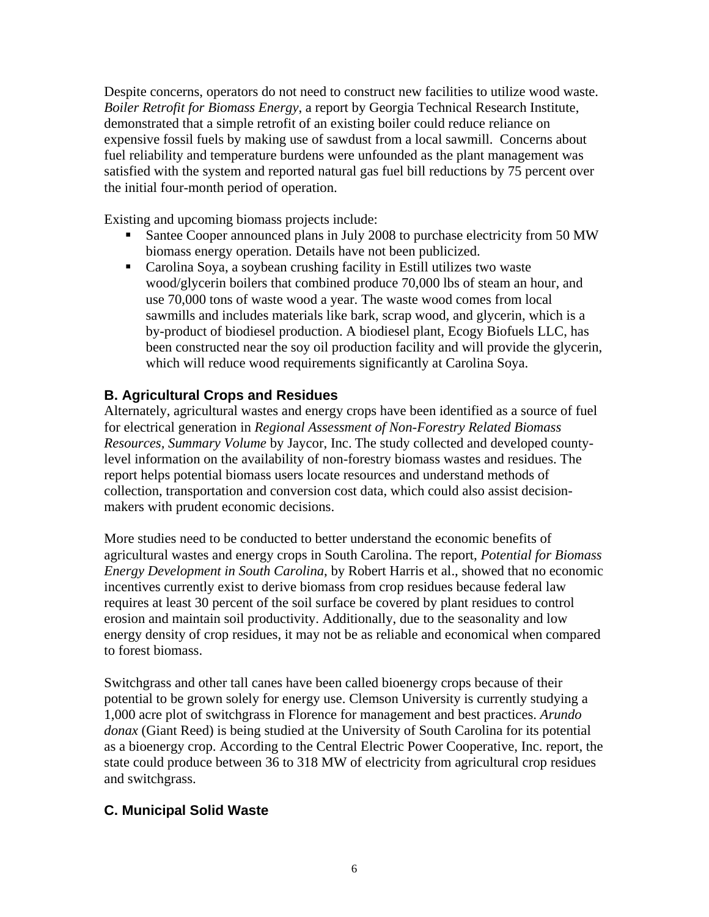Despite concerns, operators do not need to construct new facilities to utilize wood waste. *Boiler Retrofit for Biomass Energy*, a report by Georgia Technical Research Institute, demonstrated that a simple retrofit of an existing boiler could reduce reliance on expensive fossil fuels by making use of sawdust from a local sawmill. Concerns about fuel reliability and temperature burdens were unfounded as the plant management was satisfied with the system and reported natural gas fuel bill reductions by 75 percent over the initial four-month period of operation.

Existing and upcoming biomass projects include:

- Santee Cooper announced plans in July 2008 to purchase electricity from 50 MW biomass energy operation. Details have not been publicized.
- Carolina Soya, a soybean crushing facility in Estill utilizes two waste wood/glycerin boilers that combined produce 70,000 lbs of steam an hour, and use 70,000 tons of waste wood a year. The waste wood comes from local sawmills and includes materials like bark, scrap wood, and glycerin, which is a by-product of biodiesel production. A biodiesel plant, Ecogy Biofuels LLC, has been constructed near the soy oil production facility and will provide the glycerin, which will reduce wood requirements significantly at Carolina Soya.

### B. Agricultural Crops and Residues

Alternately, agricultural wastes and energy crops have been identified as a source of fuel for electrical generation in *Regional Assessment of Non-Forestry Related Biomass Resources, Summary Volume* by Jaycor, Inc. The study collected and developed county-level information on the availability of non-forestry biomass wastes and residues. The report helps potential biomass users locate resources and understand methods of collection, transportation and conversion cost data, which could also assist decision-makers with prudent economic decisions.

More studies need to be conducted to better understand the economic benefits of agricultural wastes and energy crops in South Carolina. The report, *Potential for Biomass Energy Development in South Carolina*, by Robert Harris et al., showed that no economic incentives currently exist to derive biomass from crop residues because federal law requires at least 30 percent of the soil surface be covered by plant residues to control erosion and maintain soil productivity. Additionally, due to the seasonality and low energy density of crop residues, it may not be as reliable and economical when compared to forest biomass.

Switchgrass and other tall canes have been called bioenergy crops because of their potential to be grown solely for energy use. Clemson University is currently studying a 1,000 acre plot of switchgrass in Florence for management and best practices. *Arundo donax* (Giant Reed) is being studied at the University of South Carolina for its potential as a bioenergy crop. According to the Central Electric Power Cooperative, Inc. report, the state could produce between 36 to 318 MW of electricity from agricultural crop residues and switchgrass.

### C. Municipal Solid Waste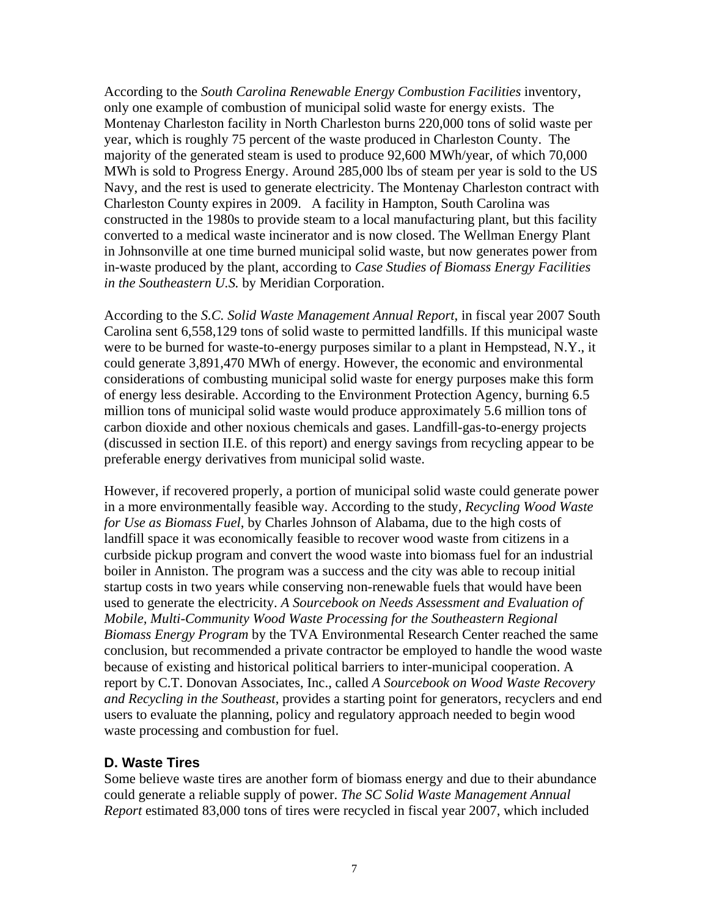According to the *South Carolina Renewable Energy Combustion Facilities* inventory, only one example of combustion of municipal solid waste for energy exists. The Montenay Charleston facility in North Charleston burns 220,000 tons of solid waste per year, which is roughly 75 percent of the waste produced in Charleston County. The majority of the generated steam is used to produce 92,600 MWh/year, of which 70,000 MWh is sold to Progress Energy. Around 285,000 lbs of steam per year is sold to the US Navy, and the rest is used to generate electricity. The Montenay Charleston contract with Charleston County expires in 2009. A facility in Hampton, South Carolina was constructed in the 1980s to provide steam to a local manufacturing plant, but this facility converted to a medical waste incinerator and is now closed. The Wellman Energy Plant in Johnsonville at one time burned municipal solid waste, but now generates power from in-waste produced by the plant, according to *Case Studies of Biomass Energy Facilities in the Southeastern U.S.* by Meridian Corporation.

According to the *S.C. Solid Waste Management Annual Report*, in fiscal year 2007 South Carolina sent 6,558,129 tons of solid waste to permitted landfills. If this municipal waste were to be burned for waste-to-energy purposes similar to a plant in Hempstead, N.Y., it could generate 3,891,470 MWh of energy. However, the economic and environmental considerations of combusting municipal solid waste for energy purposes make this form of energy less desirable. According to the Environment Protection Agency, burning 6.5 million tons of municipal solid waste would produce approximately 5.6 million tons of carbon dioxide and other noxious chemicals and gases. Landfill-gas-to-energy projects (discussed in section II.E. of this report) and energy savings from recycling appear to be preferable energy derivatives from municipal solid waste.

However, if recovered properly, a portion of municipal solid waste could generate power in a more environmentally feasible way. According to the study, *Recycling Wood Waste for Use as Biomass Fuel*, by Charles Johnson of Alabama, due to the high costs of landfill space it was economically feasible to recover wood waste from citizens in a curbside pickup program and convert the wood waste into biomass fuel for an industrial boiler in Anniston. The program was a success and the city was able to recoup initial startup costs in two years while conserving non-renewable fuels that would have been used to generate the electricity. *A Sourcebook on Needs Assessment and Evaluation of Mobile, Multi-Community Wood Waste Processing for the Southeastern Regional Biomass Energy Program* by the TVA Environmental Research Center reached the same conclusion, but recommended a private contractor be employed to handle the wood waste because of existing and historical political barriers to inter-municipal cooperation. A report by C.T. Donovan Associates, Inc., called *A Sourcebook on Wood Waste Recovery and Recycling in the Southeast*, provides a starting point for generators, recyclers and end users to evaluate the planning, policy and regulatory approach needed to begin wood waste processing and combustion for fuel.

### D. Waste Tires

Some believe waste tires are another form of biomass energy and due to their abundance could generate a reliable supply of power. *The SC Solid Waste Management Annual Report* estimated 83,000 tons of tires were recycled in fiscal year 2007, which included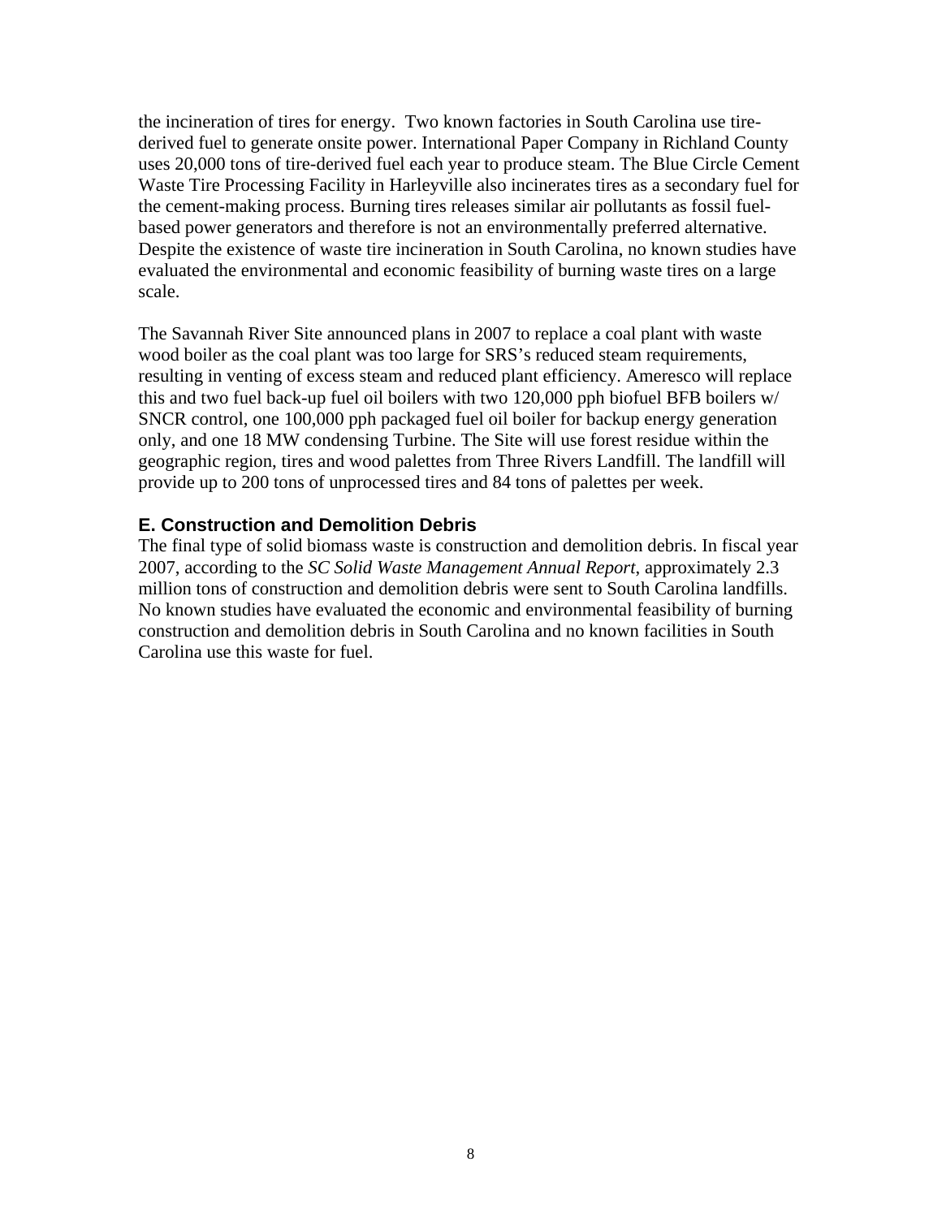the incineration of tires for energy. Two known factories in South Carolina use tire-derived fuel to generate onsite power. International Paper Company in Richland County uses 20,000 tons of tire-derived fuel each year to produce steam. The Blue Circle Cement Waste Tire Processing Facility in Harleyville also incinerates tires as a secondary fuel for the cement-making process. Burning tires releases similar air pollutants as fossil fuel-based power generators and therefore is not an environmentally preferred alternative. Despite the existence of waste tire incineration in South Carolina, no known studies have evaluated the environmental and economic feasibility of burning waste tires on a large scale.

The Savannah River Site announced plans in 2007 to replace a coal plant with waste wood boiler as the coal plant was too large for SRS's reduced steam requirements, resulting in venting of excess steam and reduced plant efficiency. Ameresco will replace this and two fuel back-up fuel oil boilers with two 120,000 pph biofuel BFB boilers w/ SNCR control, one 100,000 pph packaged fuel oil boiler for backup energy generation only, and one 18 MW condensing Turbine. The Site will use forest residue within the geographic region, tires and wood palettes from Three Rivers Landfill. The landfill will provide up to 200 tons of unprocessed tires and 84 tons of palettes per week.

### E. Construction and Demolition Debris

The final type of solid biomass waste is construction and demolition debris. In fiscal year 2007, according to the *SC Solid Waste Management Annual Report*, approximately 2.3 million tons of construction and demolition debris were sent to South Carolina landfills. No known studies have evaluated the economic and environmental feasibility of burning construction and demolition debris in South Carolina and no known facilities in South Carolina use this waste for fuel.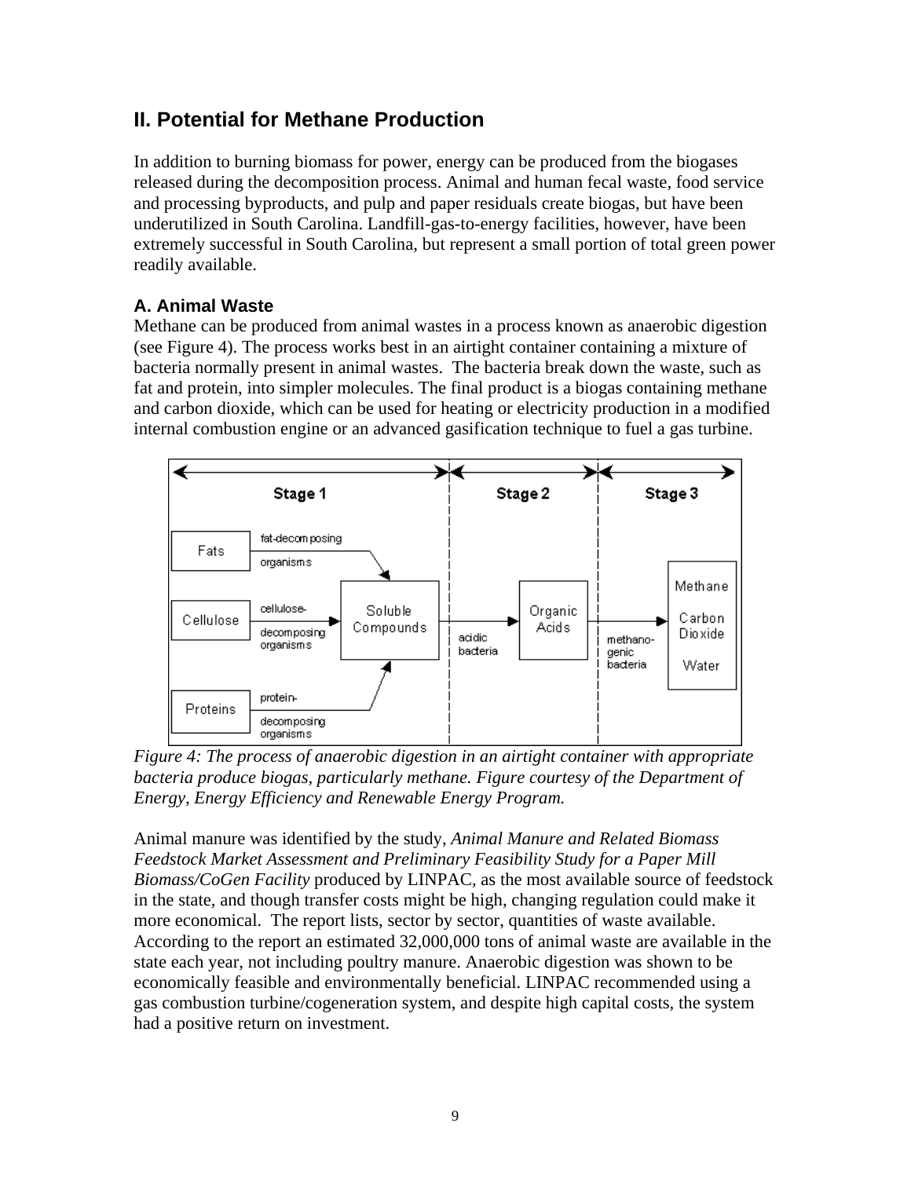## II. Potential for Methane Production

In addition to burning biomass for power, energy can be produced from the biogases released during the decomposition process. Animal and human fecal waste, food service and processing byproducts, and pulp and paper residuals create biogas, but have been underutilized in South Carolina. Landfill-gas-to-energy facilities, however, have been extremely successful in South Carolina, but represent a small portion of total green power readily available.

### A. Animal Waste

Methane can be produced from animal wastes in a process known as anaerobic digestion (see Figure 4). The process works best in an airtight container containing a mixture of bacteria normally present in animal wastes. The bacteria break down the waste, such as fat and protein, into simpler molecules. The final product is a biogas containing methane and carbon dioxide, which can be used for heating or electricity production in a modified internal combustion engine or an advanced gasification technique to fuel a gas turbine.

Stage 1 | Stage 2 | Stage 3

Fats — fat-decomposing organisms → Soluble Compounds
Cellulose — cellulose-decomposing organisms → Soluble Compounds
Proteins — protein-decomposing organisms → Soluble Compounds
Soluble Compounds — acidic bacteria → Organic Acids
Organic Acids — methanogenic bacteria → Methane, Carbon Dioxide, Water

*Figure 4: The process of anaerobic digestion in an airtight container with appropriate bacteria produce biogas, particularly methane. Figure courtesy of the Department of Energy, Energy Efficiency and Renewable Energy Program.*

Animal manure was identified by the study, *Animal Manure and Related Biomass Feedstock Market Assessment and Preliminary Feasibility Study for a Paper Mill Biomass/CoGen Facility* produced by LINPAC, as the most available source of feedstock in the state, and though transfer costs might be high, changing regulation could make it more economical. The report lists, sector by sector, quantities of waste available. According to the report an estimated 32,000,000 tons of animal waste are available in the state each year, not including poultry manure. Anaerobic digestion was shown to be economically feasible and environmentally beneficial. LINPAC recommended using a gas combustion turbine/cogeneration system, and despite high capital costs, the system had a positive return on investment.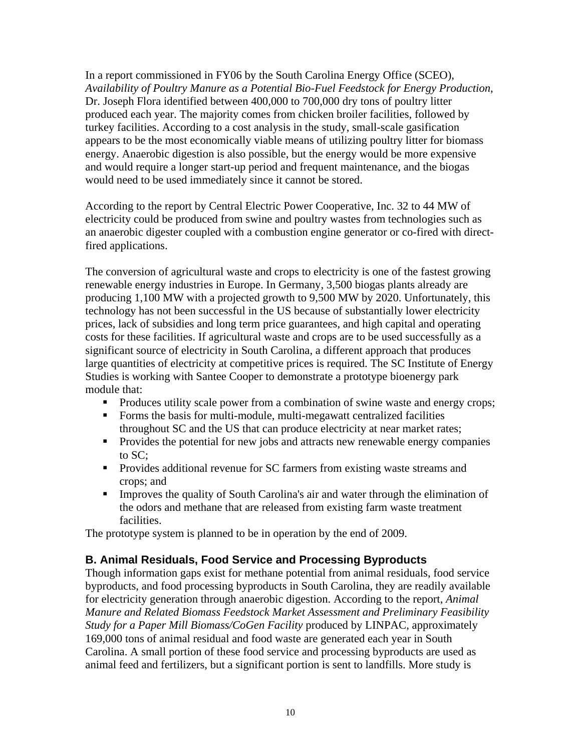In a report commissioned in FY06 by the South Carolina Energy Office (SCEO), *Availability of Poultry Manure as a Potential Bio-Fuel Feedstock for Energy Production*, Dr. Joseph Flora identified between 400,000 to 700,000 dry tons of poultry litter produced each year. The majority comes from chicken broiler facilities, followed by turkey facilities. According to a cost analysis in the study, small-scale gasification appears to be the most economically viable means of utilizing poultry litter for biomass energy. Anaerobic digestion is also possible, but the energy would be more expensive and would require a longer start-up period and frequent maintenance, and the biogas would need to be used immediately since it cannot be stored.

According to the report by Central Electric Power Cooperative, Inc. 32 to 44 MW of electricity could be produced from swine and poultry wastes from technologies such as an anaerobic digester coupled with a combustion engine generator or co-fired with direct-fired applications.

The conversion of agricultural waste and crops to electricity is one of the fastest growing renewable energy industries in Europe. In Germany, 3,500 biogas plants already are producing 1,100 MW with a projected growth to 9,500 MW by 2020. Unfortunately, this technology has not been successful in the US because of substantially lower electricity prices, lack of subsidies and long term price guarantees, and high capital and operating costs for these facilities. If agricultural waste and crops are to be used successfully as a significant source of electricity in South Carolina, a different approach that produces large quantities of electricity at competitive prices is required. The SC Institute of Energy Studies is working with Santee Cooper to demonstrate a prototype bioenergy park module that:

- Produces utility scale power from a combination of swine waste and energy crops;
- Forms the basis for multi-module, multi-megawatt centralized facilities throughout SC and the US that can produce electricity at near market rates;
- Provides the potential for new jobs and attracts new renewable energy companies to SC;
- Provides additional revenue for SC farmers from existing waste streams and crops; and
- Improves the quality of South Carolina's air and water through the elimination of the odors and methane that are released from existing farm waste treatment facilities.

The prototype system is planned to be in operation by the end of 2009.

## B. Animal Residuals, Food Service and Processing Byproducts

Though information gaps exist for methane potential from animal residuals, food service byproducts, and food processing byproducts in South Carolina, they are readily available for electricity generation through anaerobic digestion. According to the report, *Animal Manure and Related Biomass Feedstock Market Assessment and Preliminary Feasibility Study for a Paper Mill Biomass/CoGen Facility* produced by LINPAC, approximately 169,000 tons of animal residual and food waste are generated each year in South Carolina. A small portion of these food service and processing byproducts are used as animal feed and fertilizers, but a significant portion is sent to landfills. More study is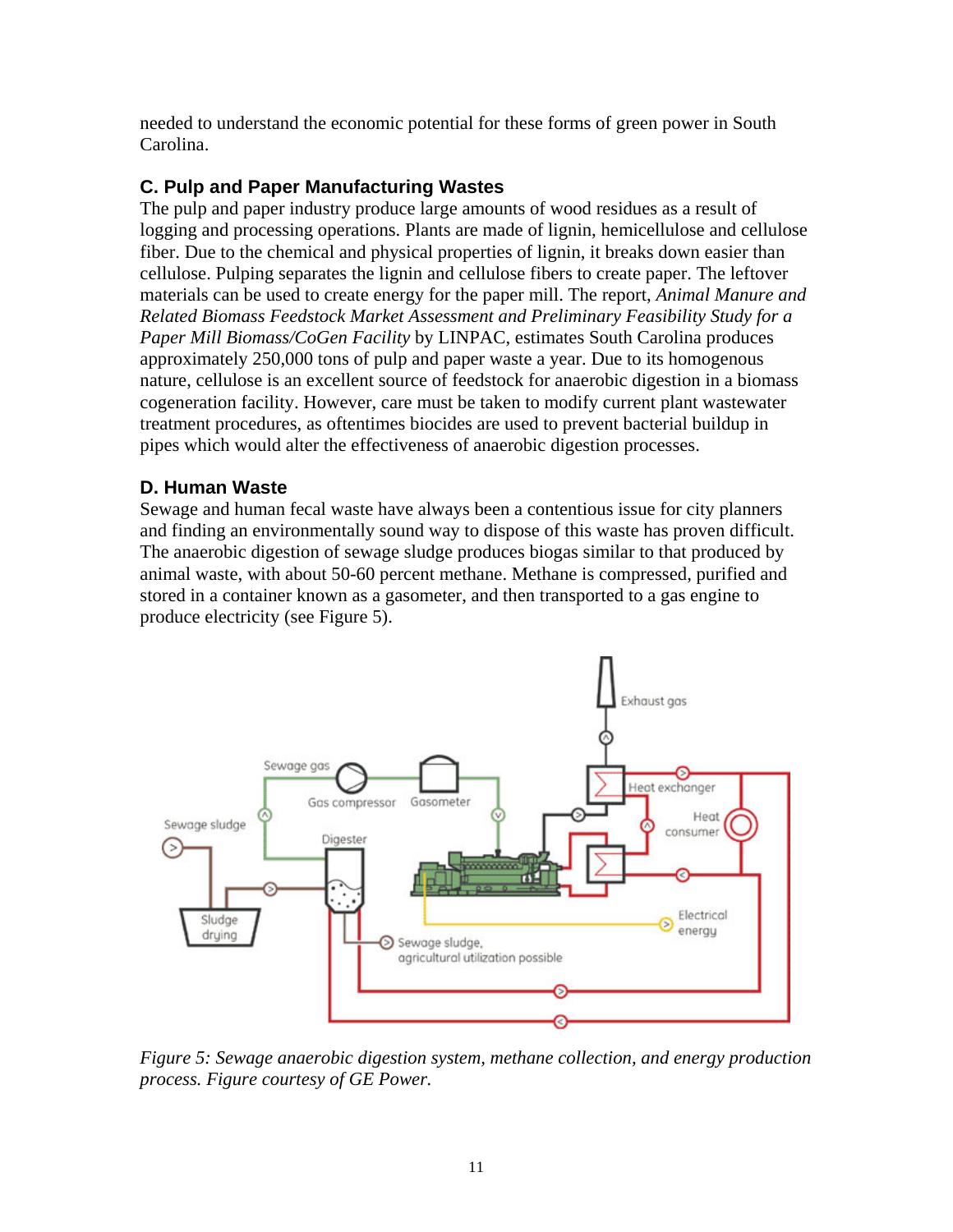needed to understand the economic potential for these forms of green power in South Carolina.

### C. Pulp and Paper Manufacturing Wastes

The pulp and paper industry produce large amounts of wood residues as a result of logging and processing operations. Plants are made of lignin, hemicellulose and cellulose fiber. Due to the chemical and physical properties of lignin, it breaks down easier than cellulose. Pulping separates the lignin and cellulose fibers to create paper. The leftover materials can be used to create energy for the paper mill. The report, *Animal Manure and Related Biomass Feedstock Market Assessment and Preliminary Feasibility Study for a Paper Mill Biomass/CoGen Facility* by LINPAC, estimates South Carolina produces approximately 250,000 tons of pulp and paper waste a year. Due to its homogenous nature, cellulose is an excellent source of feedstock for anaerobic digestion in a biomass cogeneration facility. However, care must be taken to modify current plant wastewater treatment procedures, as oftentimes biocides are used to prevent bacterial buildup in pipes which would alter the effectiveness of anaerobic digestion processes.

### D. Human Waste

Sewage and human fecal waste have always been a contentious issue for city planners and finding an environmentally sound way to dispose of this waste has proven difficult. The anaerobic digestion of sewage sludge produces biogas similar to that produced by animal waste, with about 50-60 percent methane. Methane is compressed, purified and stored in a container known as a gasometer, and then transported to a gas engine to produce electricity (see Figure 5).

*Figure 5: Sewage anaerobic digestion system, methane collection, and energy production process. Figure courtesy of GE Power.*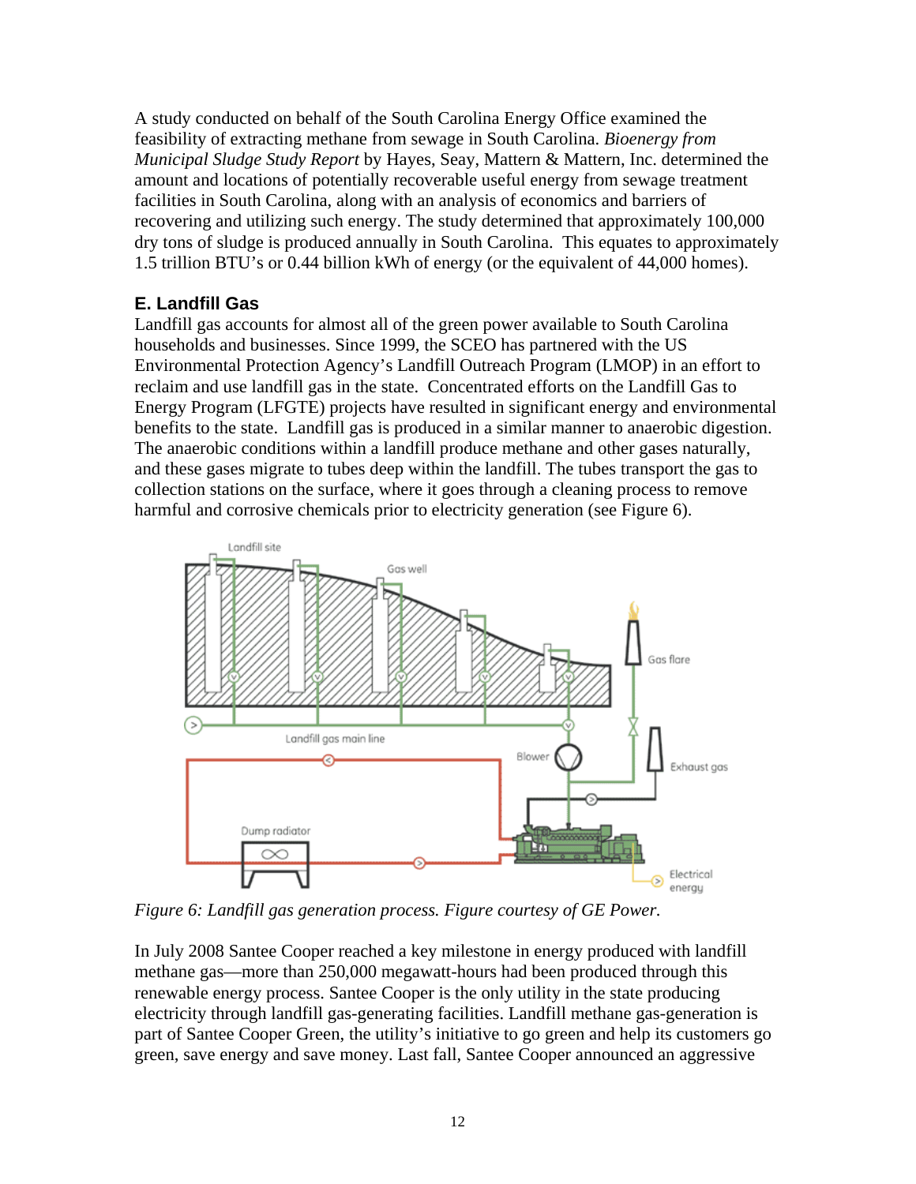A study conducted on behalf of the South Carolina Energy Office examined the feasibility of extracting methane from sewage in South Carolina. *Bioenergy from Municipal Sludge Study Report* by Hayes, Seay, Mattern & Mattern, Inc. determined the amount and locations of potentially recoverable useful energy from sewage treatment facilities in South Carolina, along with an analysis of economics and barriers of recovering and utilizing such energy. The study determined that approximately 100,000 dry tons of sludge is produced annually in South Carolina. This equates to approximately 1.5 trillion BTU's or 0.44 billion kWh of energy (or the equivalent of 44,000 homes).

### E. Landfill Gas

Landfill gas accounts for almost all of the green power available to South Carolina households and businesses. Since 1999, the SCEO has partnered with the US Environmental Protection Agency's Landfill Outreach Program (LMOP) in an effort to reclaim and use landfill gas in the state. Concentrated efforts on the Landfill Gas to Energy Program (LFGTE) projects have resulted in significant energy and environmental benefits to the state. Landfill gas is produced in a similar manner to anaerobic digestion. The anaerobic conditions within a landfill produce methane and other gases naturally, and these gases migrate to tubes deep within the landfill. The tubes transport the gas to collection stations on the surface, where it goes through a cleaning process to remove harmful and corrosive chemicals prior to electricity generation (see Figure 6).

*Figure 6: Landfill gas generation process. Figure courtesy of GE Power.*

In July 2008 Santee Cooper reached a key milestone in energy produced with landfill methane gas—more than 250,000 megawatt-hours had been produced through this renewable energy process. Santee Cooper is the only utility in the state producing electricity through landfill gas-generating facilities. Landfill methane gas-generation is part of Santee Cooper Green, the utility's initiative to go green and help its customers go green, save energy and save money. Last fall, Santee Cooper announced an aggressive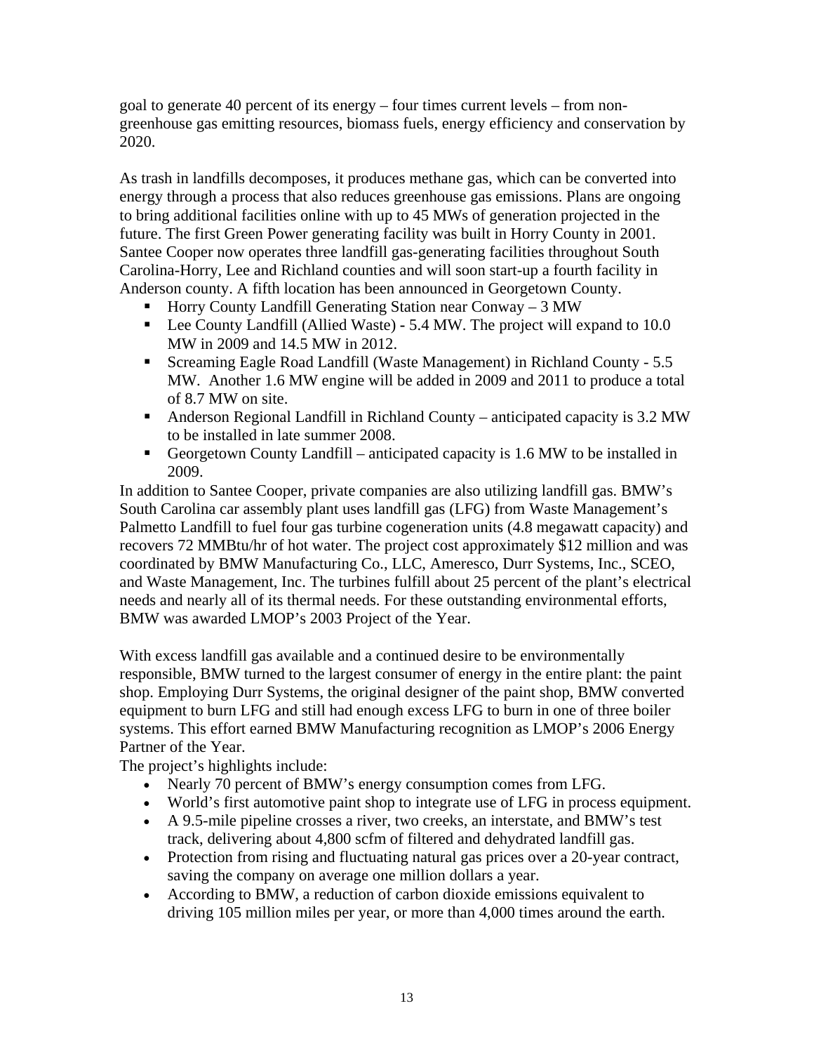goal to generate 40 percent of its energy – four times current levels – from non-greenhouse gas emitting resources, biomass fuels, energy efficiency and conservation by 2020.

As trash in landfills decomposes, it produces methane gas, which can be converted into energy through a process that also reduces greenhouse gas emissions. Plans are ongoing to bring additional facilities online with up to 45 MWs of generation projected in the future. The first Green Power generating facility was built in Horry County in 2001. Santee Cooper now operates three landfill gas-generating facilities throughout South Carolina-Horry, Lee and Richland counties and will soon start-up a fourth facility in Anderson county. A fifth location has been announced in Georgetown County.

- Horry County Landfill Generating Station near Conway – 3 MW
- Lee County Landfill (Allied Waste) - 5.4 MW. The project will expand to 10.0 MW in 2009 and 14.5 MW in 2012.
- Screaming Eagle Road Landfill (Waste Management) in Richland County - 5.5 MW. Another 1.6 MW engine will be added in 2009 and 2011 to produce a total of 8.7 MW on site.
- Anderson Regional Landfill in Richland County – anticipated capacity is 3.2 MW to be installed in late summer 2008.
- Georgetown County Landfill – anticipated capacity is 1.6 MW to be installed in 2009.

In addition to Santee Cooper, private companies are also utilizing landfill gas. BMW's South Carolina car assembly plant uses landfill gas (LFG) from Waste Management's Palmetto Landfill to fuel four gas turbine cogeneration units (4.8 megawatt capacity) and recovers 72 MMBtu/hr of hot water. The project cost approximately $12 million and was coordinated by BMW Manufacturing Co., LLC, Ameresco, Durr Systems, Inc., SCEO, and Waste Management, Inc. The turbines fulfill about 25 percent of the plant's electrical needs and nearly all of its thermal needs. For these outstanding environmental efforts, BMW was awarded LMOP's 2003 Project of the Year.

With excess landfill gas available and a continued desire to be environmentally responsible, BMW turned to the largest consumer of energy in the entire plant: the paint shop. Employing Durr Systems, the original designer of the paint shop, BMW converted equipment to burn LFG and still had enough excess LFG to burn in one of three boiler systems. This effort earned BMW Manufacturing recognition as LMOP's 2006 Energy Partner of the Year.

The project's highlights include:

- Nearly 70 percent of BMW's energy consumption comes from LFG.
- World's first automotive paint shop to integrate use of LFG in process equipment.
- A 9.5-mile pipeline crosses a river, two creeks, an interstate, and BMW's test track, delivering about 4,800 scfm of filtered and dehydrated landfill gas.
- Protection from rising and fluctuating natural gas prices over a 20-year contract, saving the company on average one million dollars a year.
- According to BMW, a reduction of carbon dioxide emissions equivalent to driving 105 million miles per year, or more than 4,000 times around the earth.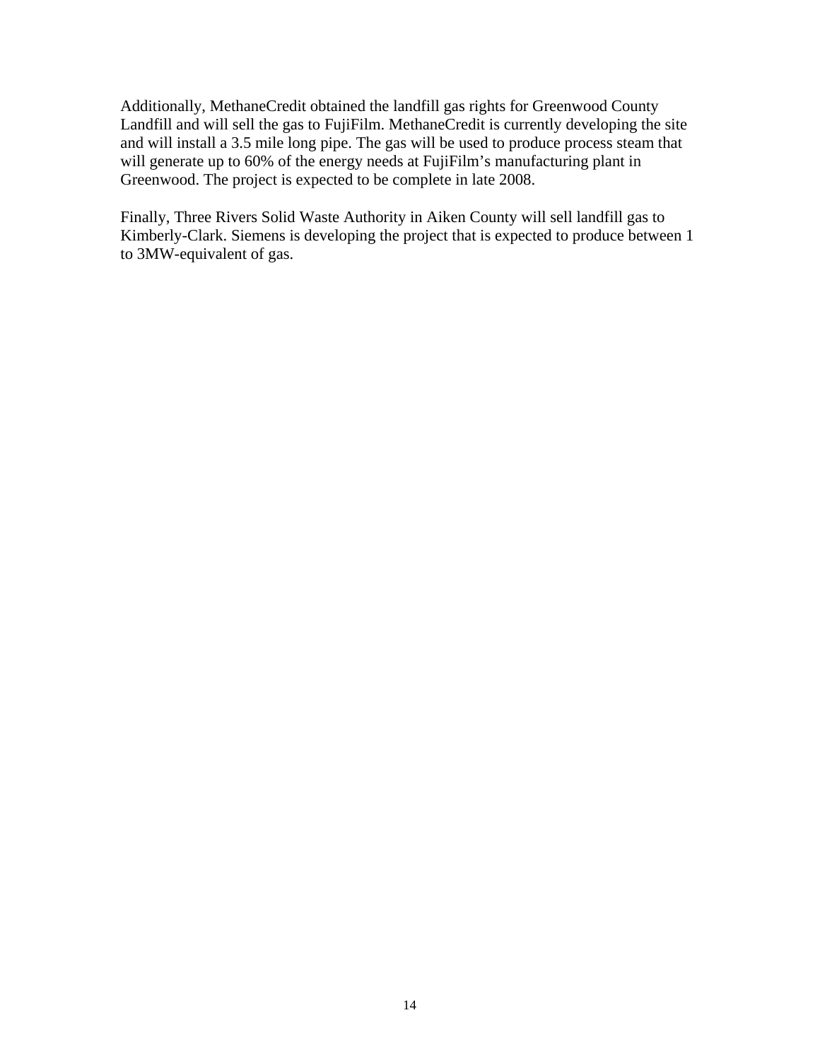Additionally, MethaneCredit obtained the landfill gas rights for Greenwood County Landfill and will sell the gas to FujiFilm. MethaneCredit is currently developing the site and will install a 3.5 mile long pipe. The gas will be used to produce process steam that will generate up to 60% of the energy needs at FujiFilm's manufacturing plant in Greenwood. The project is expected to be complete in late 2008.

Finally, Three Rivers Solid Waste Authority in Aiken County will sell landfill gas to Kimberly-Clark. Siemens is developing the project that is expected to produce between 1 to 3MW-equivalent of gas.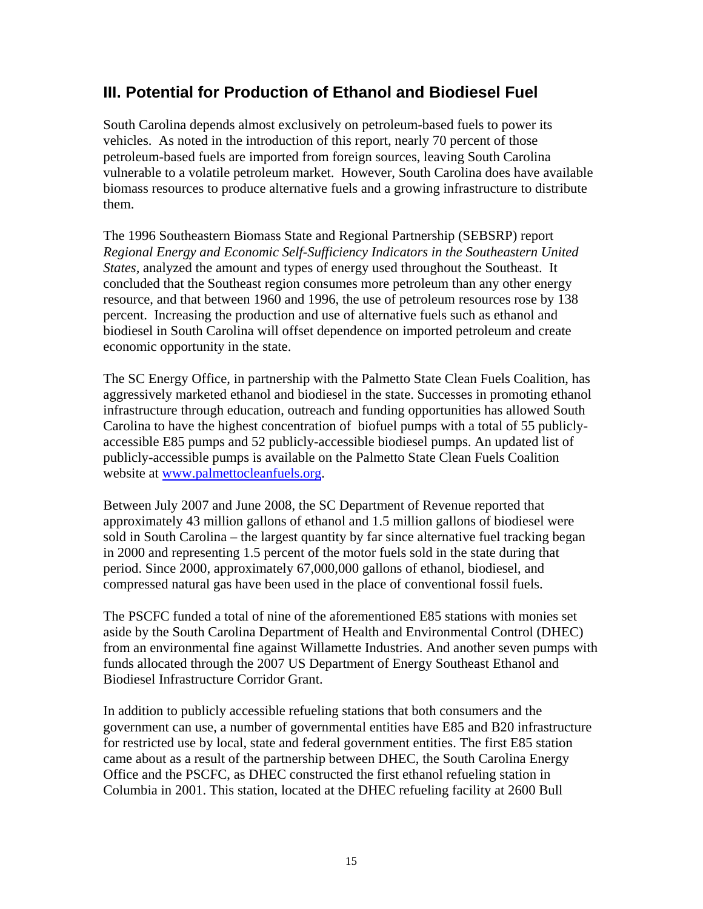## III. Potential for Production of Ethanol and Biodiesel Fuel

South Carolina depends almost exclusively on petroleum-based fuels to power its vehicles. As noted in the introduction of this report, nearly 70 percent of those petroleum-based fuels are imported from foreign sources, leaving South Carolina vulnerable to a volatile petroleum market. However, South Carolina does have available biomass resources to produce alternative fuels and a growing infrastructure to distribute them.

The 1996 Southeastern Biomass State and Regional Partnership (SEBSRP) report *Regional Energy and Economic Self-Sufficiency Indicators in the Southeastern United States,* analyzed the amount and types of energy used throughout the Southeast. It concluded that the Southeast region consumes more petroleum than any other energy resource, and that between 1960 and 1996, the use of petroleum resources rose by 138 percent. Increasing the production and use of alternative fuels such as ethanol and biodiesel in South Carolina will offset dependence on imported petroleum and create economic opportunity in the state.

The SC Energy Office, in partnership with the Palmetto State Clean Fuels Coalition, has aggressively marketed ethanol and biodiesel in the state. Successes in promoting ethanol infrastructure through education, outreach and funding opportunities has allowed South Carolina to have the highest concentration of biofuel pumps with a total of 55 publicly-accessible E85 pumps and 52 publicly-accessible biodiesel pumps. An updated list of publicly-accessible pumps is available on the Palmetto State Clean Fuels Coalition website at [www.palmettocleanfuels.org](http://www.palmettocleanfuels.org).

Between July 2007 and June 2008, the SC Department of Revenue reported that approximately 43 million gallons of ethanol and 1.5 million gallons of biodiesel were sold in South Carolina – the largest quantity by far since alternative fuel tracking began in 2000 and representing 1.5 percent of the motor fuels sold in the state during that period. Since 2000, approximately 67,000,000 gallons of ethanol, biodiesel, and compressed natural gas have been used in the place of conventional fossil fuels.

The PSCFC funded a total of nine of the aforementioned E85 stations with monies set aside by the South Carolina Department of Health and Environmental Control (DHEC) from an environmental fine against Willamette Industries. And another seven pumps with funds allocated through the 2007 US Department of Energy Southeast Ethanol and Biodiesel Infrastructure Corridor Grant.

In addition to publicly accessible refueling stations that both consumers and the government can use, a number of governmental entities have E85 and B20 infrastructure for restricted use by local, state and federal government entities. The first E85 station came about as a result of the partnership between DHEC, the South Carolina Energy Office and the PSCFC, as DHEC constructed the first ethanol refueling station in Columbia in 2001. This station, located at the DHEC refueling facility at 2600 Bull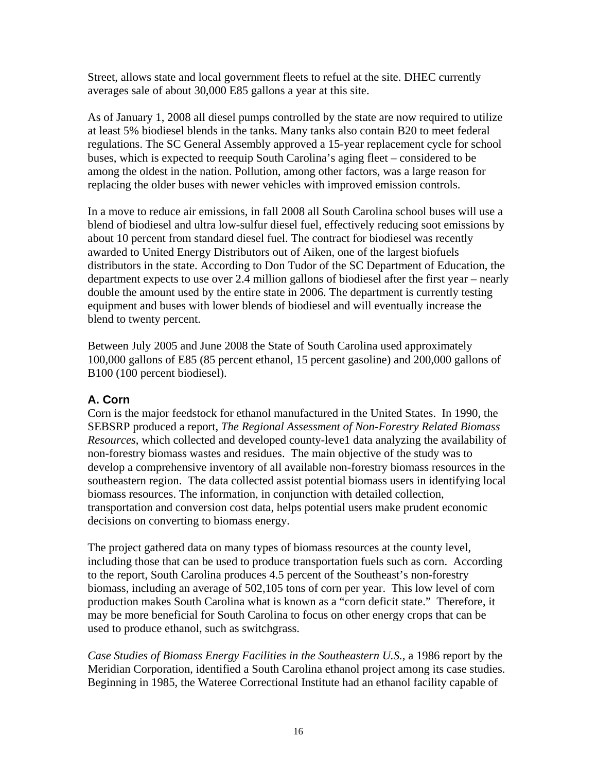Street, allows state and local government fleets to refuel at the site. DHEC currently averages sale of about 30,000 E85 gallons a year at this site.

As of January 1, 2008 all diesel pumps controlled by the state are now required to utilize at least 5% biodiesel blends in the tanks. Many tanks also contain B20 to meet federal regulations. The SC General Assembly approved a 15-year replacement cycle for school buses, which is expected to reequip South Carolina's aging fleet – considered to be among the oldest in the nation. Pollution, among other factors, was a large reason for replacing the older buses with newer vehicles with improved emission controls.

In a move to reduce air emissions, in fall 2008 all South Carolina school buses will use a blend of biodiesel and ultra low-sulfur diesel fuel, effectively reducing soot emissions by about 10 percent from standard diesel fuel. The contract for biodiesel was recently awarded to United Energy Distributors out of Aiken, one of the largest biofuels distributors in the state. According to Don Tudor of the SC Department of Education, the department expects to use over 2.4 million gallons of biodiesel after the first year – nearly double the amount used by the entire state in 2006. The department is currently testing equipment and buses with lower blends of biodiesel and will eventually increase the blend to twenty percent.

Between July 2005 and June 2008 the State of South Carolina used approximately 100,000 gallons of E85 (85 percent ethanol, 15 percent gasoline) and 200,000 gallons of B100 (100 percent biodiesel).

### A. Corn

Corn is the major feedstock for ethanol manufactured in the United States. In 1990, the SEBSRP produced a report, *The Regional Assessment of Non-Forestry Related Biomass Resources*, which collected and developed county-leve1 data analyzing the availability of non-forestry biomass wastes and residues. The main objective of the study was to develop a comprehensive inventory of all available non-forestry biomass resources in the southeastern region. The data collected assist potential biomass users in identifying local biomass resources. The information, in conjunction with detailed collection, transportation and conversion cost data, helps potential users make prudent economic decisions on converting to biomass energy.

The project gathered data on many types of biomass resources at the county level, including those that can be used to produce transportation fuels such as corn. According to the report, South Carolina produces 4.5 percent of the Southeast's non-forestry biomass, including an average of 502,105 tons of corn per year. This low level of corn production makes South Carolina what is known as a "corn deficit state." Therefore, it may be more beneficial for South Carolina to focus on other energy crops that can be used to produce ethanol, such as switchgrass.

*Case Studies of Biomass Energy Facilities in the Southeastern U.S.*, a 1986 report by the Meridian Corporation, identified a South Carolina ethanol project among its case studies. Beginning in 1985, the Wateree Correctional Institute had an ethanol facility capable of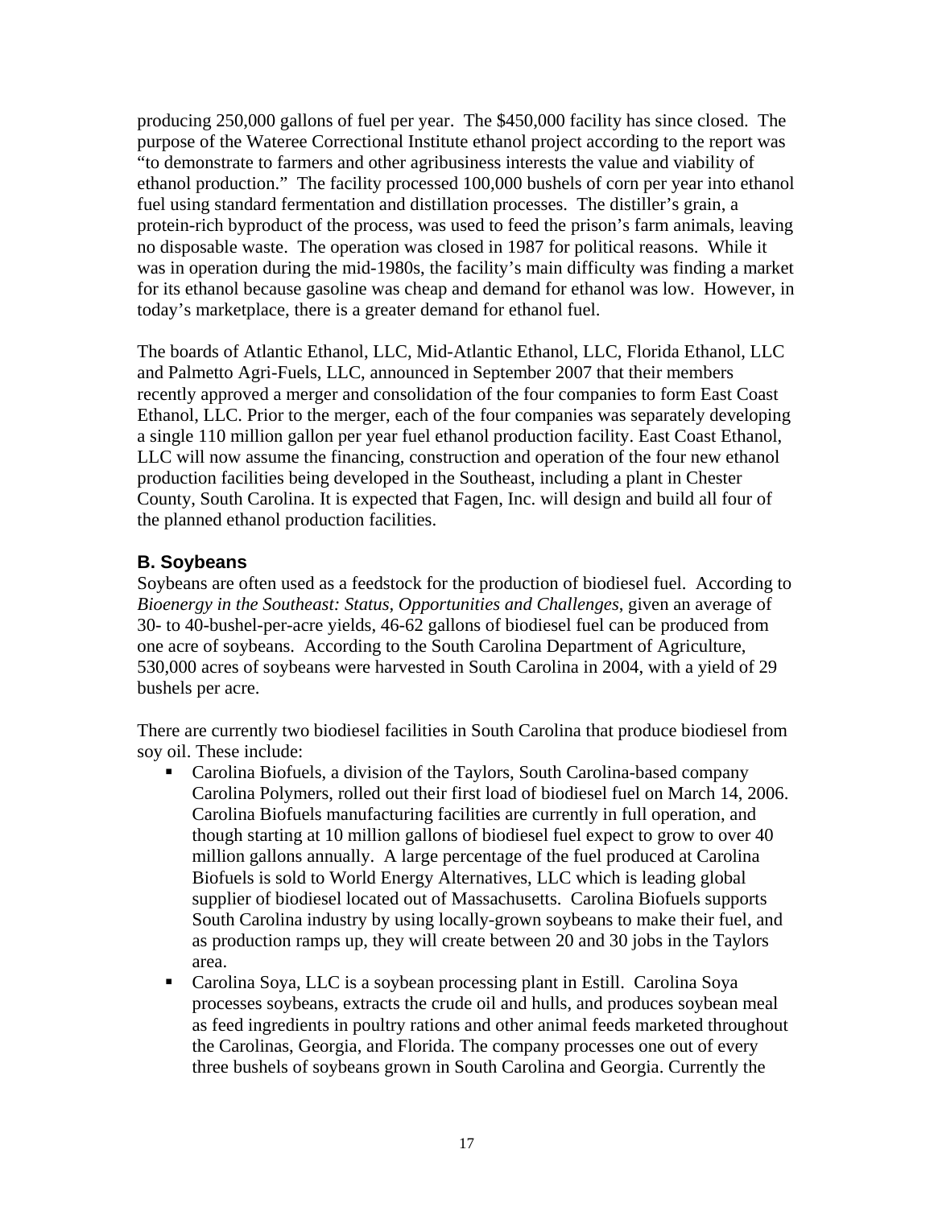producing 250,000 gallons of fuel per year. The $450,000 facility has since closed. The purpose of the Wateree Correctional Institute ethanol project according to the report was "to demonstrate to farmers and other agribusiness interests the value and viability of ethanol production." The facility processed 100,000 bushels of corn per year into ethanol fuel using standard fermentation and distillation processes. The distiller's grain, a protein-rich byproduct of the process, was used to feed the prison's farm animals, leaving no disposable waste. The operation was closed in 1987 for political reasons. While it was in operation during the mid-1980s, the facility's main difficulty was finding a market for its ethanol because gasoline was cheap and demand for ethanol was low. However, in today's marketplace, there is a greater demand for ethanol fuel.

The boards of Atlantic Ethanol, LLC, Mid-Atlantic Ethanol, LLC, Florida Ethanol, LLC and Palmetto Agri-Fuels, LLC, announced in September 2007 that their members recently approved a merger and consolidation of the four companies to form East Coast Ethanol, LLC. Prior to the merger, each of the four companies was separately developing a single 110 million gallon per year fuel ethanol production facility. East Coast Ethanol, LLC will now assume the financing, construction and operation of the four new ethanol production facilities being developed in the Southeast, including a plant in Chester County, South Carolina. It is expected that Fagen, Inc. will design and build all four of the planned ethanol production facilities.

### B. Soybeans

Soybeans are often used as a feedstock for the production of biodiesel fuel. According to *Bioenergy in the Southeast: Status, Opportunities and Challenges*, given an average of 30- to 40-bushel-per-acre yields, 46-62 gallons of biodiesel fuel can be produced from one acre of soybeans. According to the South Carolina Department of Agriculture, 530,000 acres of soybeans were harvested in South Carolina in 2004, with a yield of 29 bushels per acre.

There are currently two biodiesel facilities in South Carolina that produce biodiesel from soy oil. These include:

- Carolina Biofuels, a division of the Taylors, South Carolina-based company Carolina Polymers, rolled out their first load of biodiesel fuel on March 14, 2006. Carolina Biofuels manufacturing facilities are currently in full operation, and though starting at 10 million gallons of biodiesel fuel expect to grow to over 40 million gallons annually. A large percentage of the fuel produced at Carolina Biofuels is sold to World Energy Alternatives, LLC which is leading global supplier of biodiesel located out of Massachusetts. Carolina Biofuels supports South Carolina industry by using locally-grown soybeans to make their fuel, and as production ramps up, they will create between 20 and 30 jobs in the Taylors area.
- Carolina Soya, LLC is a soybean processing plant in Estill. Carolina Soya processes soybeans, extracts the crude oil and hulls, and produces soybean meal as feed ingredients in poultry rations and other animal feeds marketed throughout the Carolinas, Georgia, and Florida. The company processes one out of every three bushels of soybeans grown in South Carolina and Georgia. Currently the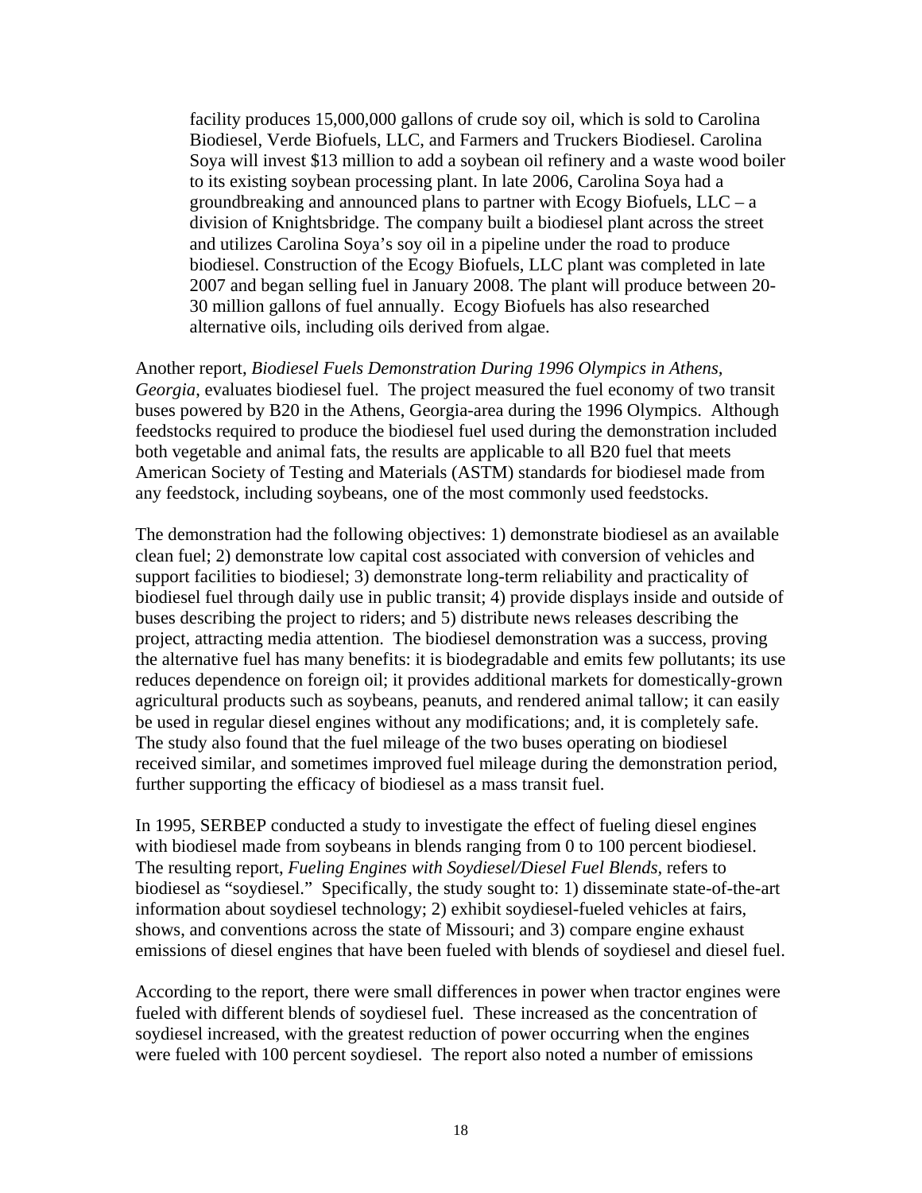> facility produces 15,000,000 gallons of crude soy oil, which is sold to Carolina Biodiesel, Verde Biofuels, LLC, and Farmers and Truckers Biodiesel. Carolina Soya will invest $13 million to add a soybean oil refinery and a waste wood boiler to its existing soybean processing plant. In late 2006, Carolina Soya had a groundbreaking and announced plans to partner with Ecogy Biofuels, LLC – a division of Knightsbridge. The company built a biodiesel plant across the street and utilizes Carolina Soya's soy oil in a pipeline under the road to produce biodiesel. Construction of the Ecogy Biofuels, LLC plant was completed in late 2007 and began selling fuel in January 2008. The plant will produce between 20-30 million gallons of fuel annually. Ecogy Biofuels has also researched alternative oils, including oils derived from algae.

Another report, *Biodiesel Fuels Demonstration During 1996 Olympics in Athens, Georgia*, evaluates biodiesel fuel. The project measured the fuel economy of two transit buses powered by B20 in the Athens, Georgia-area during the 1996 Olympics. Although feedstocks required to produce the biodiesel fuel used during the demonstration included both vegetable and animal fats, the results are applicable to all B20 fuel that meets American Society of Testing and Materials (ASTM) standards for biodiesel made from any feedstock, including soybeans, one of the most commonly used feedstocks.

The demonstration had the following objectives: 1) demonstrate biodiesel as an available clean fuel; 2) demonstrate low capital cost associated with conversion of vehicles and support facilities to biodiesel; 3) demonstrate long-term reliability and practicality of biodiesel fuel through daily use in public transit; 4) provide displays inside and outside of buses describing the project to riders; and 5) distribute news releases describing the project, attracting media attention. The biodiesel demonstration was a success, proving the alternative fuel has many benefits: it is biodegradable and emits few pollutants; its use reduces dependence on foreign oil; it provides additional markets for domestically-grown agricultural products such as soybeans, peanuts, and rendered animal tallow; it can easily be used in regular diesel engines without any modifications; and, it is completely safe. The study also found that the fuel mileage of the two buses operating on biodiesel received similar, and sometimes improved fuel mileage during the demonstration period, further supporting the efficacy of biodiesel as a mass transit fuel.

In 1995, SERBEP conducted a study to investigate the effect of fueling diesel engines with biodiesel made from soybeans in blends ranging from 0 to 100 percent biodiesel. The resulting report, *Fueling Engines with Soydiesel/Diesel Fuel Blends,* refers to biodiesel as "soydiesel." Specifically, the study sought to: 1) disseminate state-of-the-art information about soydiesel technology; 2) exhibit soydiesel-fueled vehicles at fairs, shows, and conventions across the state of Missouri; and 3) compare engine exhaust emissions of diesel engines that have been fueled with blends of soydiesel and diesel fuel.

According to the report, there were small differences in power when tractor engines were fueled with different blends of soydiesel fuel. These increased as the concentration of soydiesel increased, with the greatest reduction of power occurring when the engines were fueled with 100 percent soydiesel. The report also noted a number of emissions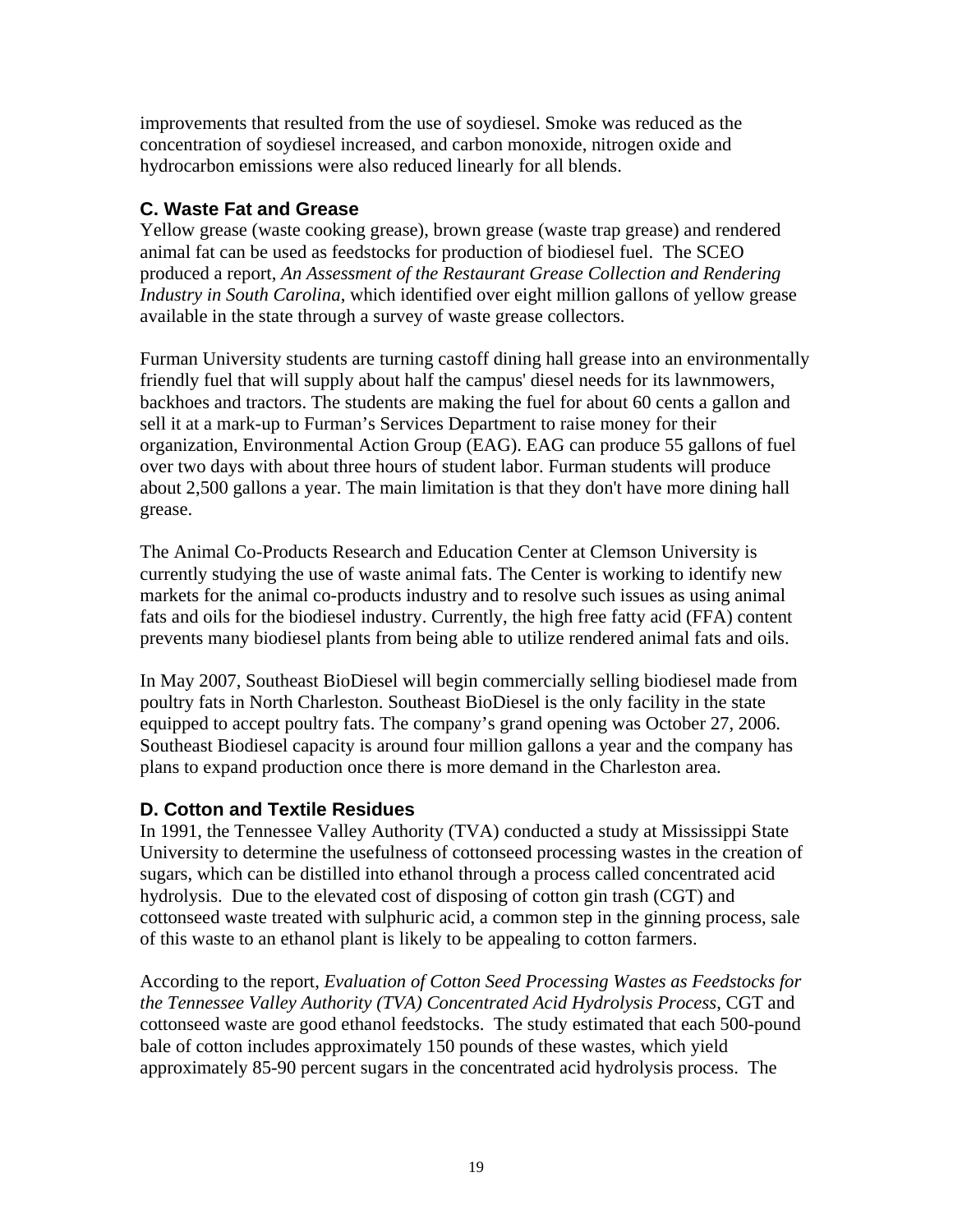improvements that resulted from the use of soydiesel. Smoke was reduced as the concentration of soydiesel increased, and carbon monoxide, nitrogen oxide and hydrocarbon emissions were also reduced linearly for all blends.

### C. Waste Fat and Grease

Yellow grease (waste cooking grease), brown grease (waste trap grease) and rendered animal fat can be used as feedstocks for production of biodiesel fuel. The SCEO produced a report, *An Assessment of the Restaurant Grease Collection and Rendering Industry in South Carolina*, which identified over eight million gallons of yellow grease available in the state through a survey of waste grease collectors.

Furman University students are turning castoff dining hall grease into an environmentally friendly fuel that will supply about half the campus' diesel needs for its lawnmowers, backhoes and tractors. The students are making the fuel for about 60 cents a gallon and sell it at a mark-up to Furman's Services Department to raise money for their organization, Environmental Action Group (EAG). EAG can produce 55 gallons of fuel over two days with about three hours of student labor. Furman students will produce about 2,500 gallons a year. The main limitation is that they don't have more dining hall grease.

The Animal Co-Products Research and Education Center at Clemson University is currently studying the use of waste animal fats. The Center is working to identify new markets for the animal co-products industry and to resolve such issues as using animal fats and oils for the biodiesel industry. Currently, the high free fatty acid (FFA) content prevents many biodiesel plants from being able to utilize rendered animal fats and oils.

In May 2007, Southeast BioDiesel will begin commercially selling biodiesel made from poultry fats in North Charleston. Southeast BioDiesel is the only facility in the state equipped to accept poultry fats. The company's grand opening was October 27, 2006. Southeast Biodiesel capacity is around four million gallons a year and the company has plans to expand production once there is more demand in the Charleston area.

### D. Cotton and Textile Residues

In 1991, the Tennessee Valley Authority (TVA) conducted a study at Mississippi State University to determine the usefulness of cottonseed processing wastes in the creation of sugars, which can be distilled into ethanol through a process called concentrated acid hydrolysis. Due to the elevated cost of disposing of cotton gin trash (CGT) and cottonseed waste treated with sulphuric acid, a common step in the ginning process, sale of this waste to an ethanol plant is likely to be appealing to cotton farmers.

According to the report, *Evaluation of Cotton Seed Processing Wastes as Feedstocks for the Tennessee Valley Authority (TVA) Concentrated Acid Hydrolysis Process*, CGT and cottonseed waste are good ethanol feedstocks. The study estimated that each 500-pound bale of cotton includes approximately 150 pounds of these wastes, which yield approximately 85-90 percent sugars in the concentrated acid hydrolysis process. The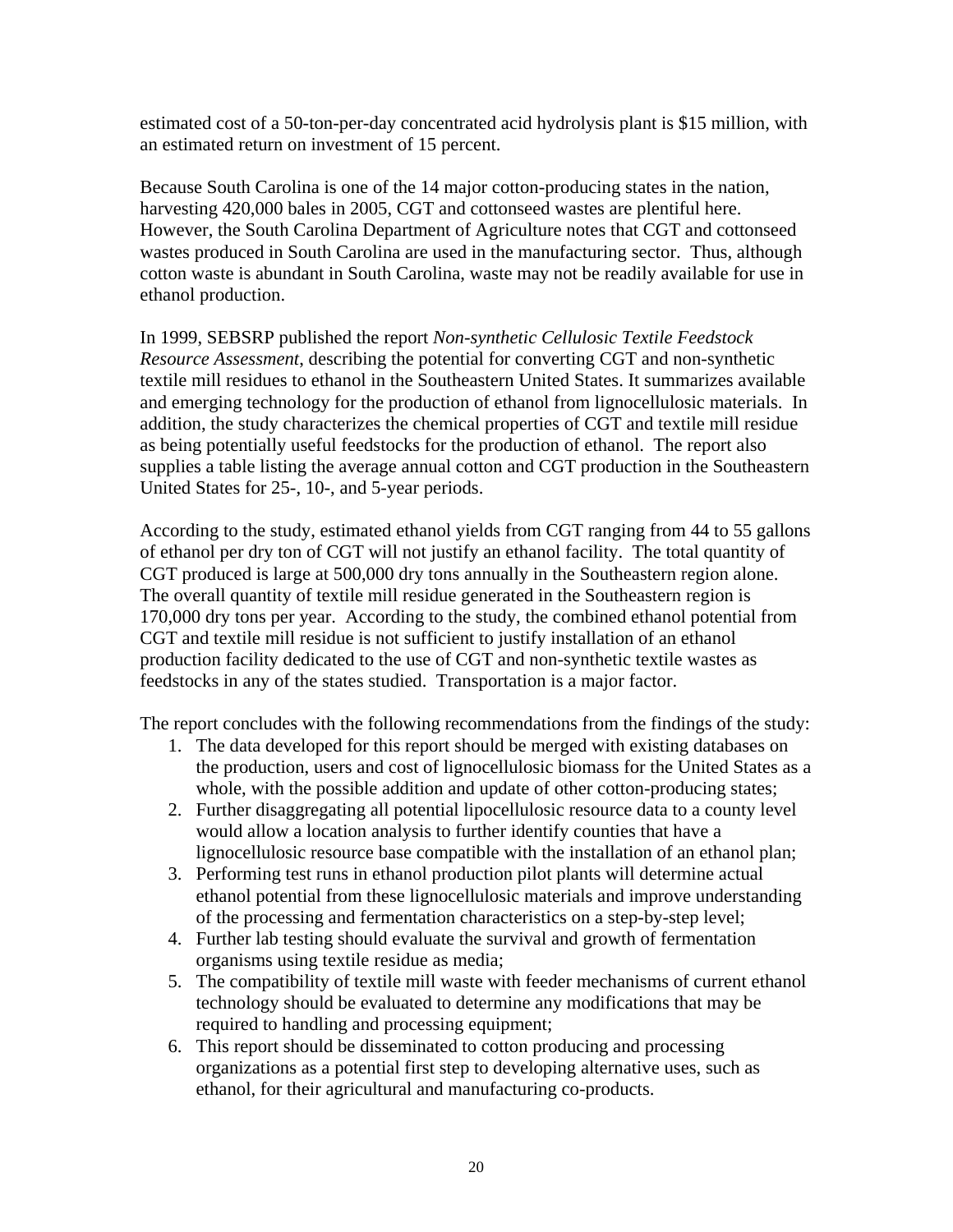estimated cost of a 50-ton-per-day concentrated acid hydrolysis plant is $15 million, with an estimated return on investment of 15 percent.

Because South Carolina is one of the 14 major cotton-producing states in the nation, harvesting 420,000 bales in 2005, CGT and cottonseed wastes are plentiful here. However, the South Carolina Department of Agriculture notes that CGT and cottonseed wastes produced in South Carolina are used in the manufacturing sector. Thus, although cotton waste is abundant in South Carolina, waste may not be readily available for use in ethanol production.

In 1999, SEBSRP published the report *Non-synthetic Cellulosic Textile Feedstock Resource Assessment*, describing the potential for converting CGT and non-synthetic textile mill residues to ethanol in the Southeastern United States. It summarizes available and emerging technology for the production of ethanol from lignocellulosic materials. In addition, the study characterizes the chemical properties of CGT and textile mill residue as being potentially useful feedstocks for the production of ethanol. The report also supplies a table listing the average annual cotton and CGT production in the Southeastern United States for 25-, 10-, and 5-year periods.

According to the study, estimated ethanol yields from CGT ranging from 44 to 55 gallons of ethanol per dry ton of CGT will not justify an ethanol facility. The total quantity of CGT produced is large at 500,000 dry tons annually in the Southeastern region alone. The overall quantity of textile mill residue generated in the Southeastern region is 170,000 dry tons per year. According to the study, the combined ethanol potential from CGT and textile mill residue is not sufficient to justify installation of an ethanol production facility dedicated to the use of CGT and non-synthetic textile wastes as feedstocks in any of the states studied. Transportation is a major factor.

The report concludes with the following recommendations from the findings of the study:

1. The data developed for this report should be merged with existing databases on the production, users and cost of lignocellulosic biomass for the United States as a whole, with the possible addition and update of other cotton-producing states;
2. Further disaggregating all potential lipocellulosic resource data to a county level would allow a location analysis to further identify counties that have a lignocellulosic resource base compatible with the installation of an ethanol plan;
3. Performing test runs in ethanol production pilot plants will determine actual ethanol potential from these lignocellulosic materials and improve understanding of the processing and fermentation characteristics on a step-by-step level;
4. Further lab testing should evaluate the survival and growth of fermentation organisms using textile residue as media;
5. The compatibility of textile mill waste with feeder mechanisms of current ethanol technology should be evaluated to determine any modifications that may be required to handling and processing equipment;
6. This report should be disseminated to cotton producing and processing organizations as a potential first step to developing alternative uses, such as ethanol, for their agricultural and manufacturing co-products.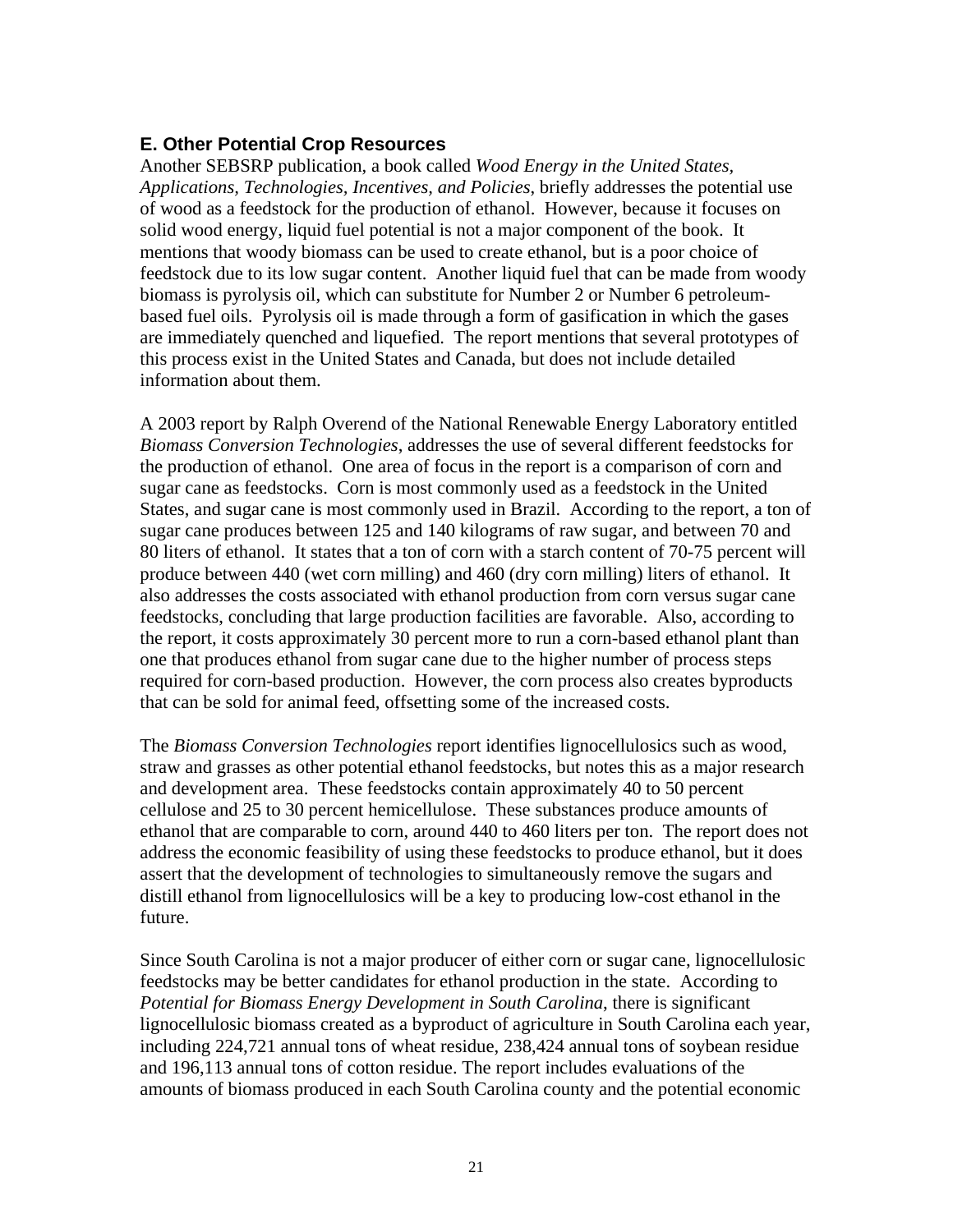## E. Other Potential Crop Resources

Another SEBSRP publication, a book called *Wood Energy in the United States, Applications, Technologies, Incentives, and Policies*, briefly addresses the potential use of wood as a feedstock for the production of ethanol. However, because it focuses on solid wood energy, liquid fuel potential is not a major component of the book. It mentions that woody biomass can be used to create ethanol, but is a poor choice of feedstock due to its low sugar content. Another liquid fuel that can be made from woody biomass is pyrolysis oil, which can substitute for Number 2 or Number 6 petroleum-based fuel oils. Pyrolysis oil is made through a form of gasification in which the gases are immediately quenched and liquefied. The report mentions that several prototypes of this process exist in the United States and Canada, but does not include detailed information about them.

A 2003 report by Ralph Overend of the National Renewable Energy Laboratory entitled *Biomass Conversion Technologies*, addresses the use of several different feedstocks for the production of ethanol. One area of focus in the report is a comparison of corn and sugar cane as feedstocks. Corn is most commonly used as a feedstock in the United States, and sugar cane is most commonly used in Brazil. According to the report, a ton of sugar cane produces between 125 and 140 kilograms of raw sugar, and between 70 and 80 liters of ethanol. It states that a ton of corn with a starch content of 70-75 percent will produce between 440 (wet corn milling) and 460 (dry corn milling) liters of ethanol. It also addresses the costs associated with ethanol production from corn versus sugar cane feedstocks, concluding that large production facilities are favorable. Also, according to the report, it costs approximately 30 percent more to run a corn-based ethanol plant than one that produces ethanol from sugar cane due to the higher number of process steps required for corn-based production. However, the corn process also creates byproducts that can be sold for animal feed, offsetting some of the increased costs.

The *Biomass Conversion Technologies* report identifies lignocellulosics such as wood, straw and grasses as other potential ethanol feedstocks, but notes this as a major research and development area. These feedstocks contain approximately 40 to 50 percent cellulose and 25 to 30 percent hemicellulose. These substances produce amounts of ethanol that are comparable to corn, around 440 to 460 liters per ton. The report does not address the economic feasibility of using these feedstocks to produce ethanol, but it does assert that the development of technologies to simultaneously remove the sugars and distill ethanol from lignocellulosics will be a key to producing low-cost ethanol in the future.

Since South Carolina is not a major producer of either corn or sugar cane, lignocellulosic feedstocks may be better candidates for ethanol production in the state. According to *Potential for Biomass Energy Development in South Carolina*, there is significant lignocellulosic biomass created as a byproduct of agriculture in South Carolina each year, including 224,721 annual tons of wheat residue, 238,424 annual tons of soybean residue and 196,113 annual tons of cotton residue. The report includes evaluations of the amounts of biomass produced in each South Carolina county and the potential economic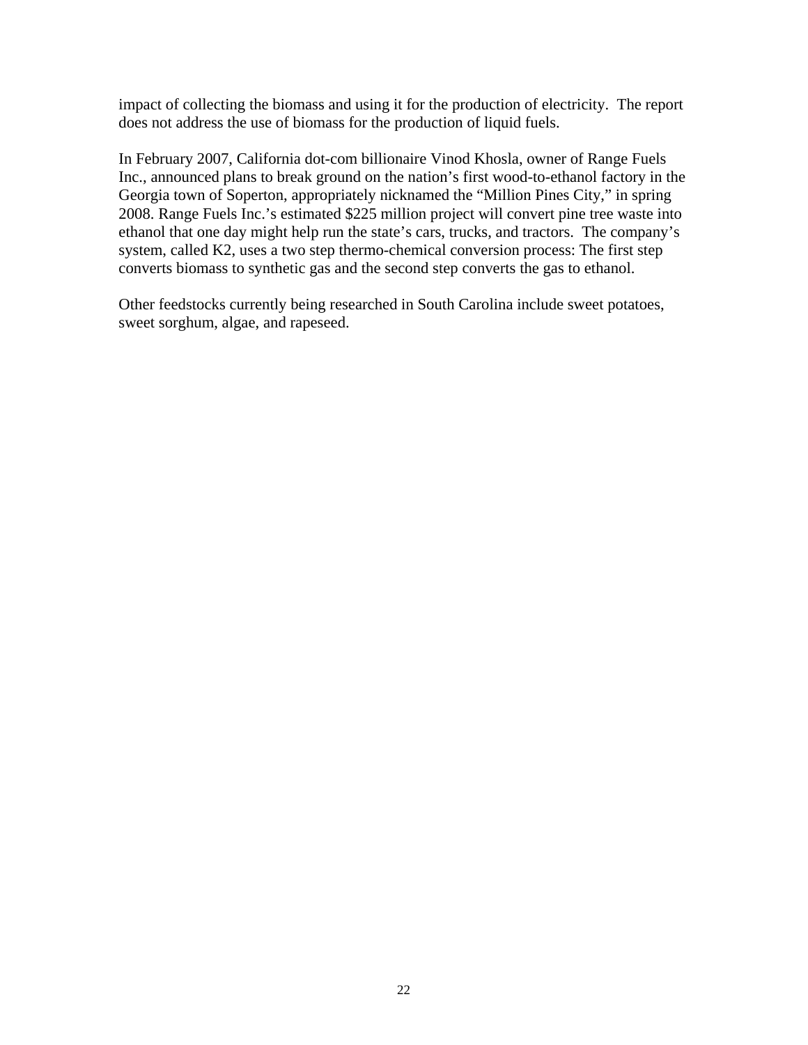impact of collecting the biomass and using it for the production of electricity. The report does not address the use of biomass for the production of liquid fuels.

In February 2007, California dot-com billionaire Vinod Khosla, owner of Range Fuels Inc., announced plans to break ground on the nation's first wood-to-ethanol factory in the Georgia town of Soperton, appropriately nicknamed the "Million Pines City," in spring 2008. Range Fuels Inc.'s estimated $225 million project will convert pine tree waste into ethanol that one day might help run the state's cars, trucks, and tractors. The company's system, called K2, uses a two step thermo-chemical conversion process: The first step converts biomass to synthetic gas and the second step converts the gas to ethanol.

Other feedstocks currently being researched in South Carolina include sweet potatoes, sweet sorghum, algae, and rapeseed.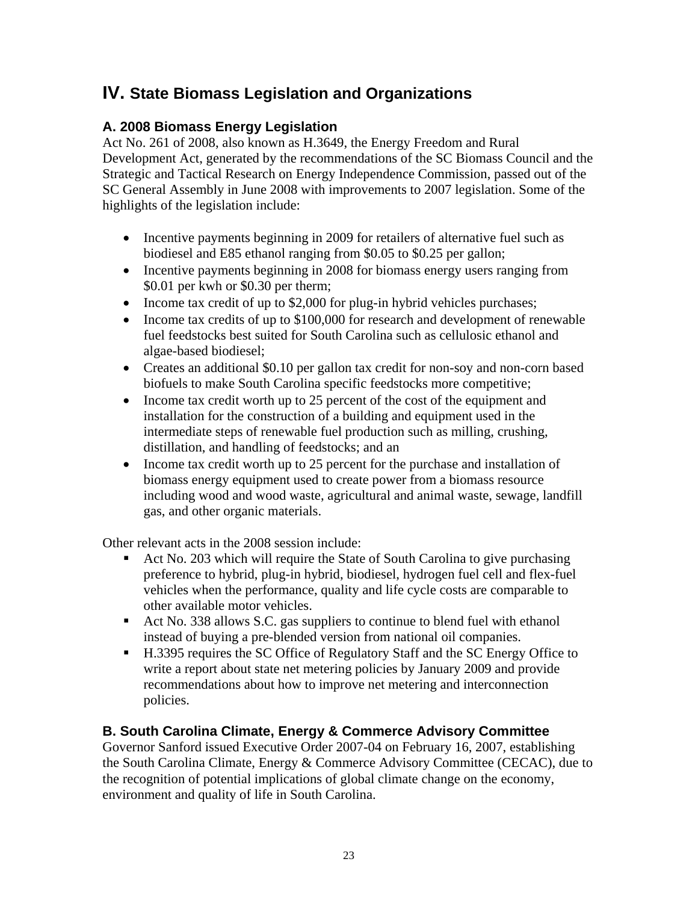# IV. State Biomass Legislation and Organizations

## A. 2008 Biomass Energy Legislation

Act No. 261 of 2008, also known as H.3649, the Energy Freedom and Rural Development Act, generated by the recommendations of the SC Biomass Council and the Strategic and Tactical Research on Energy Independence Commission, passed out of the SC General Assembly in June 2008 with improvements to 2007 legislation. Some of the highlights of the legislation include:

- Incentive payments beginning in 2009 for retailers of alternative fuel such as biodiesel and E85 ethanol ranging from $0.05 to $0.25 per gallon;
- Incentive payments beginning in 2008 for biomass energy users ranging from $0.01 per kwh or $0.30 per therm;
- Income tax credit of up to $2,000 for plug-in hybrid vehicles purchases;
- Income tax credits of up to $100,000 for research and development of renewable fuel feedstocks best suited for South Carolina such as cellulosic ethanol and algae-based biodiesel;
- Creates an additional $0.10 per gallon tax credit for non-soy and non-corn based biofuels to make South Carolina specific feedstocks more competitive;
- Income tax credit worth up to 25 percent of the cost of the equipment and installation for the construction of a building and equipment used in the intermediate steps of renewable fuel production such as milling, crushing, distillation, and handling of feedstocks; and an
- Income tax credit worth up to 25 percent for the purchase and installation of biomass energy equipment used to create power from a biomass resource including wood and wood waste, agricultural and animal waste, sewage, landfill gas, and other organic materials.

Other relevant acts in the 2008 session include:

- Act No. 203 which will require the State of South Carolina to give purchasing preference to hybrid, plug-in hybrid, biodiesel, hydrogen fuel cell and flex-fuel vehicles when the performance, quality and life cycle costs are comparable to other available motor vehicles.
- Act No. 338 allows S.C. gas suppliers to continue to blend fuel with ethanol instead of buying a pre-blended version from national oil companies.
- H.3395 requires the SC Office of Regulatory Staff and the SC Energy Office to write a report about state net metering policies by January 2009 and provide recommendations about how to improve net metering and interconnection policies.

## B. South Carolina Climate, Energy & Commerce Advisory Committee

Governor Sanford issued Executive Order 2007-04 on February 16, 2007, establishing the South Carolina Climate, Energy & Commerce Advisory Committee (CECAC), due to the recognition of potential implications of global climate change on the economy, environment and quality of life in South Carolina.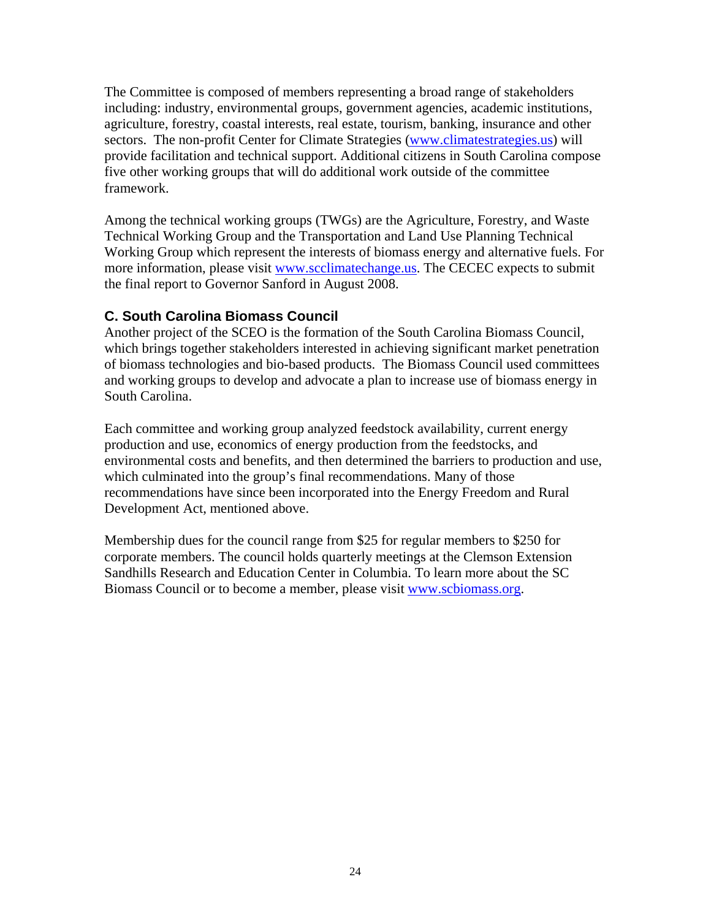The Committee is composed of members representing a broad range of stakeholders including: industry, environmental groups, government agencies, academic institutions, agriculture, forestry, coastal interests, real estate, tourism, banking, insurance and other sectors. The non-profit Center for Climate Strategies (www.climatestrategies.us) will provide facilitation and technical support. Additional citizens in South Carolina compose five other working groups that will do additional work outside of the committee framework.

Among the technical working groups (TWGs) are the Agriculture, Forestry, and Waste Technical Working Group and the Transportation and Land Use Planning Technical Working Group which represent the interests of biomass energy and alternative fuels. For more information, please visit www.scclimatechange.us. The CECEC expects to submit the final report to Governor Sanford in August 2008.

### C. South Carolina Biomass Council

Another project of the SCEO is the formation of the South Carolina Biomass Council, which brings together stakeholders interested in achieving significant market penetration of biomass technologies and bio-based products. The Biomass Council used committees and working groups to develop and advocate a plan to increase use of biomass energy in South Carolina.

Each committee and working group analyzed feedstock availability, current energy production and use, economics of energy production from the feedstocks, and environmental costs and benefits, and then determined the barriers to production and use, which culminated into the group's final recommendations. Many of those recommendations have since been incorporated into the Energy Freedom and Rural Development Act, mentioned above.

Membership dues for the council range from $25 for regular members to $250 for corporate members. The council holds quarterly meetings at the Clemson Extension Sandhills Research and Education Center in Columbia. To learn more about the SC Biomass Council or to become a member, please visit www.scbiomass.org.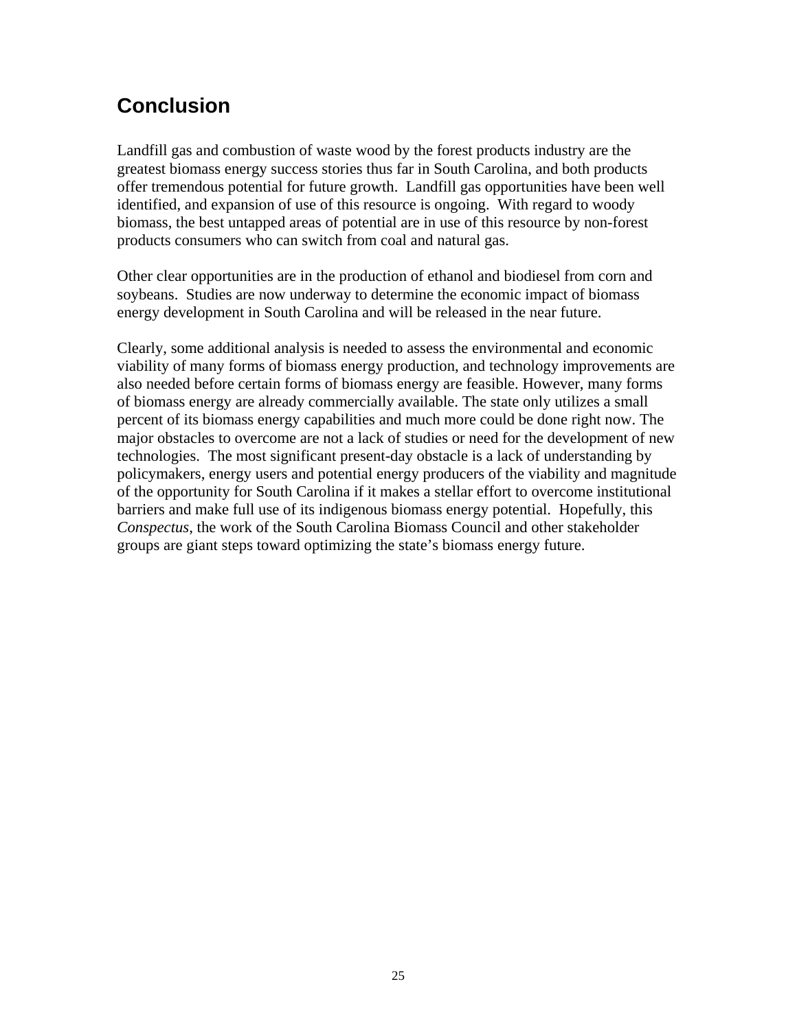## Conclusion

Landfill gas and combustion of waste wood by the forest products industry are the greatest biomass energy success stories thus far in South Carolina, and both products offer tremendous potential for future growth. Landfill gas opportunities have been well identified, and expansion of use of this resource is ongoing. With regard to woody biomass, the best untapped areas of potential are in use of this resource by non-forest products consumers who can switch from coal and natural gas.

Other clear opportunities are in the production of ethanol and biodiesel from corn and soybeans. Studies are now underway to determine the economic impact of biomass energy development in South Carolina and will be released in the near future.

Clearly, some additional analysis is needed to assess the environmental and economic viability of many forms of biomass energy production, and technology improvements are also needed before certain forms of biomass energy are feasible. However, many forms of biomass energy are already commercially available. The state only utilizes a small percent of its biomass energy capabilities and much more could be done right now. The major obstacles to overcome are not a lack of studies or need for the development of new technologies. The most significant present-day obstacle is a lack of understanding by policymakers, energy users and potential energy producers of the viability and magnitude of the opportunity for South Carolina if it makes a stellar effort to overcome institutional barriers and make full use of its indigenous biomass energy potential. Hopefully, this *Conspectus*, the work of the South Carolina Biomass Council and other stakeholder groups are giant steps toward optimizing the state's biomass energy future.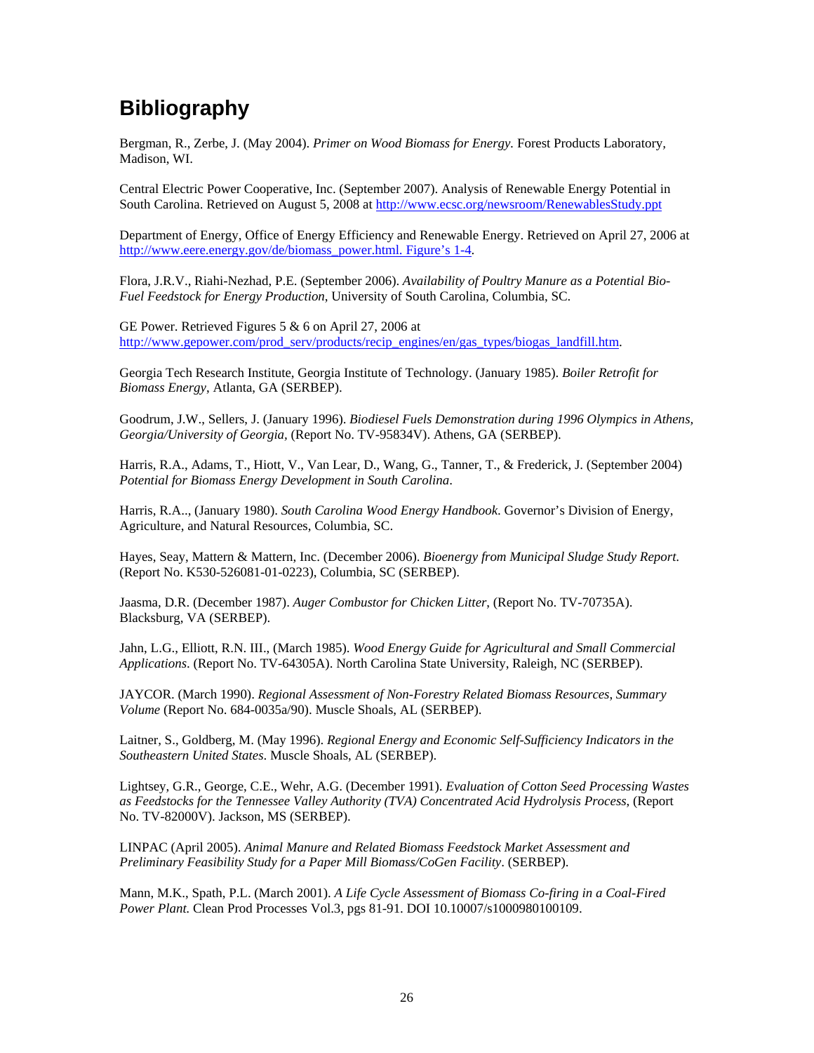# Bibliography

Bergman, R., Zerbe, J. (May 2004). *Primer on Wood Biomass for Energy*. Forest Products Laboratory, Madison, WI.

Central Electric Power Cooperative, Inc. (September 2007). Analysis of Renewable Energy Potential in South Carolina. Retrieved on August 5, 2008 at http://www.ecsc.org/newsroom/RenewablesStudy.ppt

Department of Energy, Office of Energy Efficiency and Renewable Energy. Retrieved on April 27, 2006 at http://www.eere.energy.gov/de/biomass_power.html. Figure's 1-4.

Flora, J.R.V., Riahi-Nezhad, P.E. (September 2006). *Availability of Poultry Manure as a Potential Bio-Fuel Feedstock for Energy Production*, University of South Carolina, Columbia, SC.

GE Power. Retrieved Figures 5 & 6 on April 27, 2006 at http://www.gepower.com/prod_serv/products/recip_engines/en/gas_types/biogas_landfill.htm.

Georgia Tech Research Institute, Georgia Institute of Technology. (January 1985). *Boiler Retrofit for Biomass Energy*, Atlanta, GA (SERBEP).

Goodrum, J.W., Sellers, J. (January 1996). *Biodiesel Fuels Demonstration during 1996 Olympics in Athens, Georgia/University of Georgia*, (Report No. TV-95834V). Athens, GA (SERBEP).

Harris, R.A., Adams, T., Hiott, V., Van Lear, D., Wang, G., Tanner, T., & Frederick, J. (September 2004) *Potential for Biomass Energy Development in South Carolina*.

Harris, R.A.., (January 1980). *South Carolina Wood Energy Handbook*. Governor's Division of Energy, Agriculture, and Natural Resources, Columbia, SC.

Hayes, Seay, Mattern & Mattern, Inc. (December 2006). *Bioenergy from Municipal Sludge Study Report*. (Report No. K530-526081-01-0223), Columbia, SC (SERBEP).

Jaasma, D.R. (December 1987). *Auger Combustor for Chicken Litter*, (Report No. TV-70735A). Blacksburg, VA (SERBEP).

Jahn, L.G., Elliott, R.N. III., (March 1985). *Wood Energy Guide for Agricultural and Small Commercial Applications*. (Report No. TV-64305A). North Carolina State University, Raleigh, NC (SERBEP).

JAYCOR. (March 1990). *Regional Assessment of Non-Forestry Related Biomass Resources, Summary Volume* (Report No. 684-0035a/90). Muscle Shoals, AL (SERBEP).

Laitner, S., Goldberg, M. (May 1996). *Regional Energy and Economic Self-Sufficiency Indicators in the Southeastern United States*. Muscle Shoals, AL (SERBEP).

Lightsey, G.R., George, C.E., Wehr, A.G. (December 1991). *Evaluation of Cotton Seed Processing Wastes as Feedstocks for the Tennessee Valley Authority (TVA) Concentrated Acid Hydrolysis Process*, (Report No. TV-82000V). Jackson, MS (SERBEP).

LINPAC (April 2005). *Animal Manure and Related Biomass Feedstock Market Assessment and Preliminary Feasibility Study for a Paper Mill Biomass/CoGen Facility*. (SERBEP).

Mann, M.K., Spath, P.L. (March 2001). *A Life Cycle Assessment of Biomass Co-firing in a Coal-Fired Power Plant.* Clean Prod Processes Vol.3, pgs 81-91. DOI 10.10007/s1000980100109.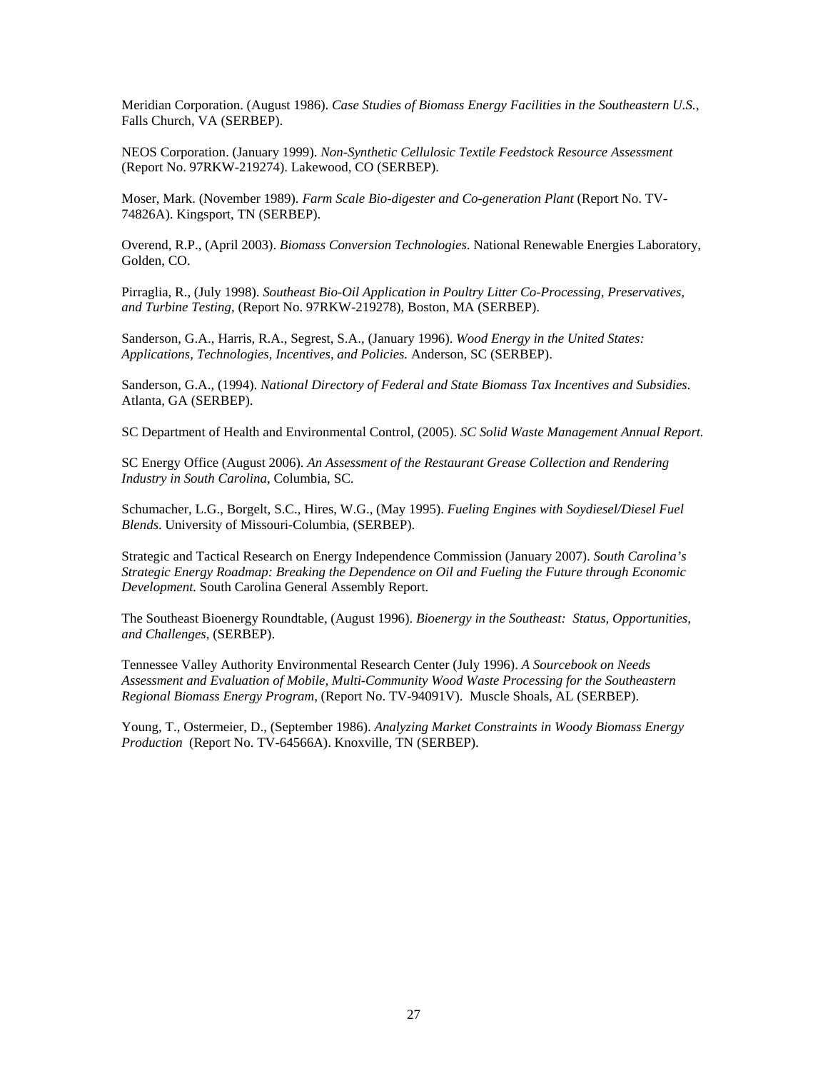Meridian Corporation. (August 1986). *Case Studies of Biomass Energy Facilities in the Southeastern U.S.*, Falls Church, VA (SERBEP).

NEOS Corporation. (January 1999). *Non-Synthetic Cellulosic Textile Feedstock Resource Assessment* (Report No. 97RKW-219274). Lakewood, CO (SERBEP).

Moser, Mark. (November 1989). *Farm Scale Bio-digester and Co-generation Plant* (Report No. TV-74826A). Kingsport, TN (SERBEP).

Overend, R.P., (April 2003). *Biomass Conversion Technologies*. National Renewable Energies Laboratory, Golden, CO.

Pirraglia, R., (July 1998). *Southeast Bio-Oil Application in Poultry Litter Co-Processing, Preservatives, and Turbine Testing*, (Report No. 97RKW-219278), Boston, MA (SERBEP).

Sanderson, G.A., Harris, R.A., Segrest, S.A., (January 1996). *Wood Energy in the United States: Applications, Technologies, Incentives, and Policies.* Anderson, SC (SERBEP).

Sanderson, G.A., (1994). *National Directory of Federal and State Biomass Tax Incentives and Subsidies*. Atlanta, GA (SERBEP).

SC Department of Health and Environmental Control, (2005). *SC Solid Waste Management Annual Report.*

SC Energy Office (August 2006). *An Assessment of the Restaurant Grease Collection and Rendering Industry in South Carolina*, Columbia, SC.

Schumacher, L.G., Borgelt, S.C., Hires, W.G., (May 1995). *Fueling Engines with Soydiesel/Diesel Fuel Blends*. University of Missouri-Columbia, (SERBEP).

Strategic and Tactical Research on Energy Independence Commission (January 2007). *South Carolina's Strategic Energy Roadmap: Breaking the Dependence on Oil and Fueling the Future through Economic Development.* South Carolina General Assembly Report.

The Southeast Bioenergy Roundtable, (August 1996). *Bioenergy in the Southeast: Status, Opportunities, and Challenges*, (SERBEP).

Tennessee Valley Authority Environmental Research Center (July 1996). *A Sourcebook on Needs Assessment and Evaluation of Mobile, Multi-Community Wood Waste Processing for the Southeastern Regional Biomass Energy Program*, (Report No. TV-94091V). Muscle Shoals, AL (SERBEP).

Young, T., Ostermeier, D., (September 1986). *Analyzing Market Constraints in Woody Biomass Energy Production* (Report No. TV-64566A). Knoxville, TN (SERBEP).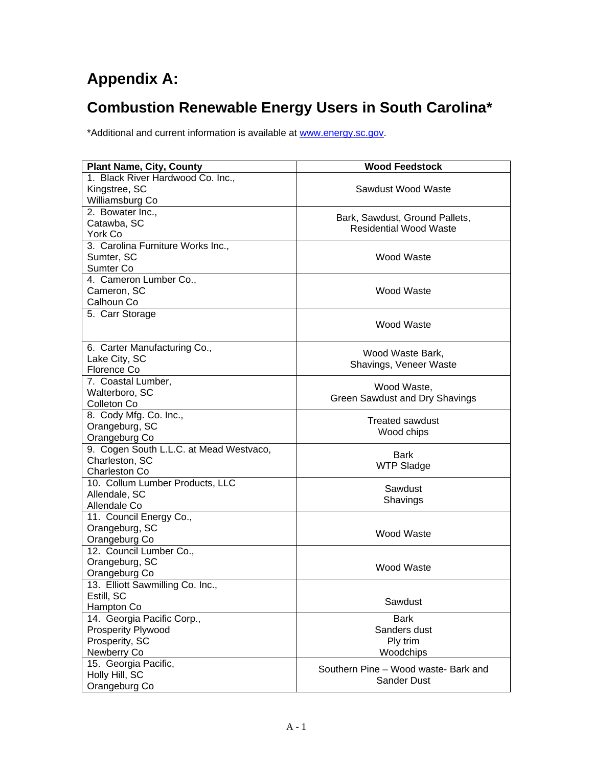# Appendix A:

## Combustion Renewable Energy Users in South Carolina*

*Additional and current information is available at www.energy.sc.gov.

| Plant Name, City, County | Wood Feedstock |
|---|---|
| 1. Black River Hardwood Co. Inc., Kingstree, SC Williamsburg Co | Sawdust Wood Waste |
| 2. Bowater Inc., Catawba, SC York Co | Bark, Sawdust, Ground Pallets, Residential Wood Waste |
| 3. Carolina Furniture Works Inc., Sumter, SC Sumter Co | Wood Waste |
| 4. Cameron Lumber Co., Cameron, SC Calhoun Co | Wood Waste |
| 5. Carr Storage | Wood Waste |
| 6. Carter Manufacturing Co., Lake City, SC Florence Co | Wood Waste Bark, Shavings, Veneer Waste |
| 7. Coastal Lumber, Walterboro, SC Colleton Co | Wood Waste, Green Sawdust and Dry Shavings |
| 8. Cody Mfg. Co. Inc., Orangeburg, SC Orangeburg Co | Treated sawdust Wood chips |
| 9. Cogen South L.L.C. at Mead Westvaco, Charleston, SC Charleston Co | Bark WTP Sladge |
| 10. Collum Lumber Products, LLC Allendale, SC Allendale Co | Sawdust Shavings |
| 11. Council Energy Co., Orangeburg, SC Orangeburg Co | Wood Waste |
| 12. Council Lumber Co., Orangeburg, SC Orangeburg Co | Wood Waste |
| 13. Elliott Sawmilling Co. Inc., Estill, SC Hampton Co | Sawdust |
| 14. Georgia Pacific Corp., Prosperity Plywood Prosperity, SC Newberry Co | Bark Sanders dust Ply trim Woodchips |
| 15. Georgia Pacific, Holly Hill, SC Orangeburg Co | Southern Pine – Wood waste- Bark and Sander Dust |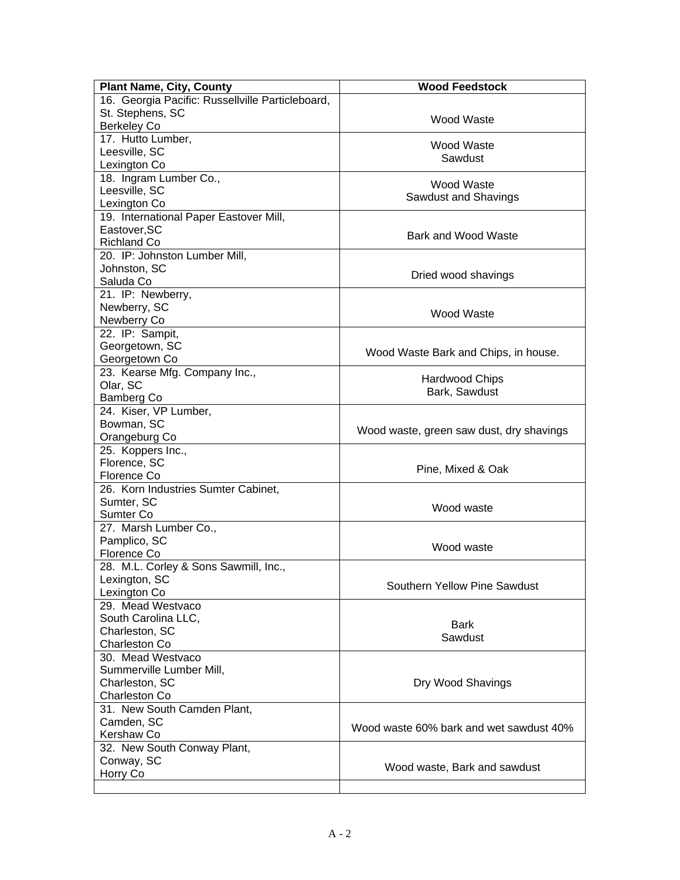| Plant Name, City, County | Wood Feedstock |
|---|---|
| 16. Georgia Pacific: Russellville Particleboard, St. Stephens, SC Berkeley Co | Wood Waste |
| 17. Hutto Lumber, Leesville, SC Lexington Co | Wood Waste Sawdust |
| 18. Ingram Lumber Co., Leesville, SC Lexington Co | Wood Waste Sawdust and Shavings |
| 19. International Paper Eastover Mill, Eastover,SC Richland Co | Bark and Wood Waste |
| 20. IP: Johnston Lumber Mill, Johnston, SC Saluda Co | Dried wood shavings |
| 21. IP: Newberry, Newberry, SC Newberry Co | Wood Waste |
| 22. IP: Sampit, Georgetown, SC Georgetown Co | Wood Waste Bark and Chips, in house. |
| 23. Kearse Mfg. Company Inc., Olar, SC Bamberg Co | Hardwood Chips Bark, Sawdust |
| 24. Kiser, VP Lumber, Bowman, SC Orangeburg Co | Wood waste, green saw dust, dry shavings |
| 25. Koppers Inc., Florence, SC Florence Co | Pine, Mixed & Oak |
| 26. Korn Industries Sumter Cabinet, Sumter, SC Sumter Co | Wood waste |
| 27. Marsh Lumber Co., Pamplico, SC Florence Co | Wood waste |
| 28. M.L. Corley & Sons Sawmill, Inc., Lexington, SC Lexington Co | Southern Yellow Pine Sawdust |
| 29. Mead Westvaco South Carolina LLC, Charleston, SC Charleston Co | Bark Sawdust |
| 30. Mead Westvaco Summerville Lumber Mill, Charleston, SC Charleston Co | Dry Wood Shavings |
| 31. New South Camden Plant, Camden, SC Kershaw Co | Wood waste 60% bark and wet sawdust 40% |
| 32. New South Conway Plant, Conway, SC Horry Co | Wood waste, Bark and sawdust |
| | |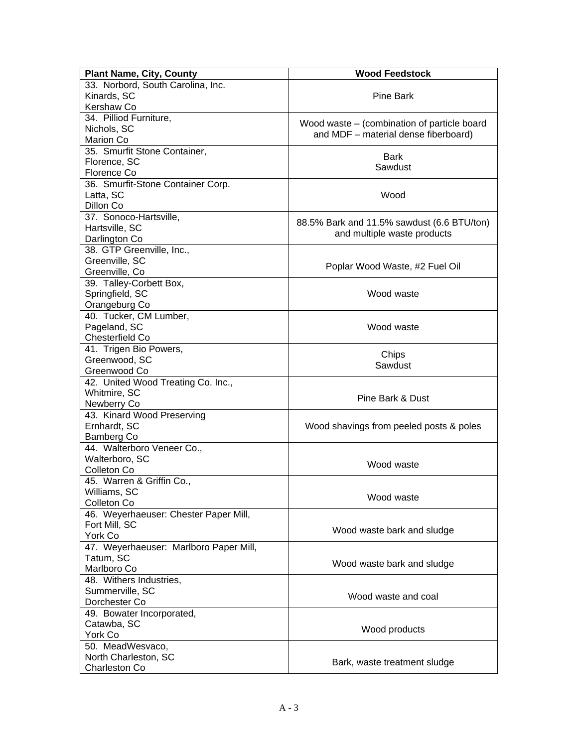| Plant Name, City, County | Wood Feedstock |
|---|---|
| 33. Norbord, South Carolina, Inc.<br>Kinards, SC<br>Kershaw Co | Pine Bark |
| 34. Pilliod Furniture,<br>Nichols, SC<br>Marion Co | Wood waste – (combination of particle board and MDF – material dense fiberboard) |
| 35. Smurfit Stone Container,<br>Florence, SC<br>Florence Co | Bark<br>Sawdust |
| 36. Smurfit-Stone Container Corp.<br>Latta, SC<br>Dillon Co | Wood |
| 37. Sonoco-Hartsville,<br>Hartsville, SC<br>Darlington Co | 88.5% Bark and 11.5% sawdust (6.6 BTU/ton) and multiple waste products |
| 38. GTP Greenville, Inc.,<br>Greenville, SC<br>Greenville, Co | Poplar Wood Waste, #2 Fuel Oil |
| 39. Talley-Corbett Box,<br>Springfield, SC<br>Orangeburg Co | Wood waste |
| 40. Tucker, CM Lumber,<br>Pageland, SC<br>Chesterfield Co | Wood waste |
| 41. Trigen Bio Powers,<br>Greenwood, SC<br>Greenwood Co | Chips<br>Sawdust |
| 42. United Wood Treating Co. Inc.,<br>Whitmire, SC<br>Newberry Co | Pine Bark & Dust |
| 43. Kinard Wood Preserving<br>Ernhardt, SC<br>Bamberg Co | Wood shavings from peeled posts & poles |
| 44. Walterboro Veneer Co.,<br>Walterboro, SC<br>Colleton Co | Wood waste |
| 45. Warren & Griffin Co.,<br>Williams, SC<br>Colleton Co | Wood waste |
| 46. Weyerhaeuser: Chester Paper Mill,<br>Fort Mill, SC<br>York Co | Wood waste bark and sludge |
| 47. Weyerhaeuser: Marlboro Paper Mill,<br>Tatum, SC<br>Marlboro Co | Wood waste bark and sludge |
| 48. Withers Industries,<br>Summerville, SC<br>Dorchester Co | Wood waste and coal |
| 49. Bowater Incorporated,<br>Catawba, SC<br>York Co | Wood products |
| 50. MeadWesvaco,<br>North Charleston, SC<br>Charleston Co | Bark, waste treatment sludge |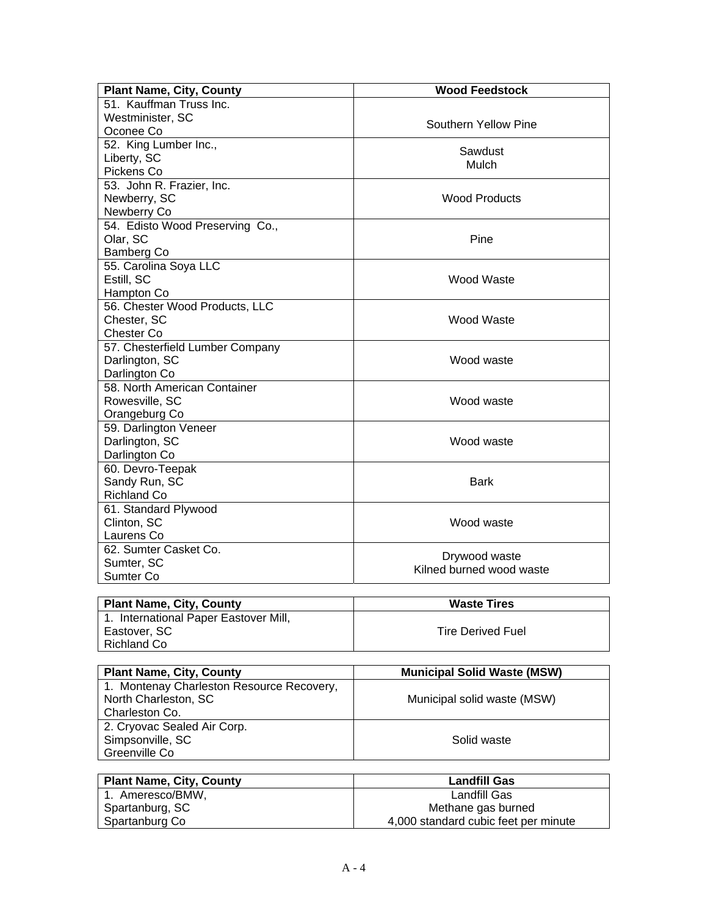| Plant Name, City, County | Wood Feedstock |
|---|---|
| 51. Kauffman Truss Inc.<br>Westminister, SC<br>Oconee Co | Southern Yellow Pine |
| 52. King Lumber Inc.,<br>Liberty, SC<br>Pickens Co | Sawdust<br>Mulch |
| 53. John R. Frazier, Inc.<br>Newberry, SC<br>Newberry Co | Wood Products |
| 54. Edisto Wood Preserving Co.,<br>Olar, SC<br>Bamberg Co | Pine |
| 55. Carolina Soya LLC<br>Estill, SC<br>Hampton Co | Wood Waste |
| 56. Chester Wood Products, LLC<br>Chester, SC<br>Chester Co | Wood Waste |
| 57. Chesterfield Lumber Company<br>Darlington, SC<br>Darlington Co | Wood waste |
| 58. North American Container<br>Rowesville, SC<br>Orangeburg Co | Wood waste |
| 59. Darlington Veneer<br>Darlington, SC<br>Darlington Co | Wood waste |
| 60. Devro-Teepak<br>Sandy Run, SC<br>Richland Co | Bark |
| 61. Standard Plywood<br>Clinton, SC<br>Laurens Co | Wood waste |
| 62. Sumter Casket Co.<br>Sumter, SC<br>Sumter Co | Drywood waste<br>Kilned burned wood waste |

| Plant Name, City, County | Waste Tires |
|---|---|
| 1. International Paper Eastover Mill,<br>Eastover, SC<br>Richland Co | Tire Derived Fuel |

| Plant Name, City, County | Municipal Solid Waste (MSW) |
|---|---|
| 1. Montenay Charleston Resource Recovery,<br>North Charleston, SC<br>Charleston Co. | Municipal solid waste (MSW) |
| 2. Cryovac Sealed Air Corp.<br>Simpsonville, SC<br>Greenville Co | Solid waste |

| Plant Name, City, County | Landfill Gas |
|---|---|
| 1. Ameresco/BMW,<br>Spartanburg, SC<br>Spartanburg Co | Landfill Gas<br>Methane gas burned<br>4,000 standard cubic feet per minute |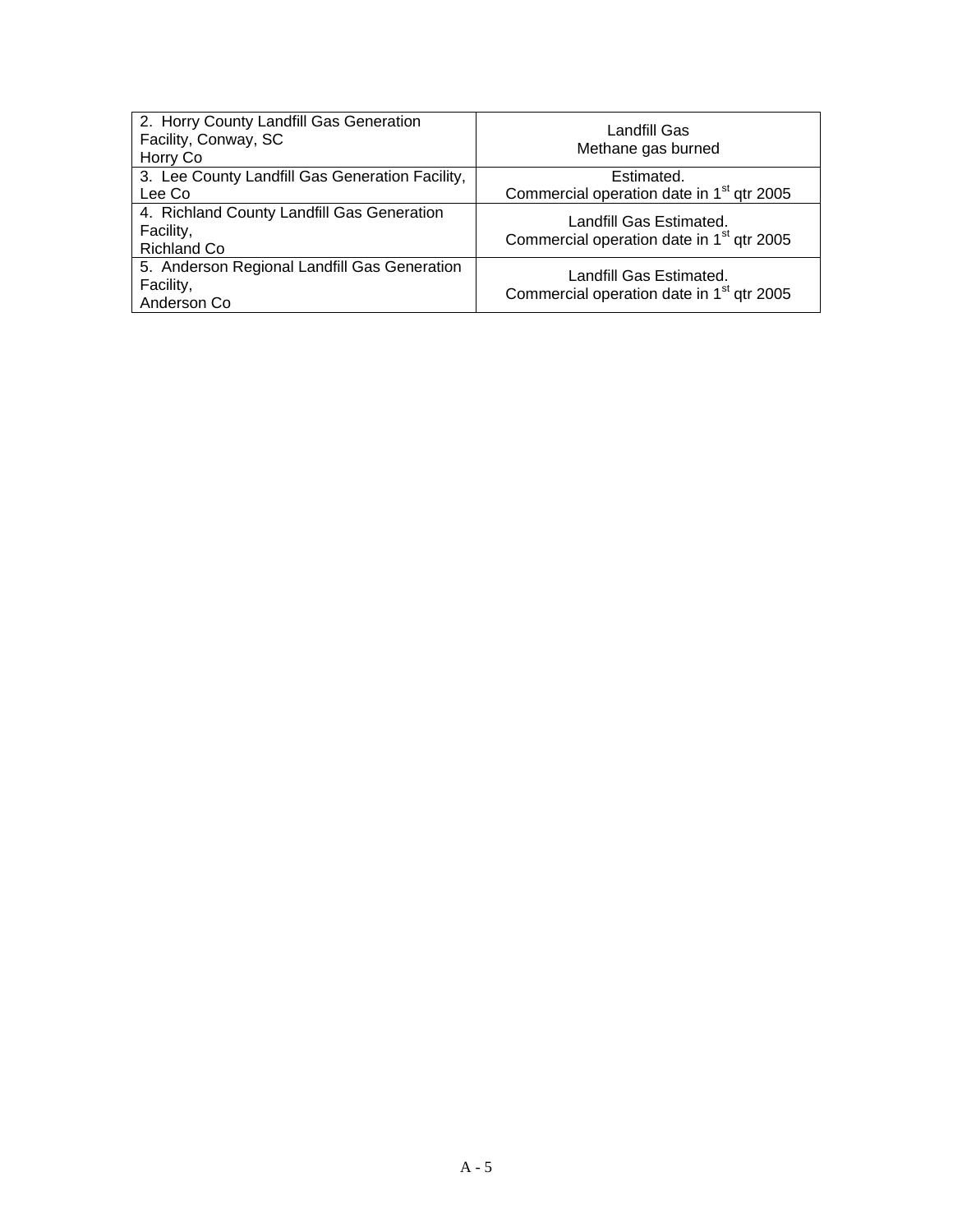| | |
|---|---|
| 2. Horry County Landfill Gas Generation Facility, Conway, SC Horry Co | Landfill Gas Methane gas burned |
| 3. Lee County Landfill Gas Generation Facility, Lee Co | Estimated. Commercial operation date in 1st qtr 2005 |
| 4. Richland County Landfill Gas Generation Facility, Richland Co | Landfill Gas Estimated. Commercial operation date in 1st qtr 2005 |
| 5. Anderson Regional Landfill Gas Generation Facility, Anderson Co | Landfill Gas Estimated. Commercial operation date in 1st qtr 2005 |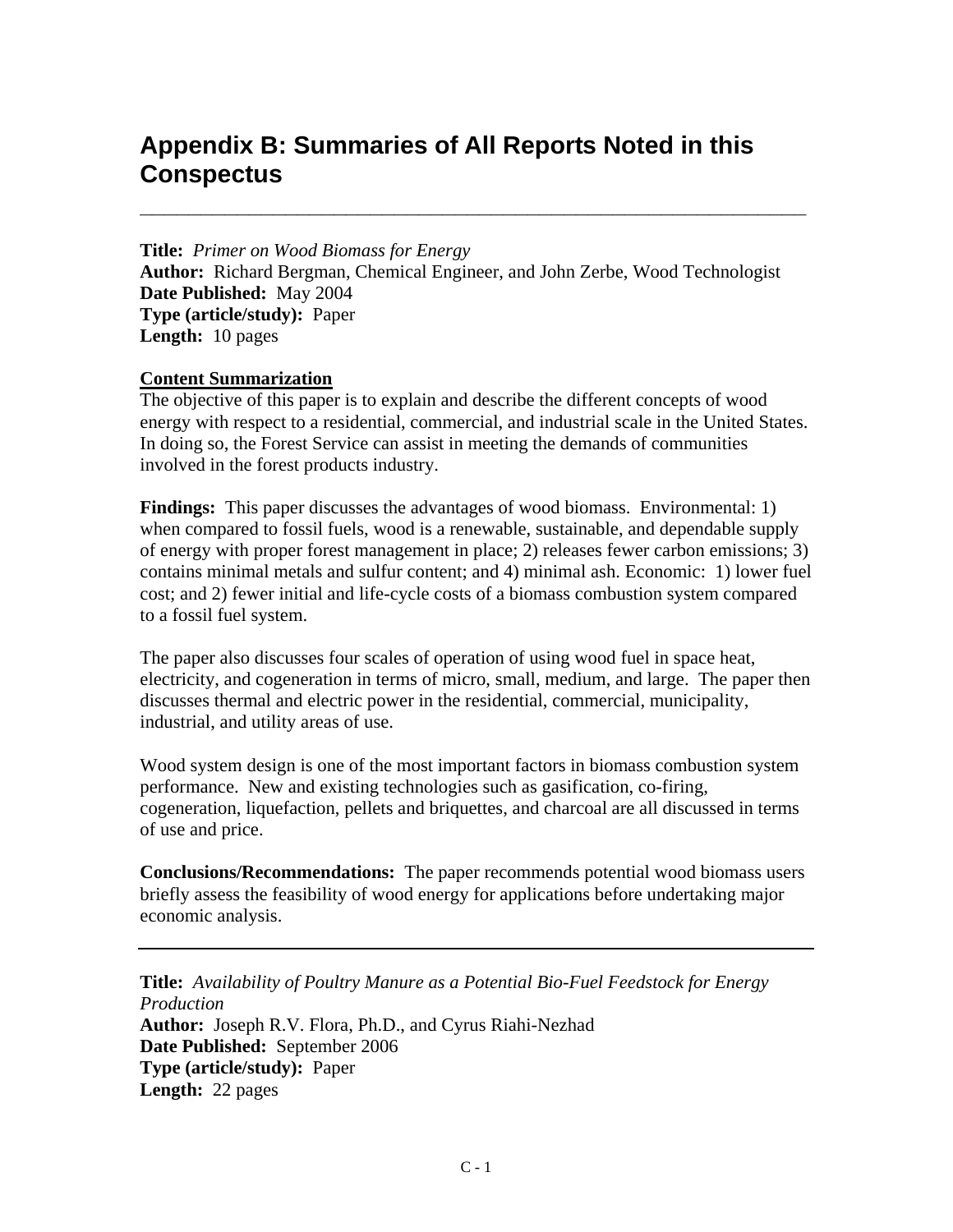# Appendix B: Summaries of All Reports Noted in this Conspectus

---

**Title:** *Primer on Wood Biomass for Energy*
**Author:** Richard Bergman, Chemical Engineer, and John Zerbe, Wood Technologist
**Date Published:** May 2004
**Type (article/study):** Paper
**Length:** 10 pages

**Content Summarization**

The objective of this paper is to explain and describe the different concepts of wood energy with respect to a residential, commercial, and industrial scale in the United States. In doing so, the Forest Service can assist in meeting the demands of communities involved in the forest products industry.

**Findings:** This paper discusses the advantages of wood biomass. Environmental: 1) when compared to fossil fuels, wood is a renewable, sustainable, and dependable supply of energy with proper forest management in place; 2) releases fewer carbon emissions; 3) contains minimal metals and sulfur content; and 4) minimal ash. Economic: 1) lower fuel cost; and 2) fewer initial and life-cycle costs of a biomass combustion system compared to a fossil fuel system.

The paper also discusses four scales of operation of using wood fuel in space heat, electricity, and cogeneration in terms of micro, small, medium, and large. The paper then discusses thermal and electric power in the residential, commercial, municipality, industrial, and utility areas of use.

Wood system design is one of the most important factors in biomass combustion system performance. New and existing technologies such as gasification, co-firing, cogeneration, liquefaction, pellets and briquettes, and charcoal are all discussed in terms of use and price.

**Conclusions/Recommendations:** The paper recommends potential wood biomass users briefly assess the feasibility of wood energy for applications before undertaking major economic analysis.

---

**Title:** *Availability of Poultry Manure as a Potential Bio-Fuel Feedstock for Energy Production*
**Author:** Joseph R.V. Flora, Ph.D., and Cyrus Riahi-Nezhad
**Date Published:** September 2006
**Type (article/study):** Paper
**Length:** 22 pages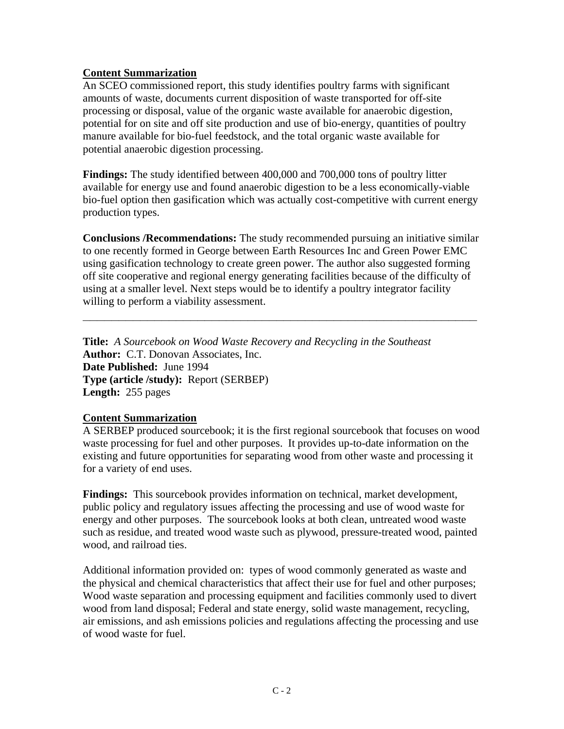**Content Summarization**

An SCEO commissioned report, this study identifies poultry farms with significant amounts of waste, documents current disposition of waste transported for off-site processing or disposal, value of the organic waste available for anaerobic digestion, potential for on site and off site production and use of bio-energy, quantities of poultry manure available for bio-fuel feedstock, and the total organic waste available for potential anaerobic digestion processing.

**Findings:** The study identified between 400,000 and 700,000 tons of poultry litter available for energy use and found anaerobic digestion to be a less economically-viable bio-fuel option then gasification which was actually cost-competitive with current energy production types.

**Conclusions /Recommendations:** The study recommended pursuing an initiative similar to one recently formed in George between Earth Resources Inc and Green Power EMC using gasification technology to create green power. The author also suggested forming off site cooperative and regional energy generating facilities because of the difficulty of using at a smaller level. Next steps would be to identify a poultry integrator facility willing to perform a viability assessment.

---

**Title:** *A Sourcebook on Wood Waste Recovery and Recycling in the Southeast*
**Author:** C.T. Donovan Associates, Inc.
**Date Published:** June 1994
**Type (article /study):** Report (SERBEP)
**Length:** 255 pages

**Content Summarization**

A SERBEP produced sourcebook; it is the first regional sourcebook that focuses on wood waste processing for fuel and other purposes. It provides up-to-date information on the existing and future opportunities for separating wood from other waste and processing it for a variety of end uses.

**Findings:** This sourcebook provides information on technical, market development, public policy and regulatory issues affecting the processing and use of wood waste for energy and other purposes. The sourcebook looks at both clean, untreated wood waste such as residue, and treated wood waste such as plywood, pressure-treated wood, painted wood, and railroad ties.

Additional information provided on: types of wood commonly generated as waste and the physical and chemical characteristics that affect their use for fuel and other purposes; Wood waste separation and processing equipment and facilities commonly used to divert wood from land disposal; Federal and state energy, solid waste management, recycling, air emissions, and ash emissions policies and regulations affecting the processing and use of wood waste for fuel.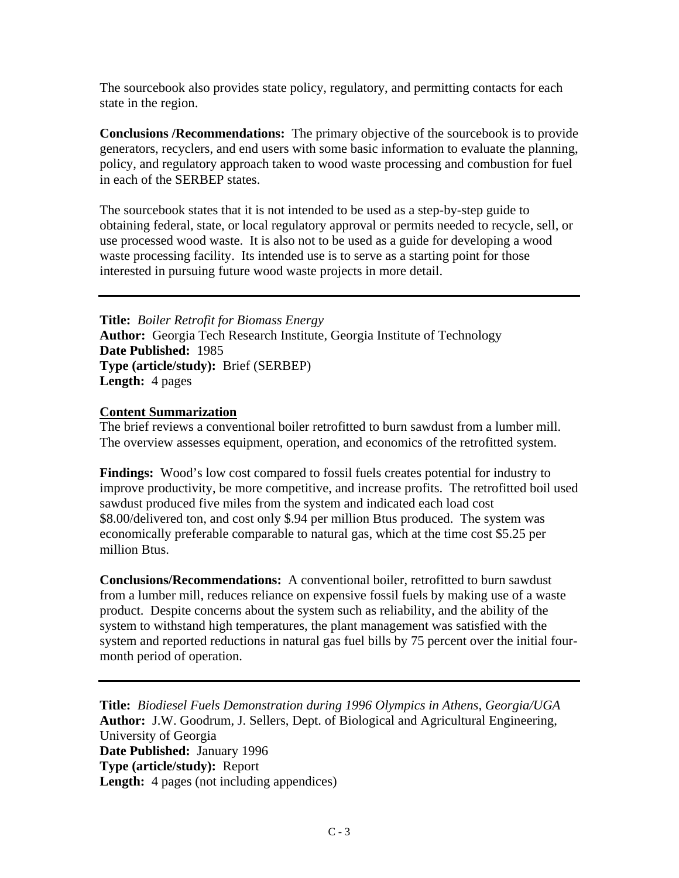The sourcebook also provides state policy, regulatory, and permitting contacts for each state in the region.

**Conclusions /Recommendations:** The primary objective of the sourcebook is to provide generators, recyclers, and end users with some basic information to evaluate the planning, policy, and regulatory approach taken to wood waste processing and combustion for fuel in each of the SERBEP states.

The sourcebook states that it is not intended to be used as a step-by-step guide to obtaining federal, state, or local regulatory approval or permits needed to recycle, sell, or use processed wood waste. It is also not to be used as a guide for developing a wood waste processing facility. Its intended use is to serve as a starting point for those interested in pursuing future wood waste projects in more detail.

---

**Title:** *Boiler Retrofit for Biomass Energy*
**Author:** Georgia Tech Research Institute, Georgia Institute of Technology
**Date Published:** 1985
**Type (article/study):** Brief (SERBEP)
**Length:** 4 pages

**Content Summarization**

The brief reviews a conventional boiler retrofitted to burn sawdust from a lumber mill. The overview assesses equipment, operation, and economics of the retrofitted system.

**Findings:** Wood's low cost compared to fossil fuels creates potential for industry to improve productivity, be more competitive, and increase profits. The retrofitted boil used sawdust produced five miles from the system and indicated each load cost $8.00/delivered ton, and cost only $.94 per million Btus produced. The system was economically preferable comparable to natural gas, which at the time cost $5.25 per million Btus.

**Conclusions/Recommendations:** A conventional boiler, retrofitted to burn sawdust from a lumber mill, reduces reliance on expensive fossil fuels by making use of a waste product. Despite concerns about the system such as reliability, and the ability of the system to withstand high temperatures, the plant management was satisfied with the system and reported reductions in natural gas fuel bills by 75 percent over the initial four-month period of operation.

---

**Title:** *Biodiesel Fuels Demonstration during 1996 Olympics in Athens, Georgia/UGA*
**Author:** J.W. Goodrum, J. Sellers, Dept. of Biological and Agricultural Engineering, University of Georgia
**Date Published:** January 1996
**Type (article/study):** Report
**Length:** 4 pages (not including appendices)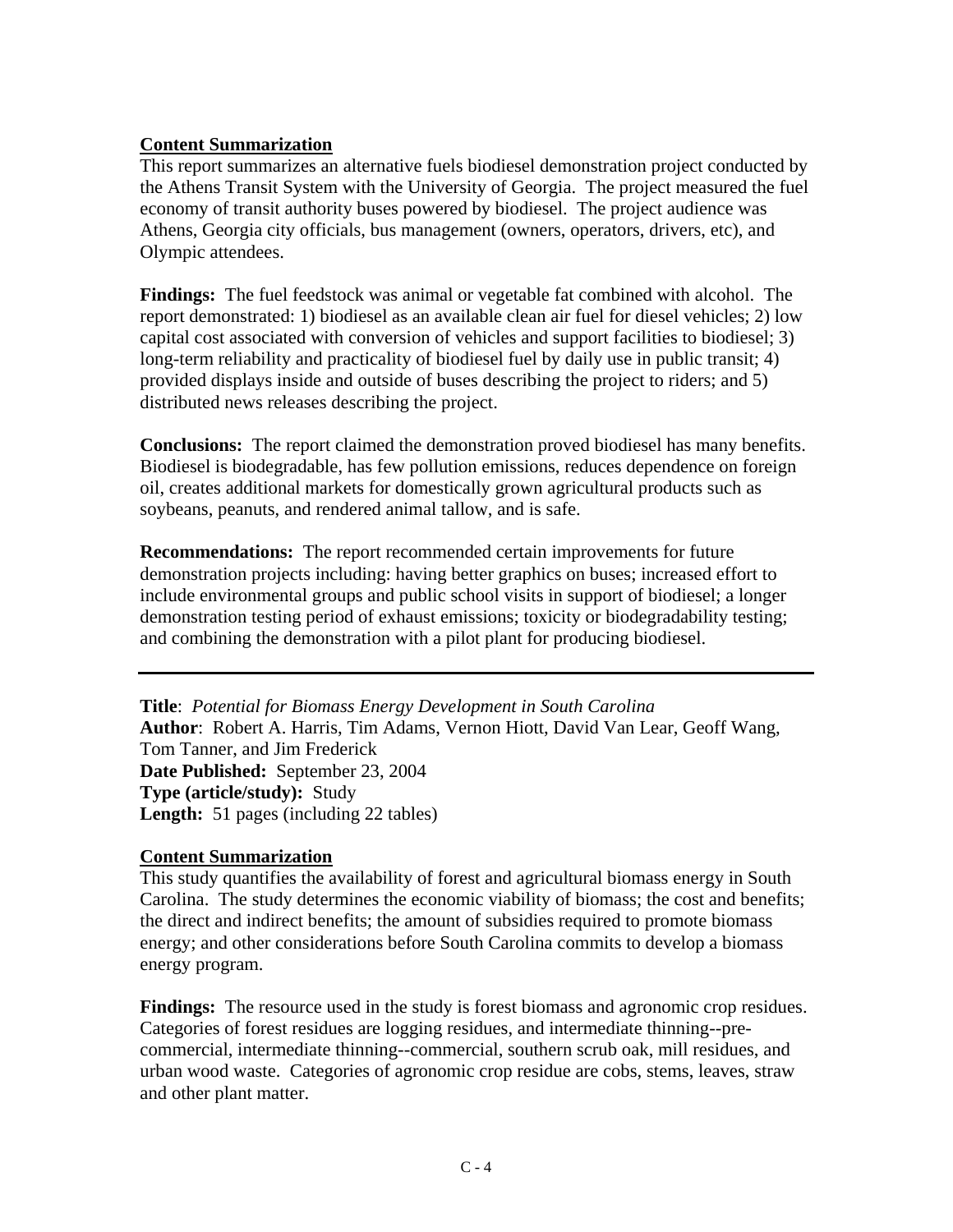**Content Summarization**

This report summarizes an alternative fuels biodiesel demonstration project conducted by the Athens Transit System with the University of Georgia. The project measured the fuel economy of transit authority buses powered by biodiesel. The project audience was Athens, Georgia city officials, bus management (owners, operators, drivers, etc), and Olympic attendees.

**Findings:** The fuel feedstock was animal or vegetable fat combined with alcohol. The report demonstrated: 1) biodiesel as an available clean air fuel for diesel vehicles; 2) low capital cost associated with conversion of vehicles and support facilities to biodiesel; 3) long-term reliability and practicality of biodiesel fuel by daily use in public transit; 4) provided displays inside and outside of buses describing the project to riders; and 5) distributed news releases describing the project.

**Conclusions:** The report claimed the demonstration proved biodiesel has many benefits. Biodiesel is biodegradable, has few pollution emissions, reduces dependence on foreign oil, creates additional markets for domestically grown agricultural products such as soybeans, peanuts, and rendered animal tallow, and is safe.

**Recommendations:** The report recommended certain improvements for future demonstration projects including: having better graphics on buses; increased effort to include environmental groups and public school visits in support of biodiesel; a longer demonstration testing period of exhaust emissions; toxicity or biodegradability testing; and combining the demonstration with a pilot plant for producing biodiesel.

---

**Title**: *Potential for Biomass Energy Development in South Carolina*
**Author**: Robert A. Harris, Tim Adams, Vernon Hiott, David Van Lear, Geoff Wang, Tom Tanner, and Jim Frederick
**Date Published:** September 23, 2004
**Type (article/study):** Study
**Length:** 51 pages (including 22 tables)

**Content Summarization**

This study quantifies the availability of forest and agricultural biomass energy in South Carolina. The study determines the economic viability of biomass; the cost and benefits; the direct and indirect benefits; the amount of subsidies required to promote biomass energy; and other considerations before South Carolina commits to develop a biomass energy program.

**Findings:** The resource used in the study is forest biomass and agronomic crop residues. Categories of forest residues are logging residues, and intermediate thinning--pre-commercial, intermediate thinning--commercial, southern scrub oak, mill residues, and urban wood waste. Categories of agronomic crop residue are cobs, stems, leaves, straw and other plant matter.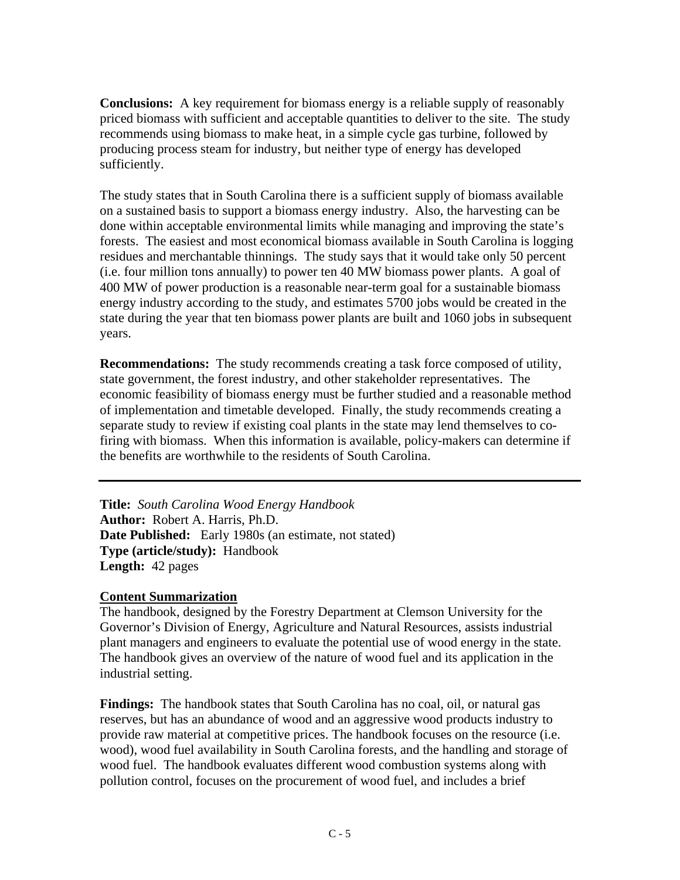**Conclusions:** A key requirement for biomass energy is a reliable supply of reasonably priced biomass with sufficient and acceptable quantities to deliver to the site. The study recommends using biomass to make heat, in a simple cycle gas turbine, followed by producing process steam for industry, but neither type of energy has developed sufficiently.

The study states that in South Carolina there is a sufficient supply of biomass available on a sustained basis to support a biomass energy industry. Also, the harvesting can be done within acceptable environmental limits while managing and improving the state's forests. The easiest and most economical biomass available in South Carolina is logging residues and merchantable thinnings. The study says that it would take only 50 percent (i.e. four million tons annually) to power ten 40 MW biomass power plants. A goal of 400 MW of power production is a reasonable near-term goal for a sustainable biomass energy industry according to the study, and estimates 5700 jobs would be created in the state during the year that ten biomass power plants are built and 1060 jobs in subsequent years.

**Recommendations:** The study recommends creating a task force composed of utility, state government, the forest industry, and other stakeholder representatives. The economic feasibility of biomass energy must be further studied and a reasonable method of implementation and timetable developed. Finally, the study recommends creating a separate study to review if existing coal plants in the state may lend themselves to co-firing with biomass. When this information is available, policy-makers can determine if the benefits are worthwhile to the residents of South Carolina.

---

**Title:** *South Carolina Wood Energy Handbook*
**Author:** Robert A. Harris, Ph.D.
**Date Published:** Early 1980s (an estimate, not stated)
**Type (article/study):** Handbook
**Length:** 42 pages

**Content Summarization**

The handbook, designed by the Forestry Department at Clemson University for the Governor's Division of Energy, Agriculture and Natural Resources, assists industrial plant managers and engineers to evaluate the potential use of wood energy in the state. The handbook gives an overview of the nature of wood fuel and its application in the industrial setting.

**Findings:** The handbook states that South Carolina has no coal, oil, or natural gas reserves, but has an abundance of wood and an aggressive wood products industry to provide raw material at competitive prices. The handbook focuses on the resource (i.e. wood), wood fuel availability in South Carolina forests, and the handling and storage of wood fuel. The handbook evaluates different wood combustion systems along with pollution control, focuses on the procurement of wood fuel, and includes a brief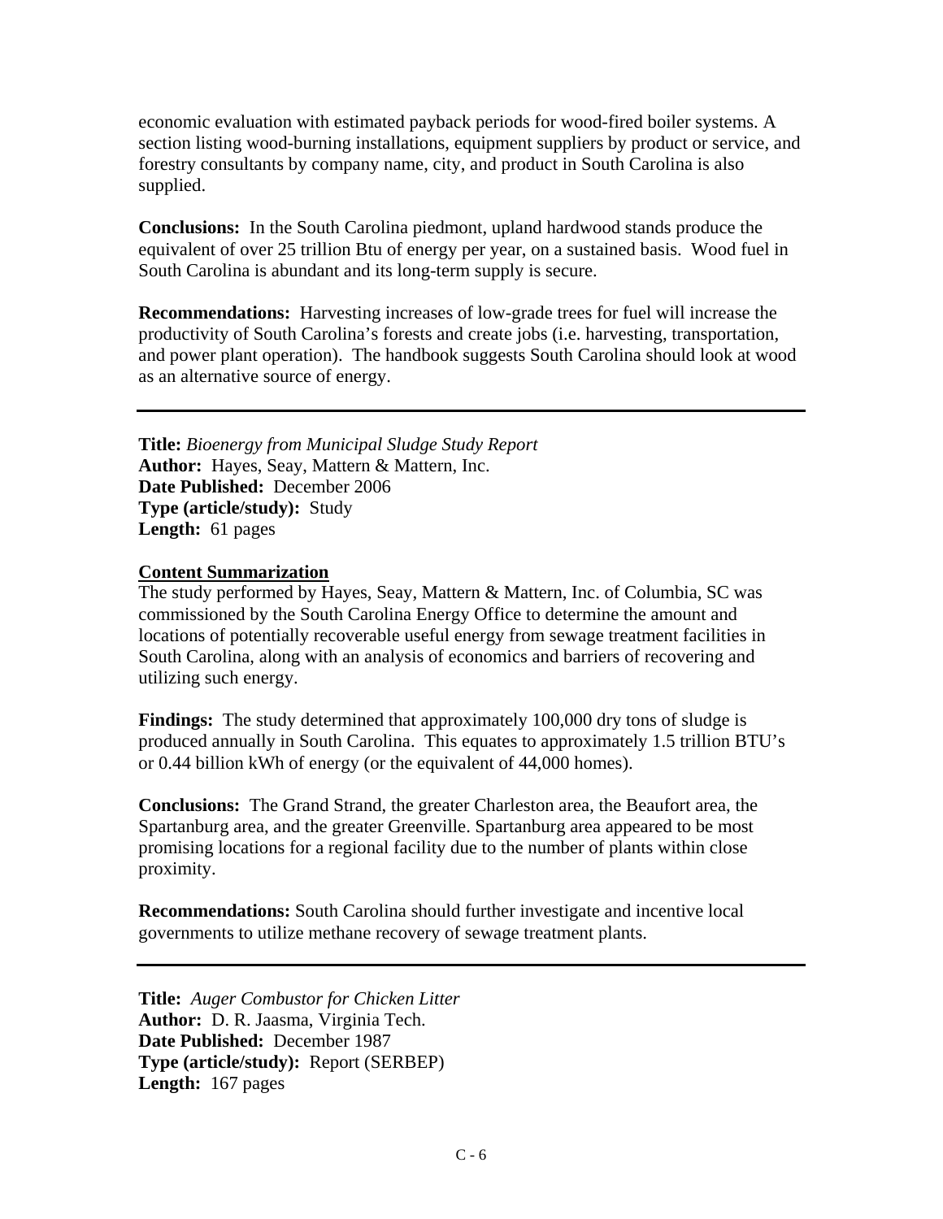economic evaluation with estimated payback periods for wood-fired boiler systems. A section listing wood-burning installations, equipment suppliers by product or service, and forestry consultants by company name, city, and product in South Carolina is also supplied.

**Conclusions:** In the South Carolina piedmont, upland hardwood stands produce the equivalent of over 25 trillion Btu of energy per year, on a sustained basis. Wood fuel in South Carolina is abundant and its long-term supply is secure.

**Recommendations:** Harvesting increases of low-grade trees for fuel will increase the productivity of South Carolina's forests and create jobs (i.e. harvesting, transportation, and power plant operation). The handbook suggests South Carolina should look at wood as an alternative source of energy.

---

**Title:** *Bioenergy from Municipal Sludge Study Report*
**Author:** Hayes, Seay, Mattern & Mattern, Inc.
**Date Published:** December 2006
**Type (article/study):** Study
**Length:** 61 pages

**Content Summarization**

The study performed by Hayes, Seay, Mattern & Mattern, Inc. of Columbia, SC was commissioned by the South Carolina Energy Office to determine the amount and locations of potentially recoverable useful energy from sewage treatment facilities in South Carolina, along with an analysis of economics and barriers of recovering and utilizing such energy.

**Findings:** The study determined that approximately 100,000 dry tons of sludge is produced annually in South Carolina. This equates to approximately 1.5 trillion BTU's or 0.44 billion kWh of energy (or the equivalent of 44,000 homes).

**Conclusions:** The Grand Strand, the greater Charleston area, the Beaufort area, the Spartanburg area, and the greater Greenville. Spartanburg area appeared to be most promising locations for a regional facility due to the number of plants within close proximity.

**Recommendations:** South Carolina should further investigate and incentive local governments to utilize methane recovery of sewage treatment plants.

---

**Title:** *Auger Combustor for Chicken Litter*
**Author:** D. R. Jaasma, Virginia Tech.
**Date Published:** December 1987
**Type (article/study):** Report (SERBEP)
**Length:** 167 pages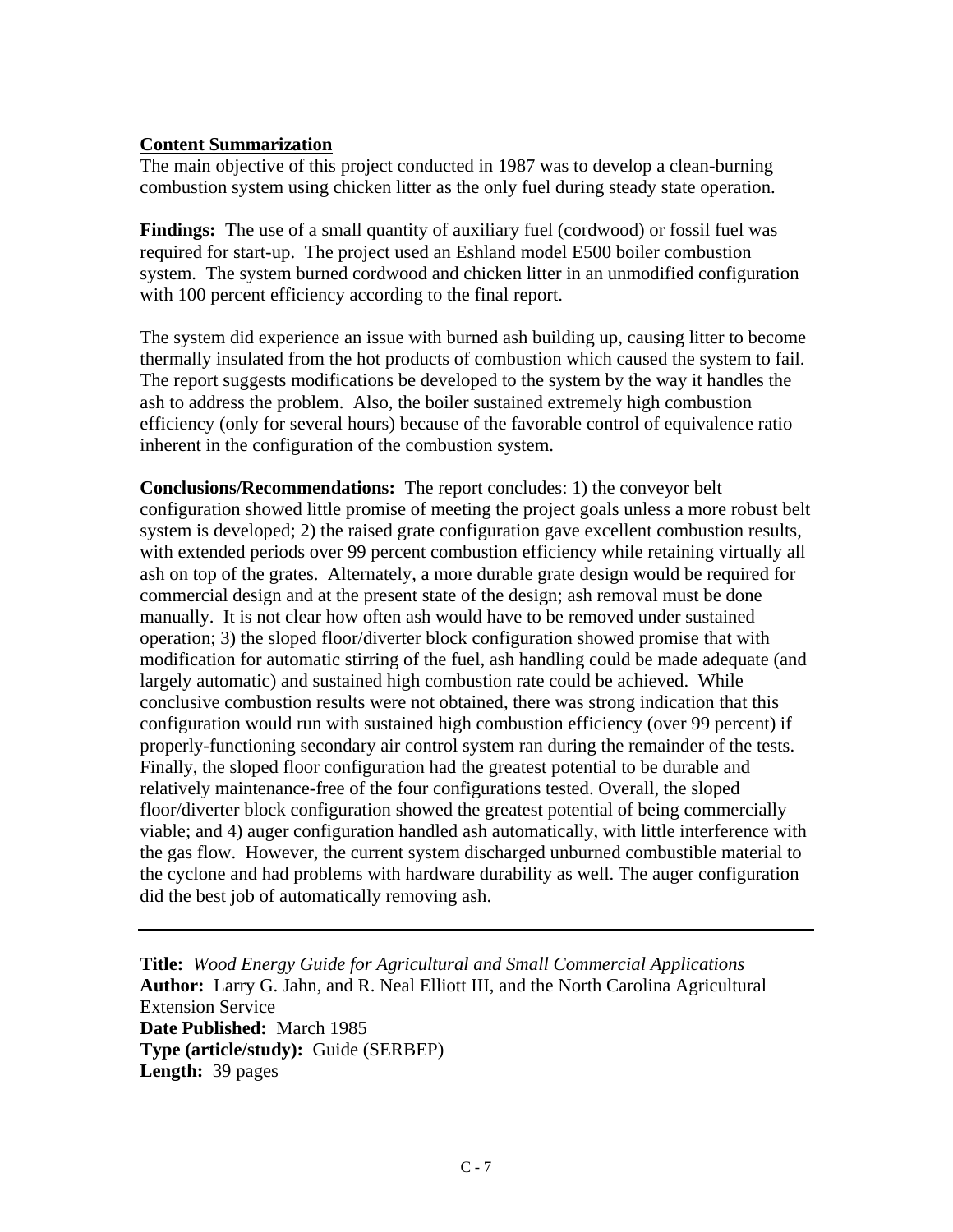**Content Summarization**

The main objective of this project conducted in 1987 was to develop a clean-burning combustion system using chicken litter as the only fuel during steady state operation.

**Findings:** The use of a small quantity of auxiliary fuel (cordwood) or fossil fuel was required for start-up. The project used an Eshland model E500 boiler combustion system. The system burned cordwood and chicken litter in an unmodified configuration with 100 percent efficiency according to the final report.

The system did experience an issue with burned ash building up, causing litter to become thermally insulated from the hot products of combustion which caused the system to fail. The report suggests modifications be developed to the system by the way it handles the ash to address the problem. Also, the boiler sustained extremely high combustion efficiency (only for several hours) because of the favorable control of equivalence ratio inherent in the configuration of the combustion system.

**Conclusions/Recommendations:** The report concludes: 1) the conveyor belt configuration showed little promise of meeting the project goals unless a more robust belt system is developed; 2) the raised grate configuration gave excellent combustion results, with extended periods over 99 percent combustion efficiency while retaining virtually all ash on top of the grates. Alternately, a more durable grate design would be required for commercial design and at the present state of the design; ash removal must be done manually. It is not clear how often ash would have to be removed under sustained operation; 3) the sloped floor/diverter block configuration showed promise that with modification for automatic stirring of the fuel, ash handling could be made adequate (and largely automatic) and sustained high combustion rate could be achieved. While conclusive combustion results were not obtained, there was strong indication that this configuration would run with sustained high combustion efficiency (over 99 percent) if properly-functioning secondary air control system ran during the remainder of the tests. Finally, the sloped floor configuration had the greatest potential to be durable and relatively maintenance-free of the four configurations tested. Overall, the sloped floor/diverter block configuration showed the greatest potential of being commercially viable; and 4) auger configuration handled ash automatically, with little interference with the gas flow. However, the current system discharged unburned combustible material to the cyclone and had problems with hardware durability as well. The auger configuration did the best job of automatically removing ash.

---

**Title:** *Wood Energy Guide for Agricultural and Small Commercial Applications*
**Author:** Larry G. Jahn, and R. Neal Elliott III, and the North Carolina Agricultural Extension Service
**Date Published:** March 1985
**Type (article/study):** Guide (SERBEP)
**Length:** 39 pages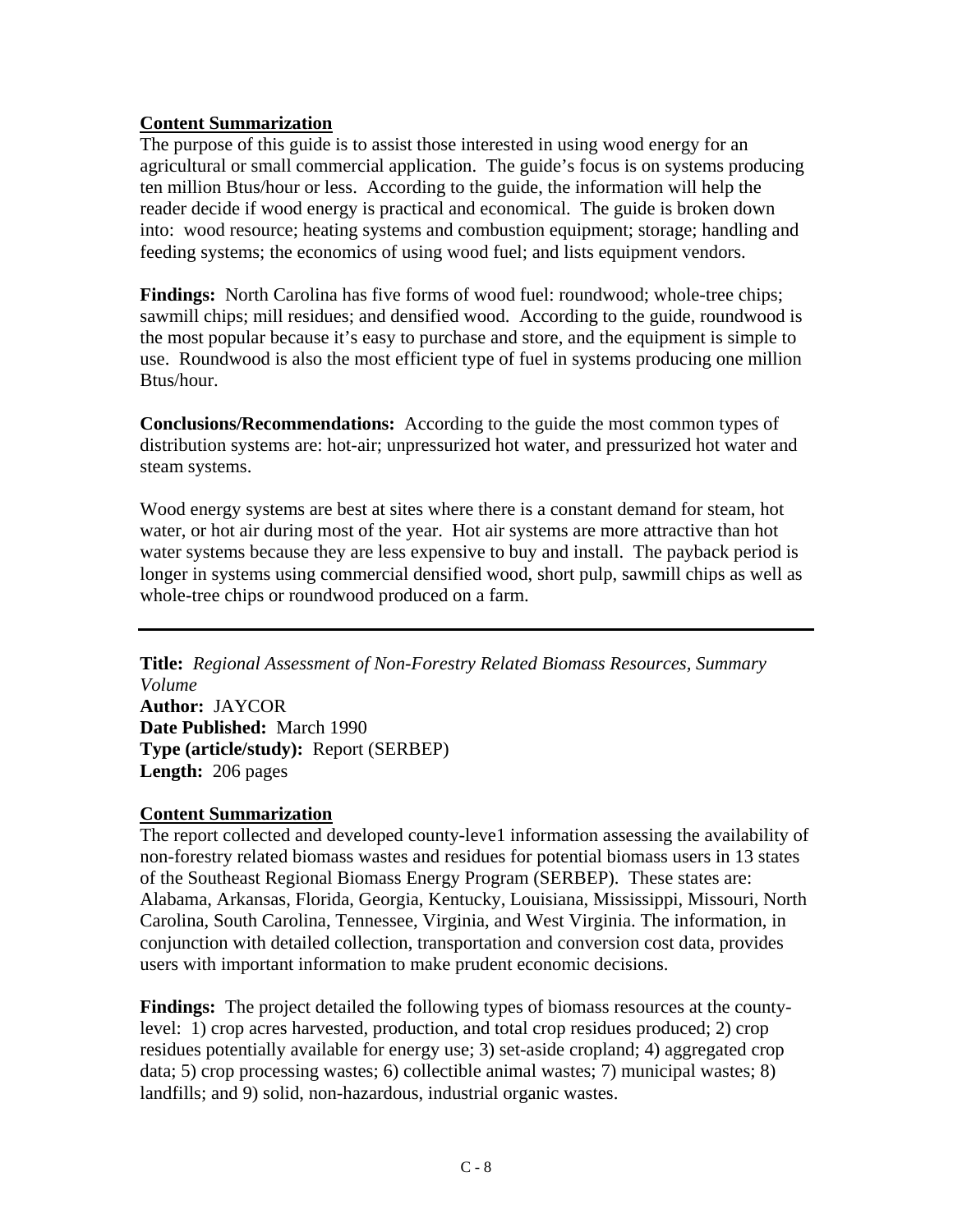**Content Summarization**

The purpose of this guide is to assist those interested in using wood energy for an agricultural or small commercial application. The guide's focus is on systems producing ten million Btus/hour or less. According to the guide, the information will help the reader decide if wood energy is practical and economical. The guide is broken down into: wood resource; heating systems and combustion equipment; storage; handling and feeding systems; the economics of using wood fuel; and lists equipment vendors.

**Findings:** North Carolina has five forms of wood fuel: roundwood; whole-tree chips; sawmill chips; mill residues; and densified wood. According to the guide, roundwood is the most popular because it's easy to purchase and store, and the equipment is simple to use. Roundwood is also the most efficient type of fuel in systems producing one million Btus/hour.

**Conclusions/Recommendations:** According to the guide the most common types of distribution systems are: hot-air; unpressurized hot water, and pressurized hot water and steam systems.

Wood energy systems are best at sites where there is a constant demand for steam, hot water, or hot air during most of the year. Hot air systems are more attractive than hot water systems because they are less expensive to buy and install. The payback period is longer in systems using commercial densified wood, short pulp, sawmill chips as well as whole-tree chips or roundwood produced on a farm.

---

**Title:** *Regional Assessment of Non-Forestry Related Biomass Resources, Summary Volume*
**Author:** JAYCOR
**Date Published:** March 1990
**Type (article/study):** Report (SERBEP)
**Length:** 206 pages

**Content Summarization**

The report collected and developed county-leve1 information assessing the availability of non-forestry related biomass wastes and residues for potential biomass users in 13 states of the Southeast Regional Biomass Energy Program (SERBEP). These states are: Alabama, Arkansas, Florida, Georgia, Kentucky, Louisiana, Mississippi, Missouri, North Carolina, South Carolina, Tennessee, Virginia, and West Virginia. The information, in conjunction with detailed collection, transportation and conversion cost data, provides users with important information to make prudent economic decisions.

**Findings:** The project detailed the following types of biomass resources at the county-level: 1) crop acres harvested, production, and total crop residues produced; 2) crop residues potentially available for energy use; 3) set-aside cropland; 4) aggregated crop data; 5) crop processing wastes; 6) collectible animal wastes; 7) municipal wastes; 8) landfills; and 9) solid, non-hazardous, industrial organic wastes.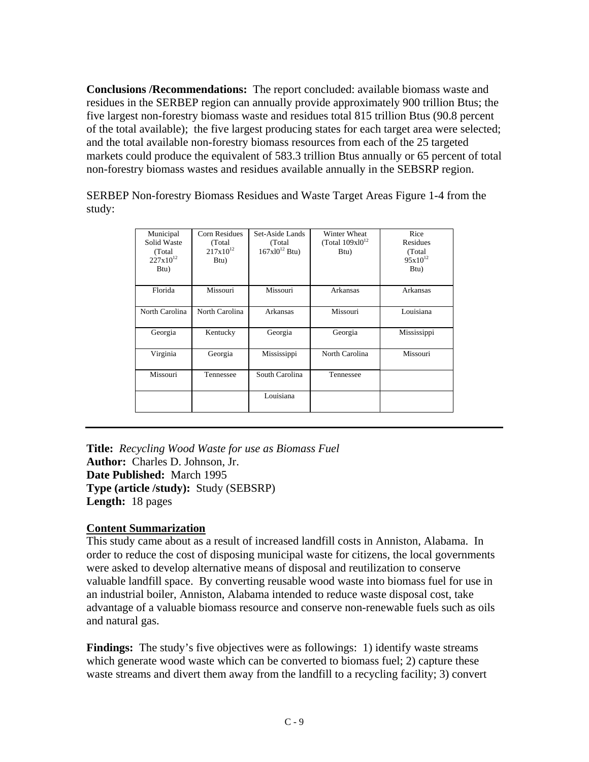**Conclusions /Recommendations:** The report concluded: available biomass waste and residues in the SERBEP region can annually provide approximately 900 trillion Btus; the five largest non-forestry biomass waste and residues total 815 trillion Btus (90.8 percent of the total available); the five largest producing states for each target area were selected; and the total available non-forestry biomass resources from each of the 25 targeted markets could produce the equivalent of 583.3 trillion Btus annually or 65 percent of total non-forestry biomass wastes and residues available annually in the SEBSRP region.

SERBEP Non-forestry Biomass Residues and Waste Target Areas Figure 1-4 from the study:

| Municipal Solid Waste (Total $227x10^{12}$ Btu) | Corn Residues (Total $217x10^{12}$ Btu) | Set-Aside Lands (Total $167xl0^{12}$ Btu) | Winter Wheat (Total $109xl0^{12}$ Btu) | Rice Residues (Total $95x10^{12}$ Btu) |
|---|---|---|---|---|
| Florida | Missouri | Missouri | Arkansas | Arkansas |
| North Carolina | North Carolina | Arkansas | Missouri | Louisiana |
| Georgia | Kentucky | Georgia | Georgia | Mississippi |
| Virginia | Georgia | Mississippi | North Carolina | Missouri |
| Missouri | Tennessee | South Carolina | Tennessee | |
| | | Louisiana | | |

---

**Title:** *Recycling Wood Waste for use as Biomass Fuel*
**Author:** Charles D. Johnson, Jr.
**Date Published:** March 1995
**Type (article /study):** Study (SEBSRP)
**Length:** 18 pages

**Content Summarization**

This study came about as a result of increased landfill costs in Anniston, Alabama. In order to reduce the cost of disposing municipal waste for citizens, the local governments were asked to develop alternative means of disposal and reutilization to conserve valuable landfill space. By converting reusable wood waste into biomass fuel for use in an industrial boiler, Anniston, Alabama intended to reduce waste disposal cost, take advantage of a valuable biomass resource and conserve non-renewable fuels such as oils and natural gas.

**Findings:** The study's five objectives were as followings: 1) identify waste streams which generate wood waste which can be converted to biomass fuel; 2) capture these waste streams and divert them away from the landfill to a recycling facility; 3) convert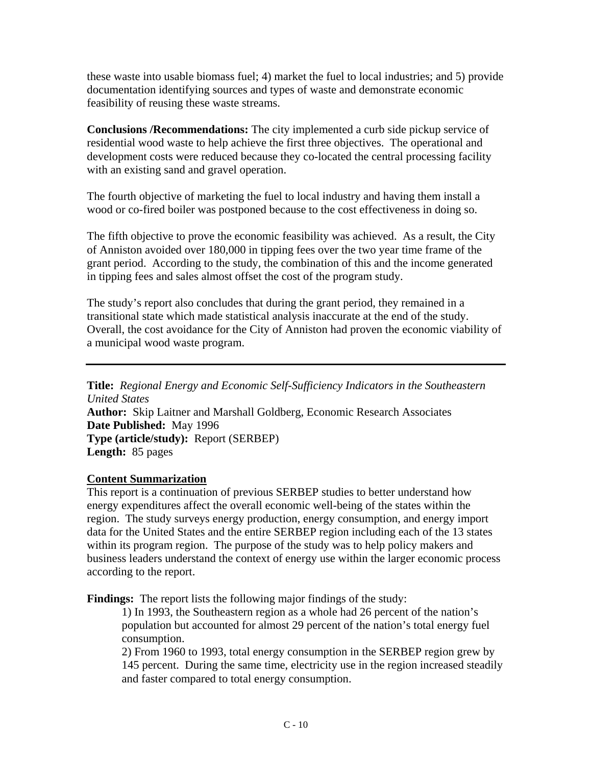these waste into usable biomass fuel; 4) market the fuel to local industries; and 5) provide documentation identifying sources and types of waste and demonstrate economic feasibility of reusing these waste streams.

**Conclusions /Recommendations:** The city implemented a curb side pickup service of residential wood waste to help achieve the first three objectives. The operational and development costs were reduced because they co-located the central processing facility with an existing sand and gravel operation.

The fourth objective of marketing the fuel to local industry and having them install a wood or co-fired boiler was postponed because to the cost effectiveness in doing so.

The fifth objective to prove the economic feasibility was achieved. As a result, the City of Anniston avoided over 180,000 in tipping fees over the two year time frame of the grant period. According to the study, the combination of this and the income generated in tipping fees and sales almost offset the cost of the program study.

The study's report also concludes that during the grant period, they remained in a transitional state which made statistical analysis inaccurate at the end of the study. Overall, the cost avoidance for the City of Anniston had proven the economic viability of a municipal wood waste program.

---

**Title:** *Regional Energy and Economic Self-Sufficiency Indicators in the Southeastern United States*
**Author:** Skip Laitner and Marshall Goldberg, Economic Research Associates
**Date Published:** May 1996
**Type (article/study):** Report (SERBEP)
**Length:** 85 pages

**Content Summarization**

This report is a continuation of previous SERBEP studies to better understand how energy expenditures affect the overall economic well-being of the states within the region. The study surveys energy production, energy consumption, and energy import data for the United States and the entire SERBEP region including each of the 13 states within its program region. The purpose of the study was to help policy makers and business leaders understand the context of energy use within the larger economic process according to the report.

**Findings:** The report lists the following major findings of the study:

1) In 1993, the Southeastern region as a whole had 26 percent of the nation's population but accounted for almost 29 percent of the nation's total energy fuel consumption.

2) From 1960 to 1993, total energy consumption in the SERBEP region grew by 145 percent. During the same time, electricity use in the region increased steadily and faster compared to total energy consumption.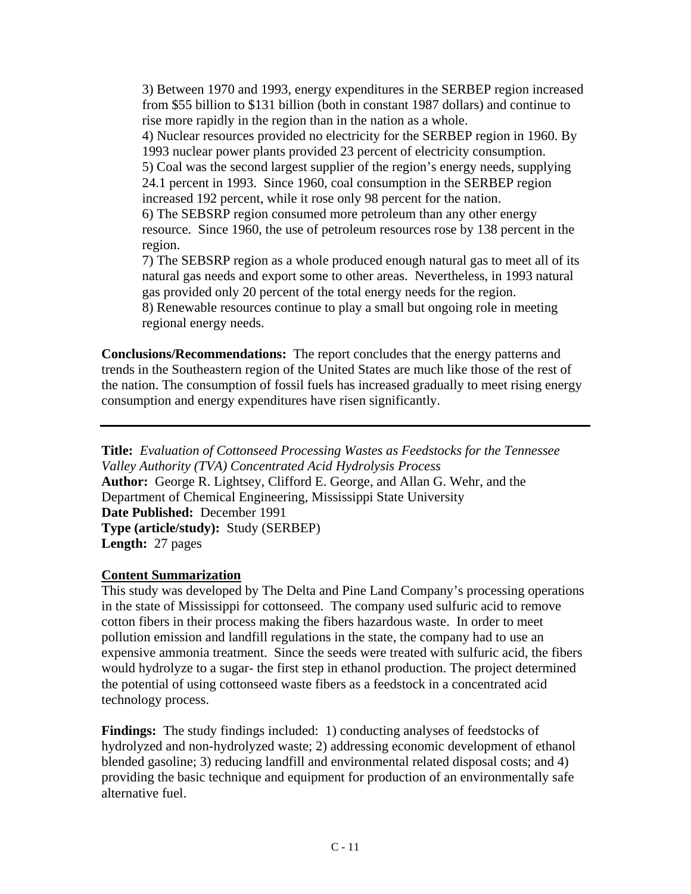3) Between 1970 and 1993, energy expenditures in the SERBEP region increased from $55 billion to $131 billion (both in constant 1987 dollars) and continue to rise more rapidly in the region than in the nation as a whole.
4) Nuclear resources provided no electricity for the SERBEP region in 1960. By 1993 nuclear power plants provided 23 percent of electricity consumption.
5) Coal was the second largest supplier of the region's energy needs, supplying 24.1 percent in 1993. Since 1960, coal consumption in the SERBEP region increased 192 percent, while it rose only 98 percent for the nation.
6) The SEBSRP region consumed more petroleum than any other energy resource. Since 1960, the use of petroleum resources rose by 138 percent in the region.
7) The SEBSRP region as a whole produced enough natural gas to meet all of its natural gas needs and export some to other areas. Nevertheless, in 1993 natural gas provided only 20 percent of the total energy needs for the region.
8) Renewable resources continue to play a small but ongoing role in meeting regional energy needs.

**Conclusions/Recommendations:** The report concludes that the energy patterns and trends in the Southeastern region of the United States are much like those of the rest of the nation. The consumption of fossil fuels has increased gradually to meet rising energy consumption and energy expenditures have risen significantly.

---

**Title:** *Evaluation of Cottonseed Processing Wastes as Feedstocks for the Tennessee Valley Authority (TVA) Concentrated Acid Hydrolysis Process*
**Author:** George R. Lightsey, Clifford E. George, and Allan G. Wehr, and the Department of Chemical Engineering, Mississippi State University
**Date Published:** December 1991
**Type (article/study):** Study (SERBEP)
**Length:** 27 pages

**Content Summarization**

This study was developed by The Delta and Pine Land Company's processing operations in the state of Mississippi for cottonseed. The company used sulfuric acid to remove cotton fibers in their process making the fibers hazardous waste. In order to meet pollution emission and landfill regulations in the state, the company had to use an expensive ammonia treatment. Since the seeds were treated with sulfuric acid, the fibers would hydrolyze to a sugar- the first step in ethanol production. The project determined the potential of using cottonseed waste fibers as a feedstock in a concentrated acid technology process.

**Findings:** The study findings included: 1) conducting analyses of feedstocks of hydrolyzed and non-hydrolyzed waste; 2) addressing economic development of ethanol blended gasoline; 3) reducing landfill and environmental related disposal costs; and 4) providing the basic technique and equipment for production of an environmentally safe alternative fuel.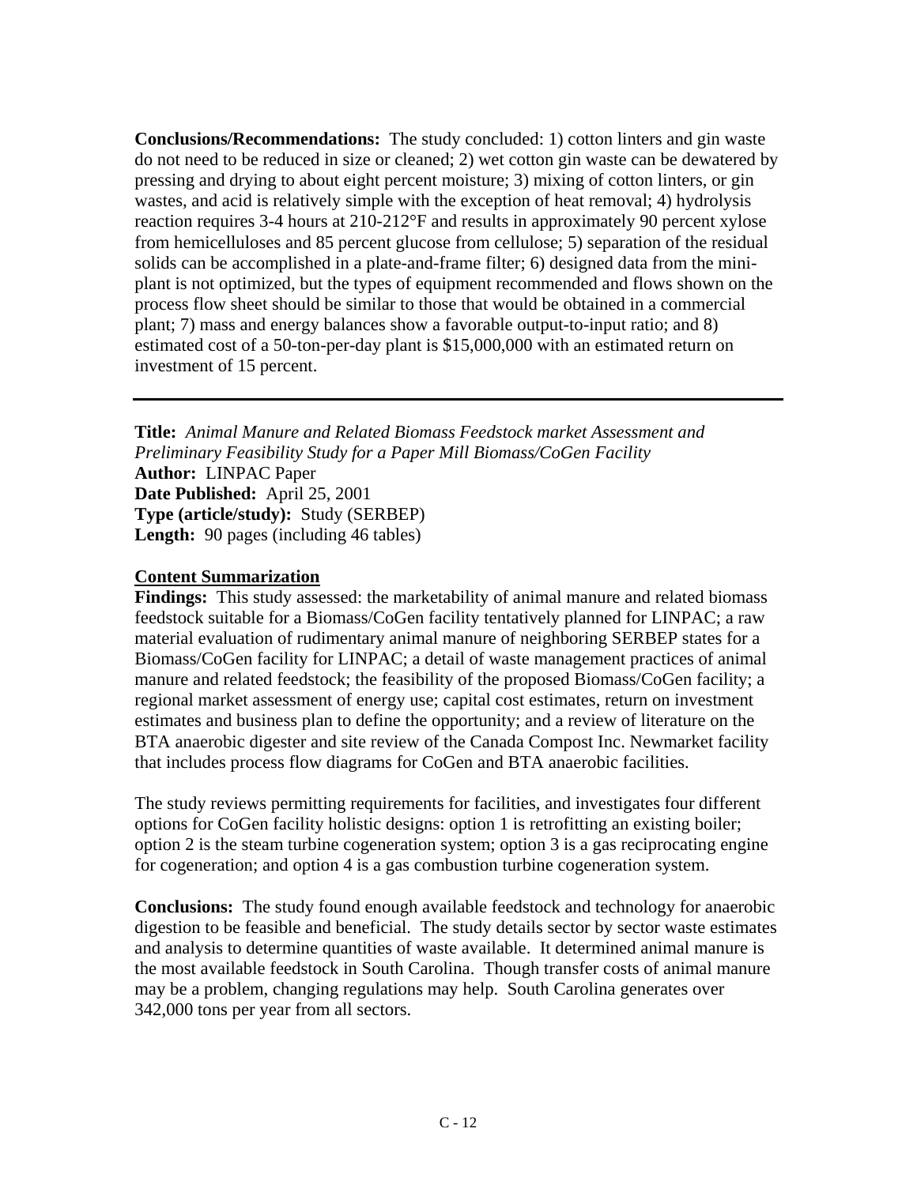**Conclusions/Recommendations:** The study concluded: 1) cotton linters and gin waste do not need to be reduced in size or cleaned; 2) wet cotton gin waste can be dewatered by pressing and drying to about eight percent moisture; 3) mixing of cotton linters, or gin wastes, and acid is relatively simple with the exception of heat removal; 4) hydrolysis reaction requires 3-4 hours at 210-212°F and results in approximately 90 percent xylose from hemicelluloses and 85 percent glucose from cellulose; 5) separation of the residual solids can be accomplished in a plate-and-frame filter; 6) designed data from the mini-plant is not optimized, but the types of equipment recommended and flows shown on the process flow sheet should be similar to those that would be obtained in a commercial plant; 7) mass and energy balances show a favorable output-to-input ratio; and 8) estimated cost of a 50-ton-per-day plant is $15,000,000 with an estimated return on investment of 15 percent.

---

**Title:** *Animal Manure and Related Biomass Feedstock market Assessment and Preliminary Feasibility Study for a Paper Mill Biomass/CoGen Facility*
**Author:** LINPAC Paper
**Date Published:** April 25, 2001
**Type (article/study):** Study (SERBEP)
**Length:** 90 pages (including 46 tables)

**Content Summarization**

**Findings:** This study assessed: the marketability of animal manure and related biomass feedstock suitable for a Biomass/CoGen facility tentatively planned for LINPAC; a raw material evaluation of rudimentary animal manure of neighboring SERBEP states for a Biomass/CoGen facility for LINPAC; a detail of waste management practices of animal manure and related feedstock; the feasibility of the proposed Biomass/CoGen facility; a regional market assessment of energy use; capital cost estimates, return on investment estimates and business plan to define the opportunity; and a review of literature on the BTA anaerobic digester and site review of the Canada Compost Inc. Newmarket facility that includes process flow diagrams for CoGen and BTA anaerobic facilities.

The study reviews permitting requirements for facilities, and investigates four different options for CoGen facility holistic designs: option 1 is retrofitting an existing boiler; option 2 is the steam turbine cogeneration system; option 3 is a gas reciprocating engine for cogeneration; and option 4 is a gas combustion turbine cogeneration system.

**Conclusions:** The study found enough available feedstock and technology for anaerobic digestion to be feasible and beneficial. The study details sector by sector waste estimates and analysis to determine quantities of waste available. It determined animal manure is the most available feedstock in South Carolina. Though transfer costs of animal manure may be a problem, changing regulations may help. South Carolina generates over 342,000 tons per year from all sectors.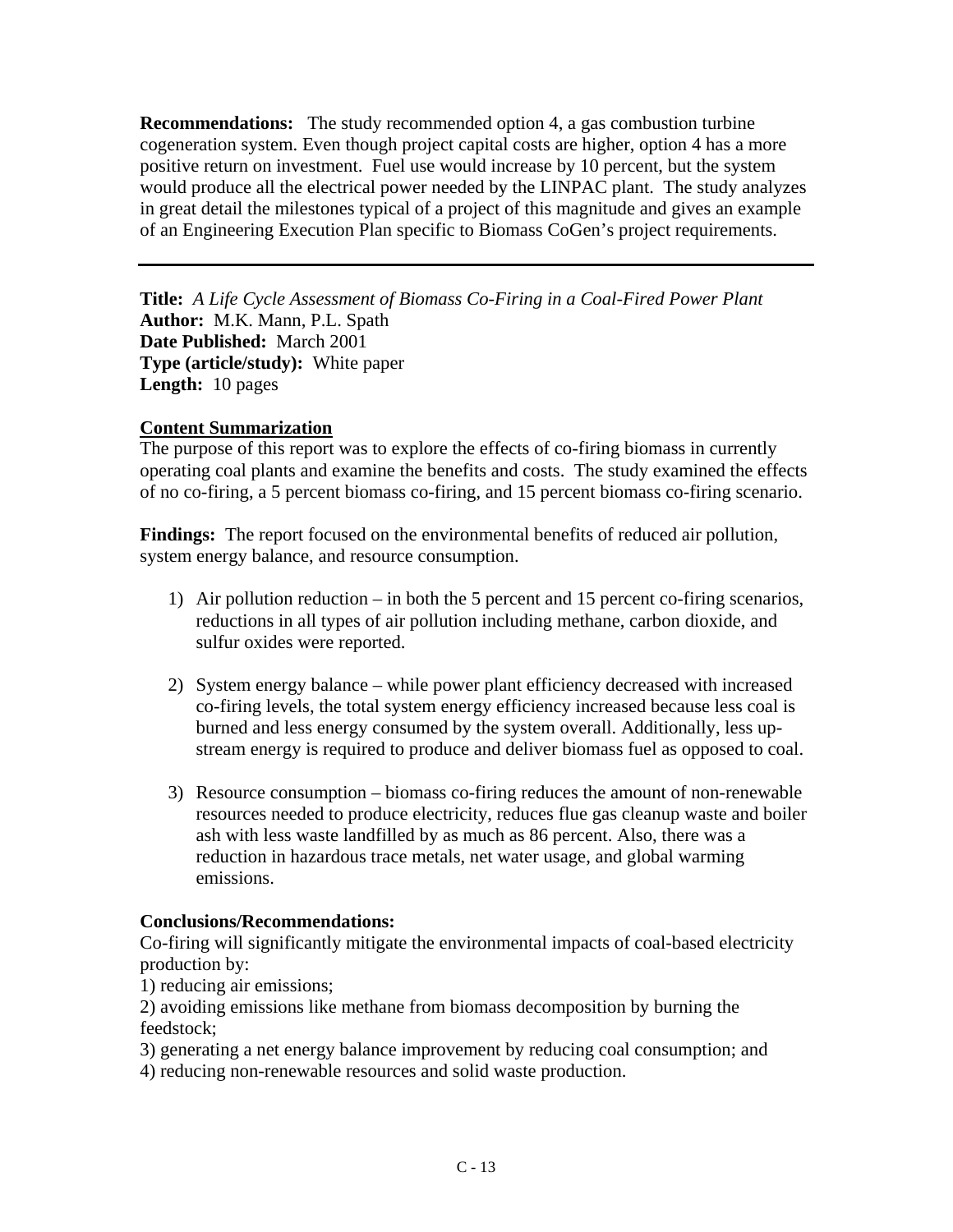**Recommendations:** The study recommended option 4, a gas combustion turbine cogeneration system. Even though project capital costs are higher, option 4 has a more positive return on investment. Fuel use would increase by 10 percent, but the system would produce all the electrical power needed by the LINPAC plant. The study analyzes in great detail the milestones typical of a project of this magnitude and gives an example of an Engineering Execution Plan specific to Biomass CoGen's project requirements.

---

**Title:** *A Life Cycle Assessment of Biomass Co-Firing in a Coal-Fired Power Plant*
**Author:** M.K. Mann, P.L. Spath
**Date Published:** March 2001
**Type (article/study):** White paper
**Length:** 10 pages

**Content Summarization**

The purpose of this report was to explore the effects of co-firing biomass in currently operating coal plants and examine the benefits and costs. The study examined the effects of no co-firing, a 5 percent biomass co-firing, and 15 percent biomass co-firing scenario.

**Findings:** The report focused on the environmental benefits of reduced air pollution, system energy balance, and resource consumption.

1) Air pollution reduction – in both the 5 percent and 15 percent co-firing scenarios, reductions in all types of air pollution including methane, carbon dioxide, and sulfur oxides were reported.

2) System energy balance – while power plant efficiency decreased with increased co-firing levels, the total system energy efficiency increased because less coal is burned and less energy consumed by the system overall. Additionally, less up-stream energy is required to produce and deliver biomass fuel as opposed to coal.

3) Resource consumption – biomass co-firing reduces the amount of non-renewable resources needed to produce electricity, reduces flue gas cleanup waste and boiler ash with less waste landfilled by as much as 86 percent. Also, there was a reduction in hazardous trace metals, net water usage, and global warming emissions.

**Conclusions/Recommendations:**

Co-firing will significantly mitigate the environmental impacts of coal-based electricity production by:

1) reducing air emissions;
2) avoiding emissions like methane from biomass decomposition by burning the feedstock;
3) generating a net energy balance improvement by reducing coal consumption; and
4) reducing non-renewable resources and solid waste production.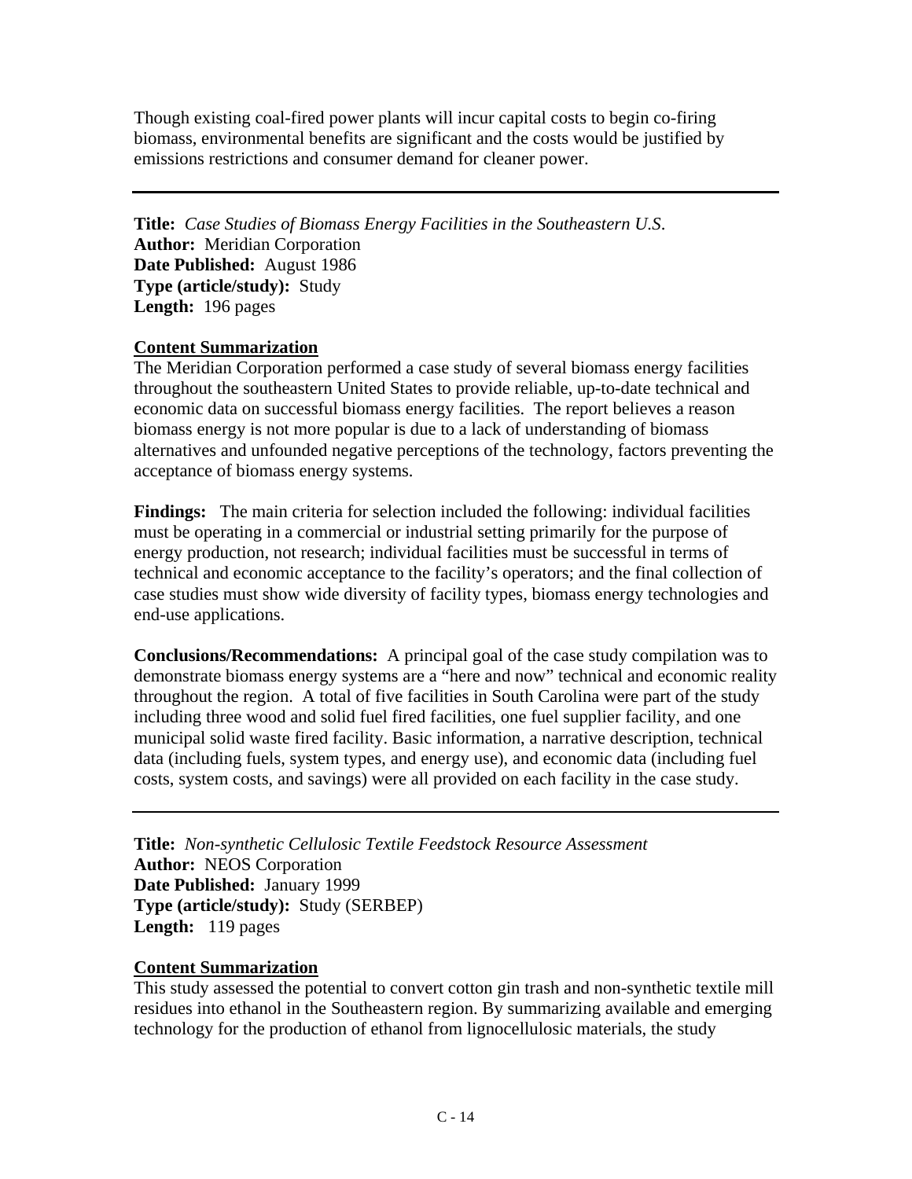Though existing coal-fired power plants will incur capital costs to begin co-firing biomass, environmental benefits are significant and the costs would be justified by emissions restrictions and consumer demand for cleaner power.

---

**Title:** *Case Studies of Biomass Energy Facilities in the Southeastern U.S.*
**Author:** Meridian Corporation
**Date Published:** August 1986
**Type (article/study):** Study
**Length:** 196 pages

**Content Summarization**

The Meridian Corporation performed a case study of several biomass energy facilities throughout the southeastern United States to provide reliable, up-to-date technical and economic data on successful biomass energy facilities. The report believes a reason biomass energy is not more popular is due to a lack of understanding of biomass alternatives and unfounded negative perceptions of the technology, factors preventing the acceptance of biomass energy systems.

**Findings:** The main criteria for selection included the following: individual facilities must be operating in a commercial or industrial setting primarily for the purpose of energy production, not research; individual facilities must be successful in terms of technical and economic acceptance to the facility's operators; and the final collection of case studies must show wide diversity of facility types, biomass energy technologies and end-use applications.

**Conclusions/Recommendations:** A principal goal of the case study compilation was to demonstrate biomass energy systems are a "here and now" technical and economic reality throughout the region. A total of five facilities in South Carolina were part of the study including three wood and solid fuel fired facilities, one fuel supplier facility, and one municipal solid waste fired facility. Basic information, a narrative description, technical data (including fuels, system types, and energy use), and economic data (including fuel costs, system costs, and savings) were all provided on each facility in the case study.

---

**Title:** *Non-synthetic Cellulosic Textile Feedstock Resource Assessment*
**Author:** NEOS Corporation
**Date Published:** January 1999
**Type (article/study):** Study (SERBEP)
**Length:** 119 pages

**Content Summarization**

This study assessed the potential to convert cotton gin trash and non-synthetic textile mill residues into ethanol in the Southeastern region. By summarizing available and emerging technology for the production of ethanol from lignocellulosic materials, the study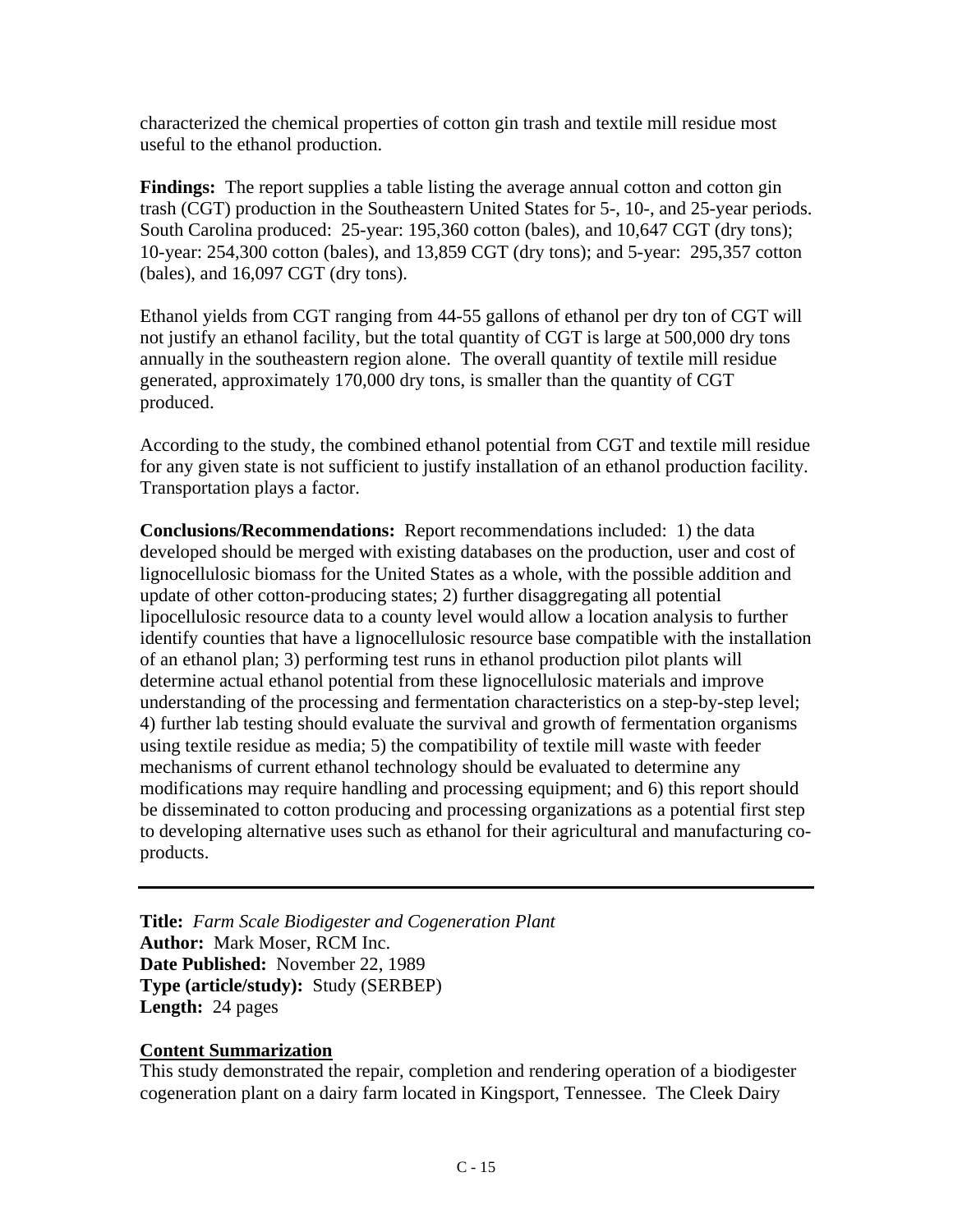characterized the chemical properties of cotton gin trash and textile mill residue most useful to the ethanol production.

**Findings:** The report supplies a table listing the average annual cotton and cotton gin trash (CGT) production in the Southeastern United States for 5-, 10-, and 25-year periods. South Carolina produced: 25-year: 195,360 cotton (bales), and 10,647 CGT (dry tons); 10-year: 254,300 cotton (bales), and 13,859 CGT (dry tons); and 5-year: 295,357 cotton (bales), and 16,097 CGT (dry tons).

Ethanol yields from CGT ranging from 44-55 gallons of ethanol per dry ton of CGT will not justify an ethanol facility, but the total quantity of CGT is large at 500,000 dry tons annually in the southeastern region alone. The overall quantity of textile mill residue generated, approximately 170,000 dry tons, is smaller than the quantity of CGT produced.

According to the study, the combined ethanol potential from CGT and textile mill residue for any given state is not sufficient to justify installation of an ethanol production facility. Transportation plays a factor.

**Conclusions/Recommendations:** Report recommendations included: 1) the data developed should be merged with existing databases on the production, user and cost of lignocellulosic biomass for the United States as a whole, with the possible addition and update of other cotton-producing states; 2) further disaggregating all potential lipocellulosic resource data to a county level would allow a location analysis to further identify counties that have a lignocellulosic resource base compatible with the installation of an ethanol plan; 3) performing test runs in ethanol production pilot plants will determine actual ethanol potential from these lignocellulosic materials and improve understanding of the processing and fermentation characteristics on a step-by-step level; 4) further lab testing should evaluate the survival and growth of fermentation organisms using textile residue as media; 5) the compatibility of textile mill waste with feeder mechanisms of current ethanol technology should be evaluated to determine any modifications may require handling and processing equipment; and 6) this report should be disseminated to cotton producing and processing organizations as a potential first step to developing alternative uses such as ethanol for their agricultural and manufacturing co-products.

---

**Title:** *Farm Scale Biodigester and Cogeneration Plant*
**Author:** Mark Moser, RCM Inc.
**Date Published:** November 22, 1989
**Type (article/study):** Study (SERBEP)
**Length:** 24 pages

**Content Summarization**
This study demonstrated the repair, completion and rendering operation of a biodigester cogeneration plant on a dairy farm located in Kingsport, Tennessee. The Cleek Dairy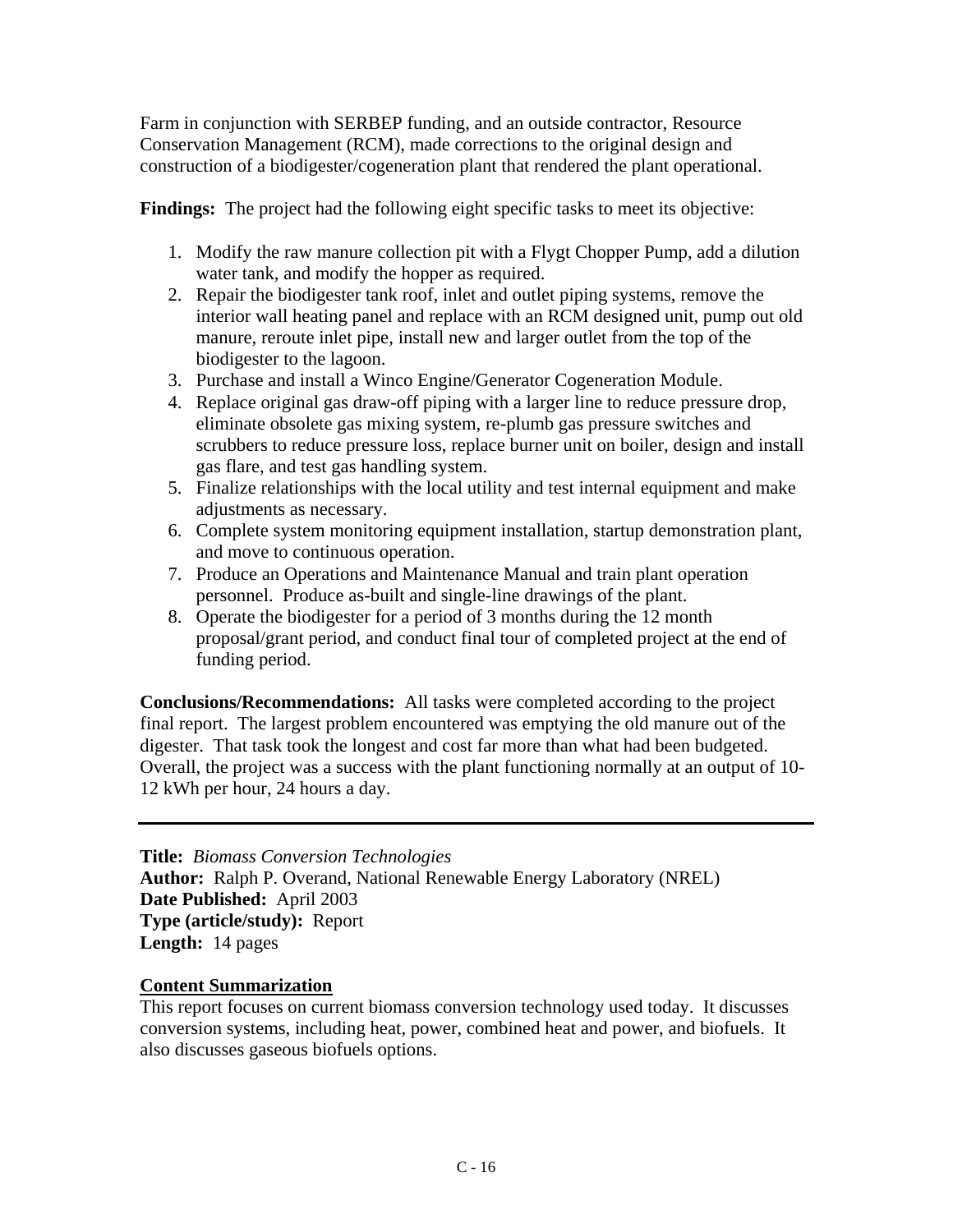Farm in conjunction with SERBEP funding, and an outside contractor, Resource Conservation Management (RCM), made corrections to the original design and construction of a biodigester/cogeneration plant that rendered the plant operational.

**Findings:** The project had the following eight specific tasks to meet its objective:

1. Modify the raw manure collection pit with a Flygt Chopper Pump, add a dilution water tank, and modify the hopper as required.
2. Repair the biodigester tank roof, inlet and outlet piping systems, remove the interior wall heating panel and replace with an RCM designed unit, pump out old manure, reroute inlet pipe, install new and larger outlet from the top of the biodigester to the lagoon.
3. Purchase and install a Winco Engine/Generator Cogeneration Module.
4. Replace original gas draw-off piping with a larger line to reduce pressure drop, eliminate obsolete gas mixing system, re-plumb gas pressure switches and scrubbers to reduce pressure loss, replace burner unit on boiler, design and install gas flare, and test gas handling system.
5. Finalize relationships with the local utility and test internal equipment and make adjustments as necessary.
6. Complete system monitoring equipment installation, startup demonstration plant, and move to continuous operation.
7. Produce an Operations and Maintenance Manual and train plant operation personnel. Produce as-built and single-line drawings of the plant.
8. Operate the biodigester for a period of 3 months during the 12 month proposal/grant period, and conduct final tour of completed project at the end of funding period.

**Conclusions/Recommendations:** All tasks were completed according to the project final report. The largest problem encountered was emptying the old manure out of the digester. That task took the longest and cost far more than what had been budgeted. Overall, the project was a success with the plant functioning normally at an output of 10-12 kWh per hour, 24 hours a day.

---

**Title:** *Biomass Conversion Technologies*
**Author:** Ralph P. Overand, National Renewable Energy Laboratory (NREL)
**Date Published:** April 2003
**Type (article/study):** Report
**Length:** 14 pages

**<u>Content Summarization</u>**
This report focuses on current biomass conversion technology used today. It discusses conversion systems, including heat, power, combined heat and power, and biofuels. It also discusses gaseous biofuels options.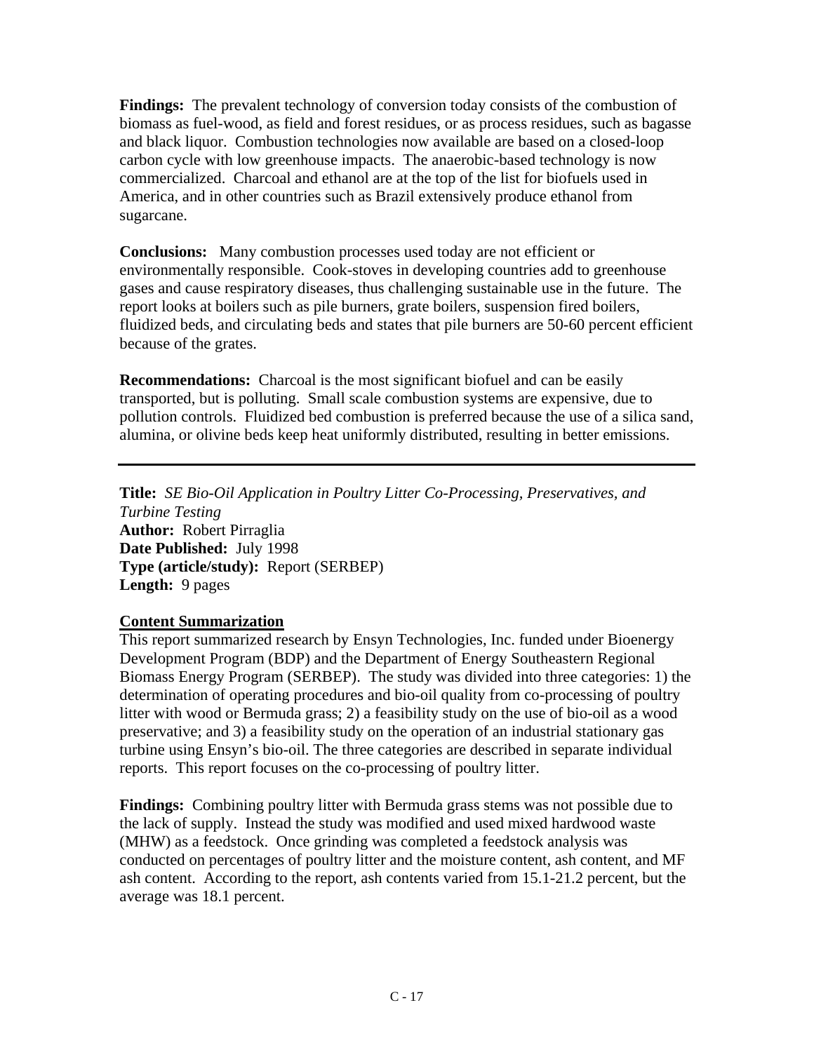**Findings:** The prevalent technology of conversion today consists of the combustion of biomass as fuel-wood, as field and forest residues, or as process residues, such as bagasse and black liquor. Combustion technologies now available are based on a closed-loop carbon cycle with low greenhouse impacts. The anaerobic-based technology is now commercialized. Charcoal and ethanol are at the top of the list for biofuels used in America, and in other countries such as Brazil extensively produce ethanol from sugarcane.

**Conclusions:** Many combustion processes used today are not efficient or environmentally responsible. Cook-stoves in developing countries add to greenhouse gases and cause respiratory diseases, thus challenging sustainable use in the future. The report looks at boilers such as pile burners, grate boilers, suspension fired boilers, fluidized beds, and circulating beds and states that pile burners are 50-60 percent efficient because of the grates.

**Recommendations:** Charcoal is the most significant biofuel and can be easily transported, but is polluting. Small scale combustion systems are expensive, due to pollution controls. Fluidized bed combustion is preferred because the use of a silica sand, alumina, or olivine beds keep heat uniformly distributed, resulting in better emissions.

---

**Title:** *SE Bio-Oil Application in Poultry Litter Co-Processing, Preservatives, and Turbine Testing*
**Author:** Robert Pirraglia
**Date Published:** July 1998
**Type (article/study):** Report (SERBEP)
**Length:** 9 pages

**<u>Content Summarization</u>**
This report summarized research by Ensyn Technologies, Inc. funded under Bioenergy Development Program (BDP) and the Department of Energy Southeastern Regional Biomass Energy Program (SERBEP). The study was divided into three categories: 1) the determination of operating procedures and bio-oil quality from co-processing of poultry litter with wood or Bermuda grass; 2) a feasibility study on the use of bio-oil as a wood preservative; and 3) a feasibility study on the operation of an industrial stationary gas turbine using Ensyn's bio-oil. The three categories are described in separate individual reports. This report focuses on the co-processing of poultry litter.

**Findings:** Combining poultry litter with Bermuda grass stems was not possible due to the lack of supply. Instead the study was modified and used mixed hardwood waste (MHW) as a feedstock. Once grinding was completed a feedstock analysis was conducted on percentages of poultry litter and the moisture content, ash content, and MF ash content. According to the report, ash contents varied from 15.1-21.2 percent, but the average was 18.1 percent.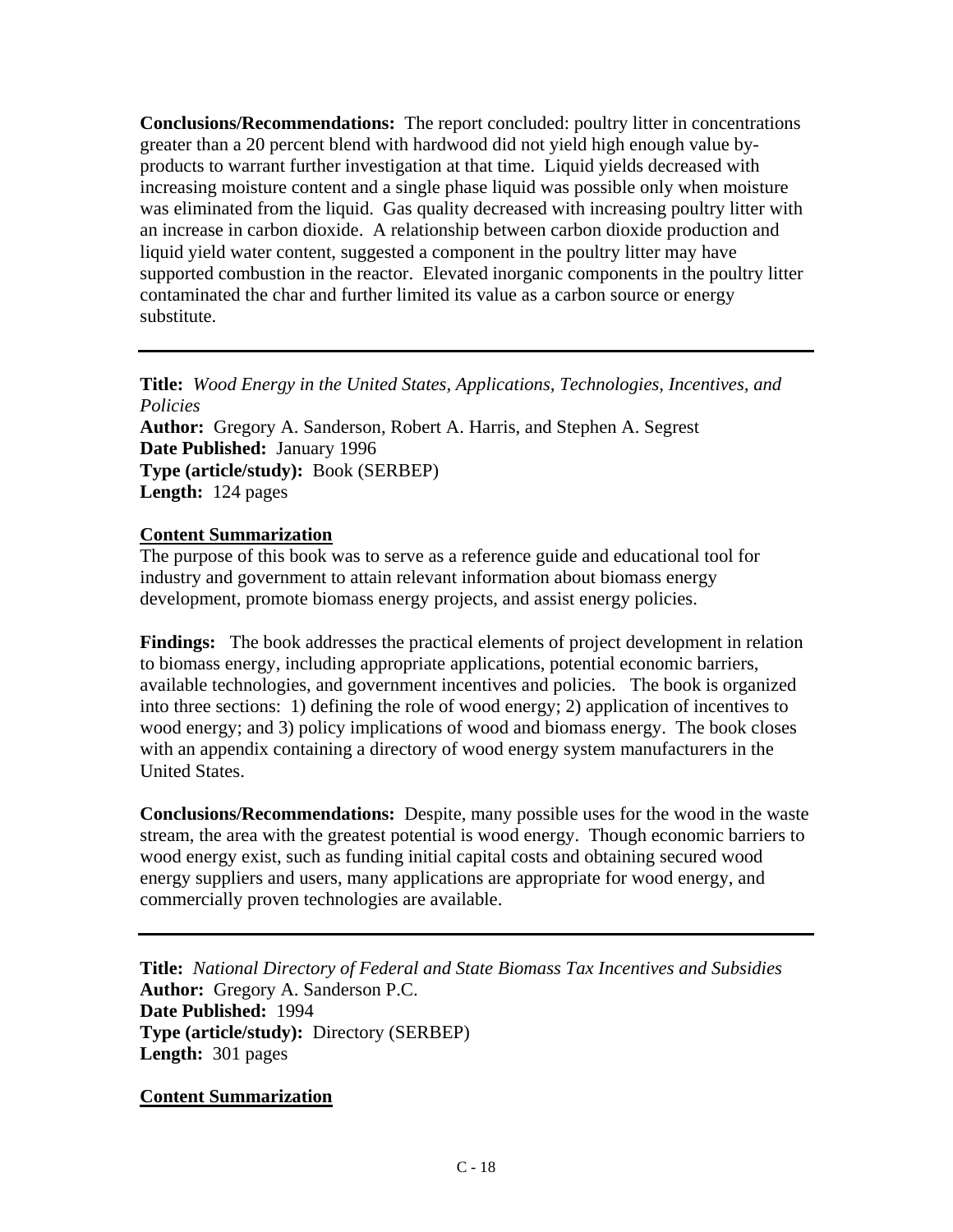**Conclusions/Recommendations:** The report concluded: poultry litter in concentrations greater than a 20 percent blend with hardwood did not yield high enough value by-products to warrant further investigation at that time. Liquid yields decreased with increasing moisture content and a single phase liquid was possible only when moisture was eliminated from the liquid. Gas quality decreased with increasing poultry litter with an increase in carbon dioxide. A relationship between carbon dioxide production and liquid yield water content, suggested a component in the poultry litter may have supported combustion in the reactor. Elevated inorganic components in the poultry litter contaminated the char and further limited its value as a carbon source or energy substitute.

---

**Title:** *Wood Energy in the United States, Applications, Technologies, Incentives, and Policies*
**Author:** Gregory A. Sanderson, Robert A. Harris, and Stephen A. Segrest
**Date Published:** January 1996
**Type (article/study):** Book (SERBEP)
**Length:** 124 pages

**Content Summarization**

The purpose of this book was to serve as a reference guide and educational tool for industry and government to attain relevant information about biomass energy development, promote biomass energy projects, and assist energy policies.

**Findings:** The book addresses the practical elements of project development in relation to biomass energy, including appropriate applications, potential economic barriers, available technologies, and government incentives and policies. The book is organized into three sections: 1) defining the role of wood energy; 2) application of incentives to wood energy; and 3) policy implications of wood and biomass energy. The book closes with an appendix containing a directory of wood energy system manufacturers in the United States.

**Conclusions/Recommendations:** Despite, many possible uses for the wood in the waste stream, the area with the greatest potential is wood energy. Though economic barriers to wood energy exist, such as funding initial capital costs and obtaining secured wood energy suppliers and users, many applications are appropriate for wood energy, and commercially proven technologies are available.

---

**Title:** *National Directory of Federal and State Biomass Tax Incentives and Subsidies*
**Author:** Gregory A. Sanderson P.C.
**Date Published:** 1994
**Type (article/study):** Directory (SERBEP)
**Length:** 301 pages

**Content Summarization**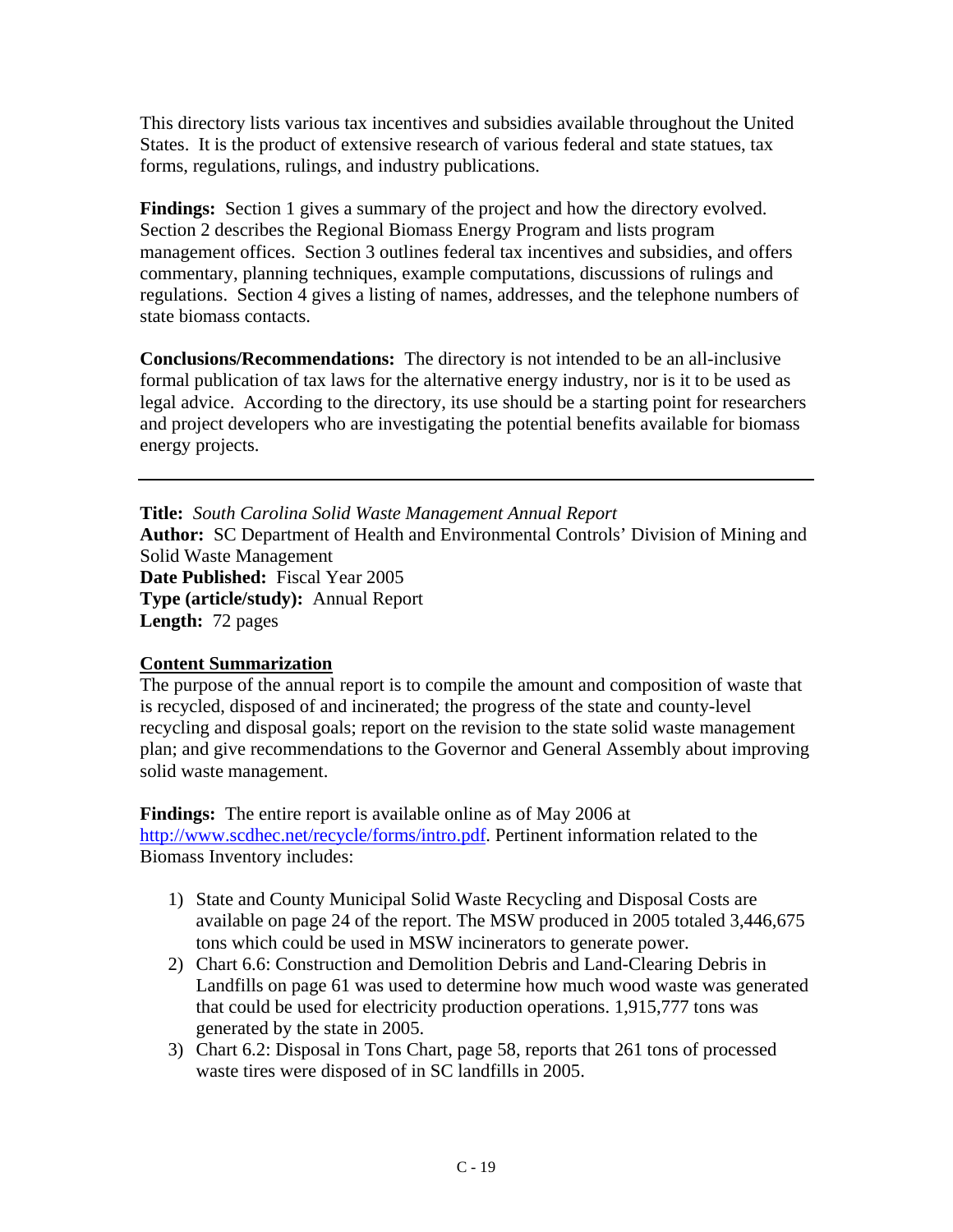This directory lists various tax incentives and subsidies available throughout the United States. It is the product of extensive research of various federal and state statues, tax forms, regulations, rulings, and industry publications.

**Findings:** Section 1 gives a summary of the project and how the directory evolved. Section 2 describes the Regional Biomass Energy Program and lists program management offices. Section 3 outlines federal tax incentives and subsidies, and offers commentary, planning techniques, example computations, discussions of rulings and regulations. Section 4 gives a listing of names, addresses, and the telephone numbers of state biomass contacts.

**Conclusions/Recommendations:** The directory is not intended to be an all-inclusive formal publication of tax laws for the alternative energy industry, nor is it to be used as legal advice. According to the directory, its use should be a starting point for researchers and project developers who are investigating the potential benefits available for biomass energy projects.

---

**Title:** *South Carolina Solid Waste Management Annual Report*
**Author:** SC Department of Health and Environmental Controls' Division of Mining and Solid Waste Management
**Date Published:** Fiscal Year 2005
**Type (article/study):** Annual Report
**Length:** 72 pages

**Content Summarization**

The purpose of the annual report is to compile the amount and composition of waste that is recycled, disposed of and incinerated; the progress of the state and county-level recycling and disposal goals; report on the revision to the state solid waste management plan; and give recommendations to the Governor and General Assembly about improving solid waste management.

**Findings:** The entire report is available online as of May 2006 at http://www.scdhec.net/recycle/forms/intro.pdf. Pertinent information related to the Biomass Inventory includes:

1) State and County Municipal Solid Waste Recycling and Disposal Costs are available on page 24 of the report. The MSW produced in 2005 totaled 3,446,675 tons which could be used in MSW incinerators to generate power.
2) Chart 6.6: Construction and Demolition Debris and Land-Clearing Debris in Landfills on page 61 was used to determine how much wood waste was generated that could be used for electricity production operations. 1,915,777 tons was generated by the state in 2005.
3) Chart 6.2: Disposal in Tons Chart, page 58, reports that 261 tons of processed waste tires were disposed of in SC landfills in 2005.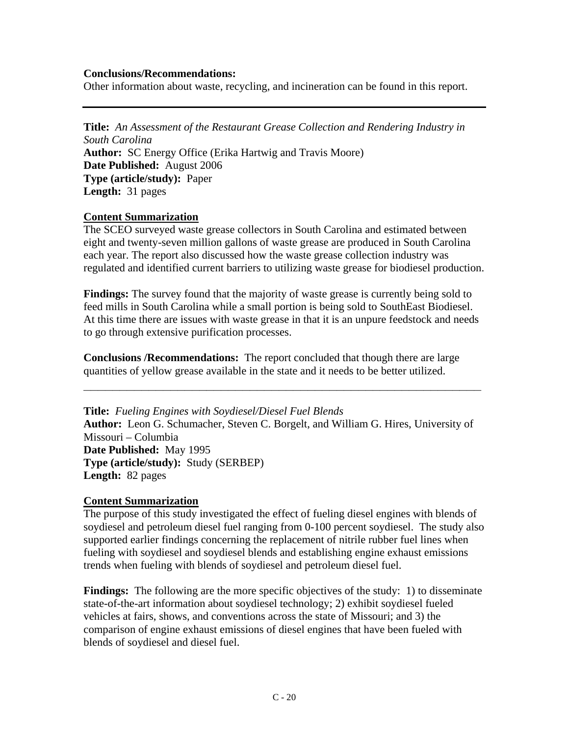**Conclusions/Recommendations:**
Other information about waste, recycling, and incineration can be found in this report.

---

**Title:** *An Assessment of the Restaurant Grease Collection and Rendering Industry in South Carolina*
**Author:** SC Energy Office (Erika Hartwig and Travis Moore)
**Date Published:** August 2006
**Type (article/study):** Paper
**Length:** 31 pages

**Content Summarization**

The SCEO surveyed waste grease collectors in South Carolina and estimated between eight and twenty-seven million gallons of waste grease are produced in South Carolina each year. The report also discussed how the waste grease collection industry was regulated and identified current barriers to utilizing waste grease for biodiesel production.

**Findings:** The survey found that the majority of waste grease is currently being sold to feed mills in South Carolina while a small portion is being sold to SouthEast Biodiesel. At this time there are issues with waste grease in that it is an unpure feedstock and needs to go through extensive purification processes.

**Conclusions /Recommendations:** The report concluded that though there are large quantities of yellow grease available in the state and it needs to be better utilized.

---

**Title:** *Fueling Engines with Soydiesel/Diesel Fuel Blends*
**Author:** Leon G. Schumacher, Steven C. Borgelt, and William G. Hires, University of Missouri – Columbia
**Date Published:** May 1995
**Type (article/study):** Study (SERBEP)
**Length:** 82 pages

**Content Summarization**

The purpose of this study investigated the effect of fueling diesel engines with blends of soydiesel and petroleum diesel fuel ranging from 0-100 percent soydiesel. The study also supported earlier findings concerning the replacement of nitrile rubber fuel lines when fueling with soydiesel and soydiesel blends and establishing engine exhaust emissions trends when fueling with blends of soydiesel and petroleum diesel fuel.

**Findings:** The following are the more specific objectives of the study: 1) to disseminate state-of-the-art information about soydiesel technology; 2) exhibit soydiesel fueled vehicles at fairs, shows, and conventions across the state of Missouri; and 3) the comparison of engine exhaust emissions of diesel engines that have been fueled with blends of soydiesel and diesel fuel.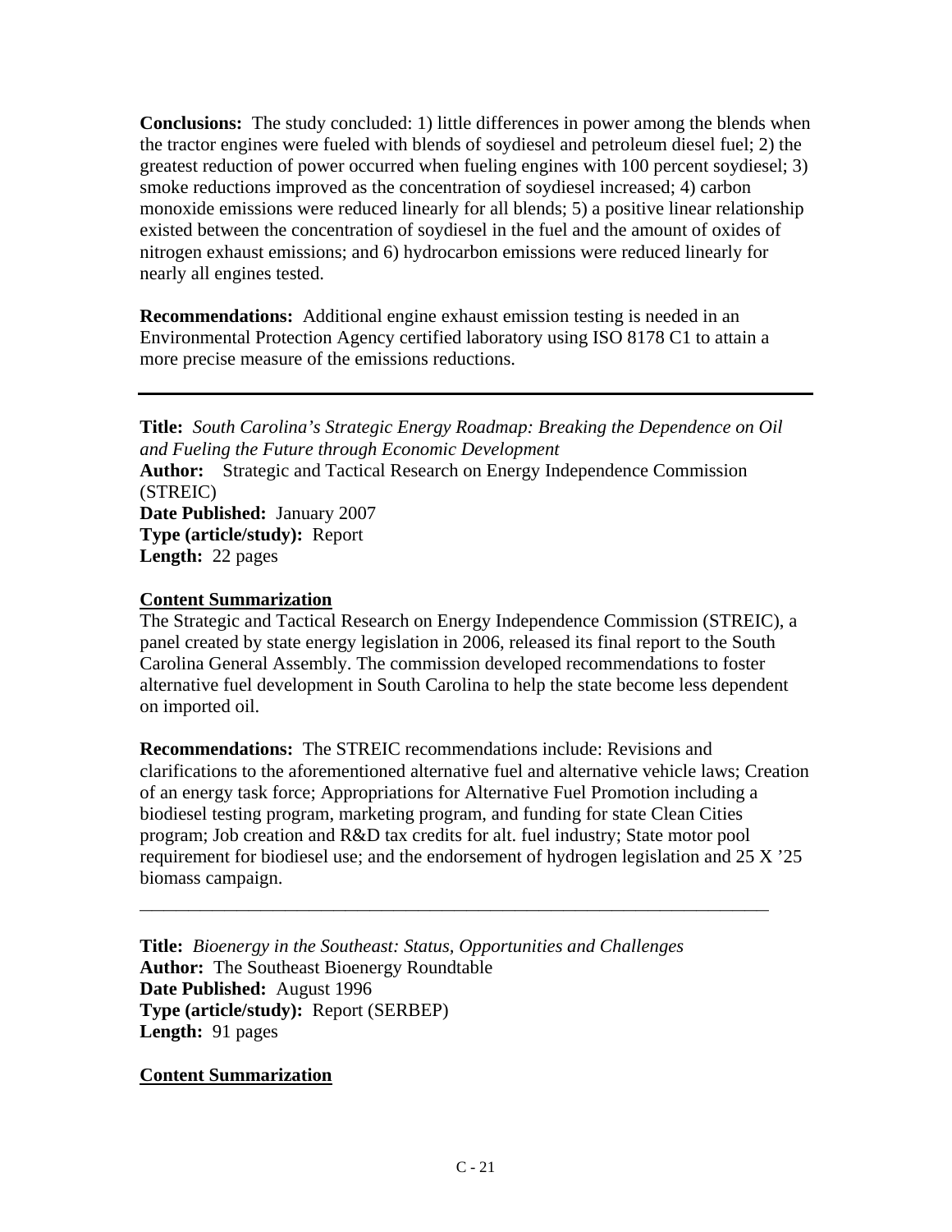**Conclusions:** The study concluded: 1) little differences in power among the blends when the tractor engines were fueled with blends of soydiesel and petroleum diesel fuel; 2) the greatest reduction of power occurred when fueling engines with 100 percent soydiesel; 3) smoke reductions improved as the concentration of soydiesel increased; 4) carbon monoxide emissions were reduced linearly for all blends; 5) a positive linear relationship existed between the concentration of soydiesel in the fuel and the amount of oxides of nitrogen exhaust emissions; and 6) hydrocarbon emissions were reduced linearly for nearly all engines tested.

**Recommendations:** Additional engine exhaust emission testing is needed in an Environmental Protection Agency certified laboratory using ISO 8178 C1 to attain a more precise measure of the emissions reductions.

---

**Title:** *South Carolina's Strategic Energy Roadmap: Breaking the Dependence on Oil and Fueling the Future through Economic Development*
**Author:** Strategic and Tactical Research on Energy Independence Commission (STREIC)
**Date Published:** January 2007
**Type (article/study):** Report
**Length:** 22 pages

**Content Summarization**

The Strategic and Tactical Research on Energy Independence Commission (STREIC), a panel created by state energy legislation in 2006, released its final report to the South Carolina General Assembly. The commission developed recommendations to foster alternative fuel development in South Carolina to help the state become less dependent on imported oil.

**Recommendations:** The STREIC recommendations include: Revisions and clarifications to the aforementioned alternative fuel and alternative vehicle laws; Creation of an energy task force; Appropriations for Alternative Fuel Promotion including a biodiesel testing program, marketing program, and funding for state Clean Cities program; Job creation and R&D tax credits for alt. fuel industry; State motor pool requirement for biodiesel use; and the endorsement of hydrogen legislation and 25 X '25 biomass campaign.

---

**Title:** *Bioenergy in the Southeast: Status, Opportunities and Challenges*
**Author:** The Southeast Bioenergy Roundtable
**Date Published:** August 1996
**Type (article/study):** Report (SERBEP)
**Length:** 91 pages

**Content Summarization**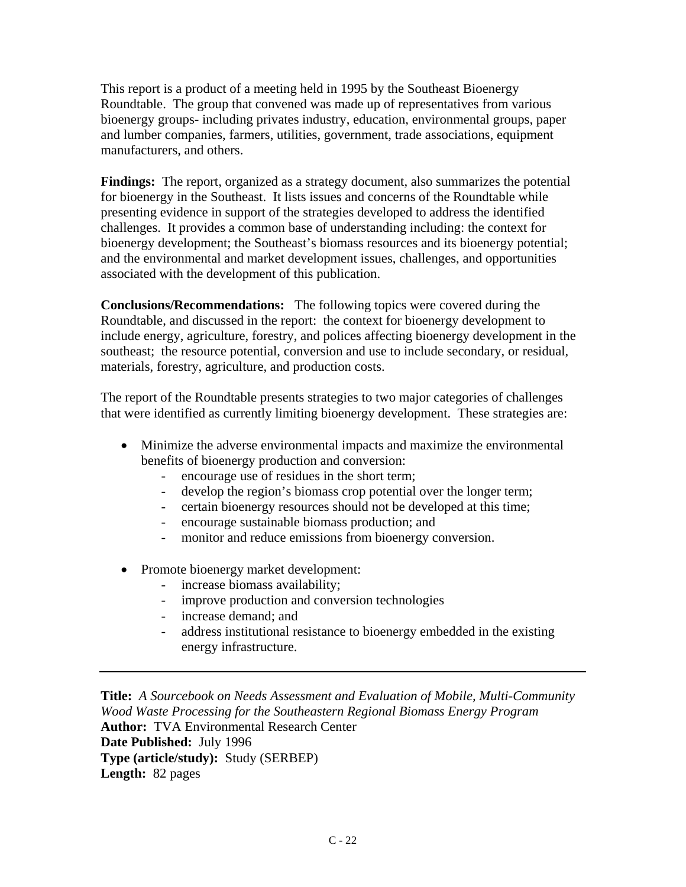This report is a product of a meeting held in 1995 by the Southeast Bioenergy Roundtable. The group that convened was made up of representatives from various bioenergy groups- including privates industry, education, environmental groups, paper and lumber companies, farmers, utilities, government, trade associations, equipment manufacturers, and others.

**Findings:** The report, organized as a strategy document, also summarizes the potential for bioenergy in the Southeast. It lists issues and concerns of the Roundtable while presenting evidence in support of the strategies developed to address the identified challenges. It provides a common base of understanding including: the context for bioenergy development; the Southeast's biomass resources and its bioenergy potential; and the environmental and market development issues, challenges, and opportunities associated with the development of this publication.

**Conclusions/Recommendations:** The following topics were covered during the Roundtable, and discussed in the report: the context for bioenergy development to include energy, agriculture, forestry, and polices affecting bioenergy development in the southeast; the resource potential, conversion and use to include secondary, or residual, materials, forestry, agriculture, and production costs.

The report of the Roundtable presents strategies to two major categories of challenges that were identified as currently limiting bioenergy development. These strategies are:

- Minimize the adverse environmental impacts and maximize the environmental benefits of bioenergy production and conversion:
    - encourage use of residues in the short term;
    - develop the region's biomass crop potential over the longer term;
    - certain bioenergy resources should not be developed at this time;
    - encourage sustainable biomass production; and
    - monitor and reduce emissions from bioenergy conversion.

- Promote bioenergy market development:
    - increase biomass availability;
    - improve production and conversion technologies
    - increase demand; and
    - address institutional resistance to bioenergy embedded in the existing energy infrastructure.

---

**Title:** *A Sourcebook on Needs Assessment and Evaluation of Mobile, Multi-Community Wood Waste Processing for the Southeastern Regional Biomass Energy Program*
**Author:** TVA Environmental Research Center
**Date Published:** July 1996
**Type (article/study):** Study (SERBEP)
**Length:** 82 pages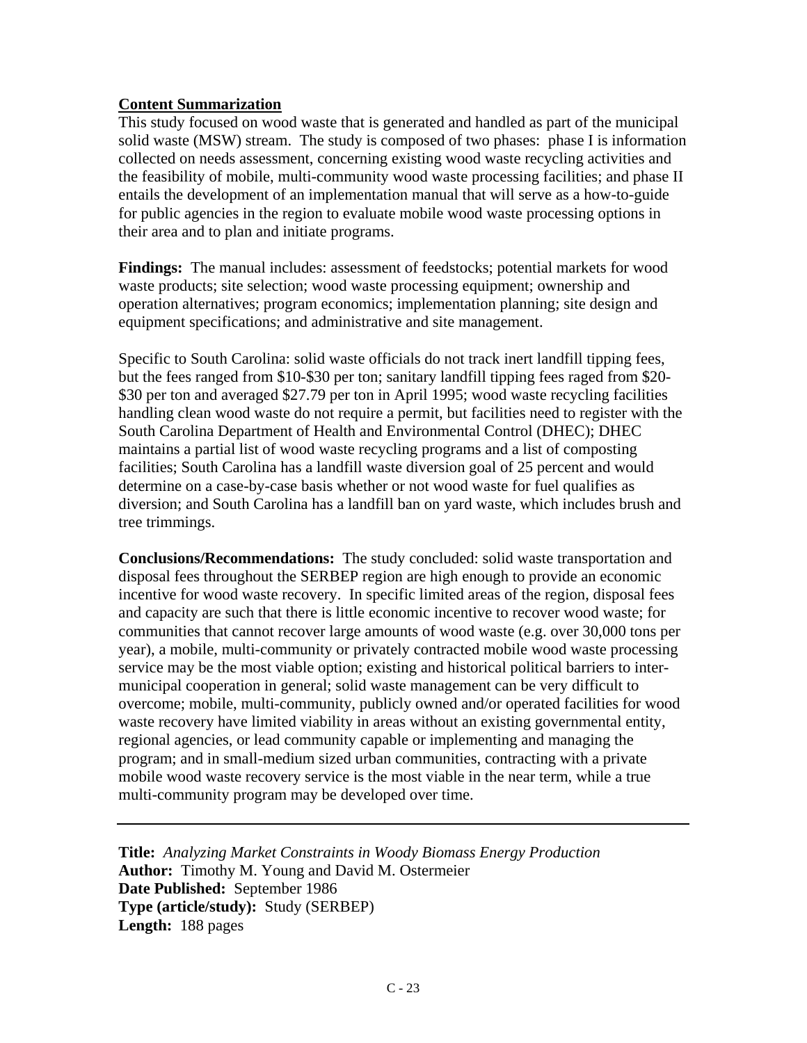**Content Summarization**

This study focused on wood waste that is generated and handled as part of the municipal solid waste (MSW) stream. The study is composed of two phases: phase I is information collected on needs assessment, concerning existing wood waste recycling activities and the feasibility of mobile, multi-community wood waste processing facilities; and phase II entails the development of an implementation manual that will serve as a how-to-guide for public agencies in the region to evaluate mobile wood waste processing options in their area and to plan and initiate programs.

**Findings:** The manual includes: assessment of feedstocks; potential markets for wood waste products; site selection; wood waste processing equipment; ownership and operation alternatives; program economics; implementation planning; site design and equipment specifications; and administrative and site management.

Specific to South Carolina: solid waste officials do not track inert landfill tipping fees, but the fees ranged from \$10-\$30 per ton; sanitary landfill tipping fees raged from \$20-\$30 per ton and averaged \$27.79 per ton in April 1995; wood waste recycling facilities handling clean wood waste do not require a permit, but facilities need to register with the South Carolina Department of Health and Environmental Control (DHEC); DHEC maintains a partial list of wood waste recycling programs and a list of composting facilities; South Carolina has a landfill waste diversion goal of 25 percent and would determine on a case-by-case basis whether or not wood waste for fuel qualifies as diversion; and South Carolina has a landfill ban on yard waste, which includes brush and tree trimmings.

**Conclusions/Recommendations:** The study concluded: solid waste transportation and disposal fees throughout the SERBEP region are high enough to provide an economic incentive for wood waste recovery. In specific limited areas of the region, disposal fees and capacity are such that there is little economic incentive to recover wood waste; for communities that cannot recover large amounts of wood waste (e.g. over 30,000 tons per year), a mobile, multi-community or privately contracted mobile wood waste processing service may be the most viable option; existing and historical political barriers to inter-municipal cooperation in general; solid waste management can be very difficult to overcome; mobile, multi-community, publicly owned and/or operated facilities for wood waste recovery have limited viability in areas without an existing governmental entity, regional agencies, or lead community capable or implementing and managing the program; and in small-medium sized urban communities, contracting with a private mobile wood waste recovery service is the most viable in the near term, while a true multi-community program may be developed over time.

---

**Title:** *Analyzing Market Constraints in Woody Biomass Energy Production*
**Author:** Timothy M. Young and David M. Ostermeier
**Date Published:** September 1986
**Type (article/study):** Study (SERBEP)
**Length:** 188 pages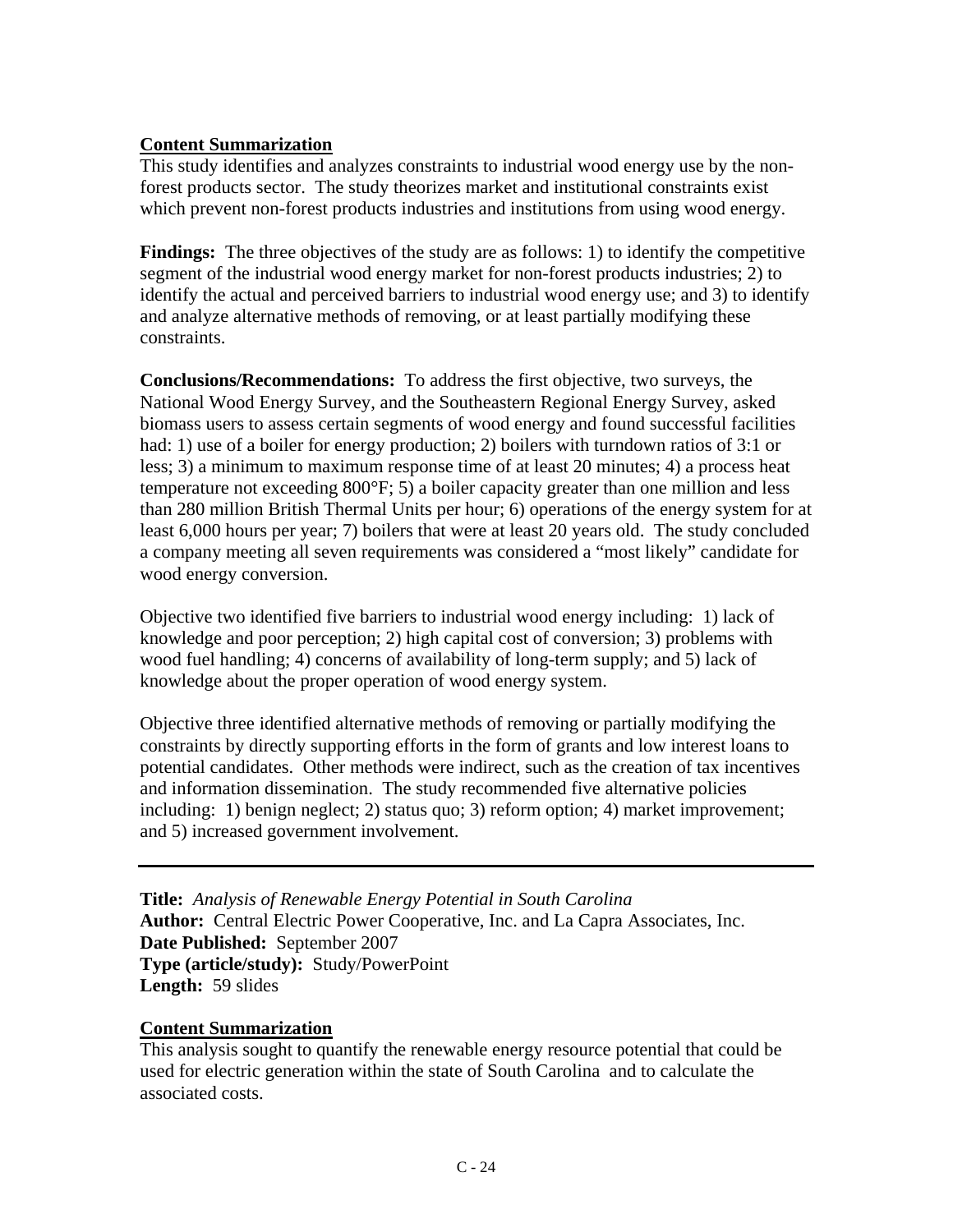**Content Summarization**

This study identifies and analyzes constraints to industrial wood energy use by the non-forest products sector. The study theorizes market and institutional constraints exist which prevent non-forest products industries and institutions from using wood energy.

**Findings:** The three objectives of the study are as follows: 1) to identify the competitive segment of the industrial wood energy market for non-forest products industries; 2) to identify the actual and perceived barriers to industrial wood energy use; and 3) to identify and analyze alternative methods of removing, or at least partially modifying these constraints.

**Conclusions/Recommendations:** To address the first objective, two surveys, the National Wood Energy Survey, and the Southeastern Regional Energy Survey, asked biomass users to assess certain segments of wood energy and found successful facilities had: 1) use of a boiler for energy production; 2) boilers with turndown ratios of 3:1 or less; 3) a minimum to maximum response time of at least 20 minutes; 4) a process heat temperature not exceeding 800°F; 5) a boiler capacity greater than one million and less than 280 million British Thermal Units per hour; 6) operations of the energy system for at least 6,000 hours per year; 7) boilers that were at least 20 years old. The study concluded a company meeting all seven requirements was considered a "most likely" candidate for wood energy conversion.

Objective two identified five barriers to industrial wood energy including: 1) lack of knowledge and poor perception; 2) high capital cost of conversion; 3) problems with wood fuel handling; 4) concerns of availability of long-term supply; and 5) lack of knowledge about the proper operation of wood energy system.

Objective three identified alternative methods of removing or partially modifying the constraints by directly supporting efforts in the form of grants and low interest loans to potential candidates. Other methods were indirect, such as the creation of tax incentives and information dissemination. The study recommended five alternative policies including: 1) benign neglect; 2) status quo; 3) reform option; 4) market improvement; and 5) increased government involvement.

---

**Title:** *Analysis of Renewable Energy Potential in South Carolina*
**Author:** Central Electric Power Cooperative, Inc. and La Capra Associates, Inc.
**Date Published:** September 2007
**Type (article/study):** Study/PowerPoint
**Length:** 59 slides

**Content Summarization**

This analysis sought to quantify the renewable energy resource potential that could be used for electric generation within the state of South Carolina and to calculate the associated costs.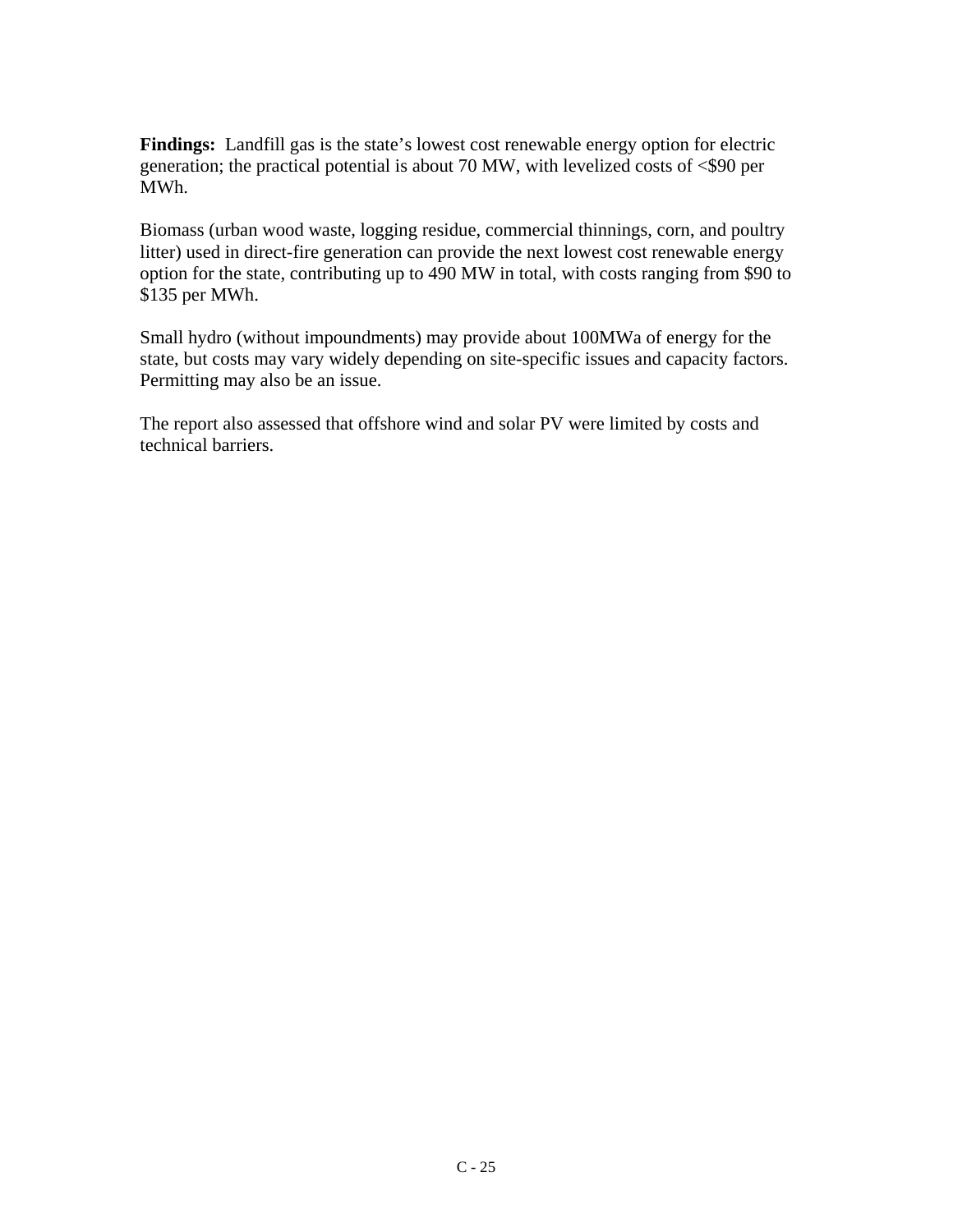**Findings:** Landfill gas is the state's lowest cost renewable energy option for electric generation; the practical potential is about 70 MW, with levelized costs of <$90 per MWh.

Biomass (urban wood waste, logging residue, commercial thinnings, corn, and poultry litter) used in direct-fire generation can provide the next lowest cost renewable energy option for the state, contributing up to 490 MW in total, with costs ranging from $90 to $135 per MWh.

Small hydro (without impoundments) may provide about 100MWa of energy for the state, but costs may vary widely depending on site-specific issues and capacity factors. Permitting may also be an issue.

The report also assessed that offshore wind and solar PV were limited by costs and technical barriers.